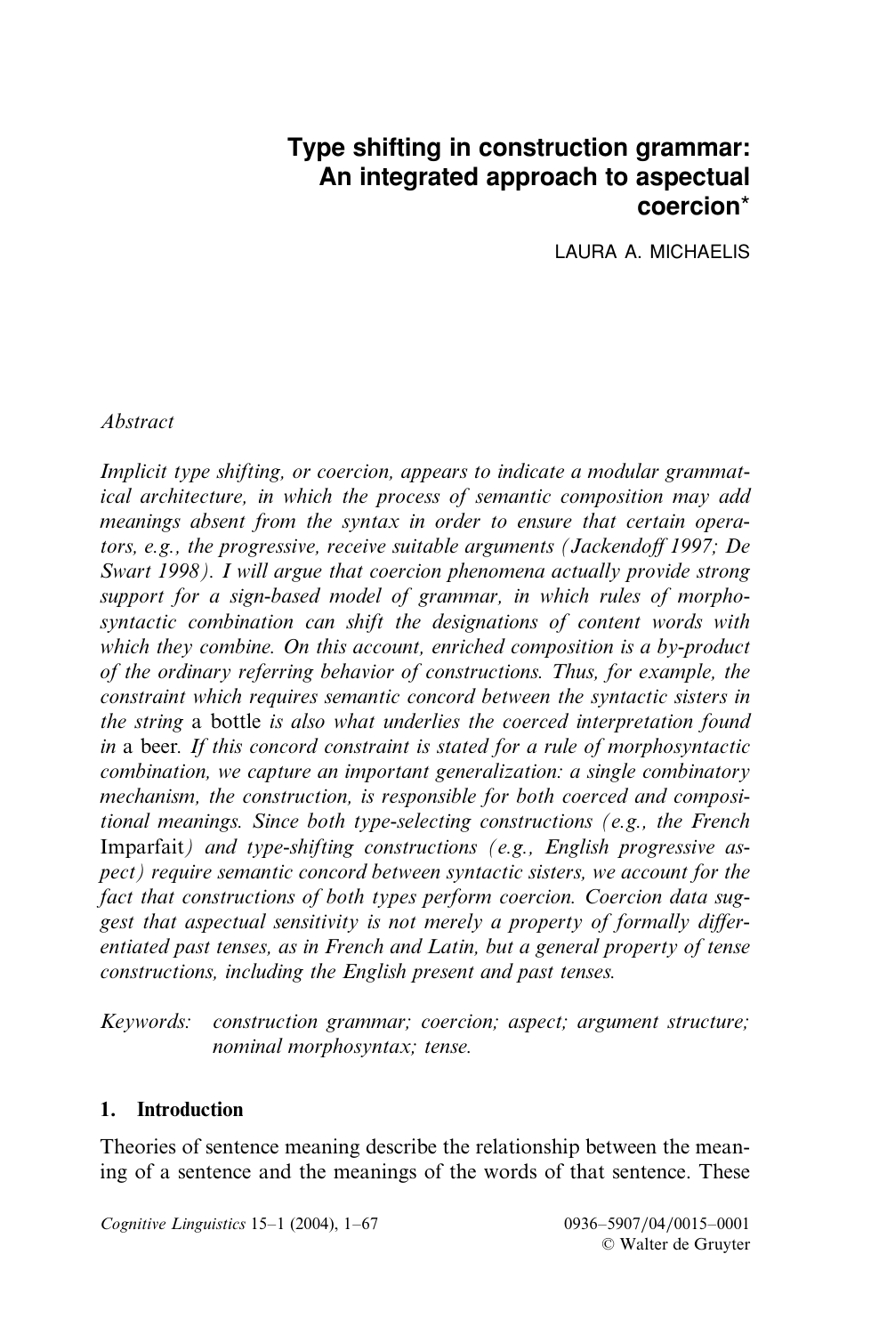# Type shifting in construction grammar: An integrated approach to aspectual coercion*

LAURA A. MICHAELIS

*Abstract*

*Implicit type shifting, or coercion, appears to indicate a modular grammatical architecture, in which the process of semantic composition may add meanings absent from the syntax in order to ensure that certain operators, e.g., the progressive, receive suitable arguments (Jackendoff 1997; De Swart 1998). I will argue that coercion phenomena actually provide strong support for a sign-based model of grammar, in which rules of morphosyntactic combination can shift the designations of content words with which they combine. On this account, enriched composition is a by-product of the ordinary referring behavior of constructions. Thus, for example, the constraint which requires semantic concord between the syntactic sisters in the string* a bottle *is also what underlies the coerced interpretation found in* a beer. *If this concord constraint is stated for a rule of morphosyntactic combination, we capture an important generalization: a single combinatory mechanism, the construction, is responsible for both coerced and compositional meanings. Since both type-selecting constructions (e.g., the French* Imparfait*) and type-shifting constructions (e.g., English progressive aspect) require semantic concord between syntactic sisters, we account for the fact that constructions of both types perform coercion. Coercion data suggest that aspectual sensitivity is not merely a property of formally differentiated past tenses, as in French and Latin, but a general property of tense constructions, including the English present and past tenses.*

*Keywords:* *construction grammar; coercion; aspect; argument structure; nominal morphosyntax; tense.*

## 1. Introduction

Theories of sentence meaning describe the relationship between the meaning of a sentence and the meanings of the words of that sentence. These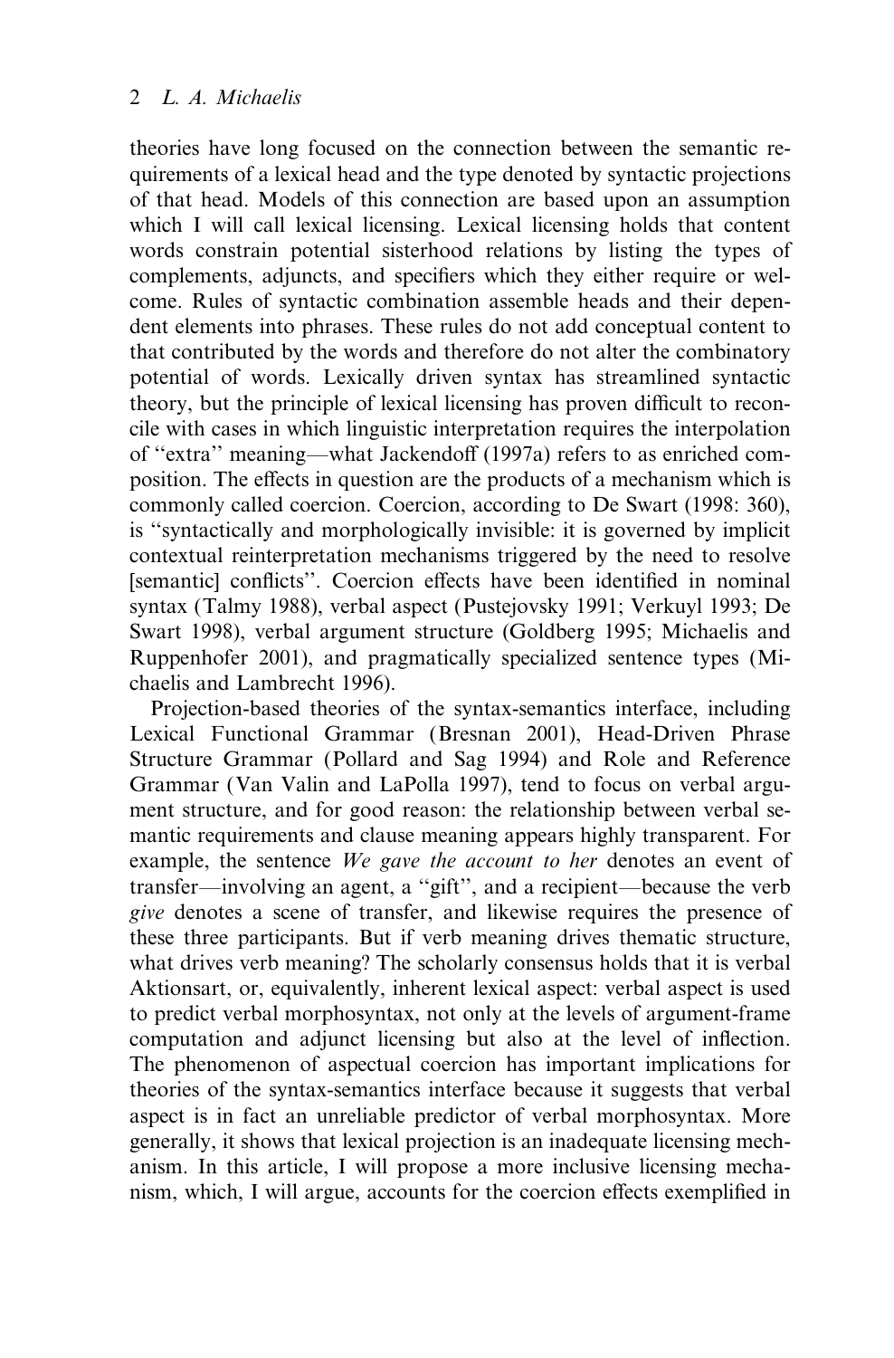theories have long focused on the connection between the semantic requirements of a lexical head and the type denoted by syntactic projections of that head. Models of this connection are based upon an assumption which I will call lexical licensing. Lexical licensing holds that content words constrain potential sisterhood relations by listing the types of complements, adjuncts, and specifiers which they either require or welcome. Rules of syntactic combination assemble heads and their dependent elements into phrases. These rules do not add conceptual content to that contributed by the words and therefore do not alter the combinatory potential of words. Lexically driven syntax has streamlined syntactic theory, but the principle of lexical licensing has proven difficult to reconcile with cases in which linguistic interpretation requires the interpolation of ''extra'' meaning—what Jackendoff (1997a) refers to as enriched composition. The effects in question are the products of a mechanism which is commonly called coercion. Coercion, according to De Swart (1998: 360), is ''syntactically and morphologically invisible: it is governed by implicit contextual reinterpretation mechanisms triggered by the need to resolve [semantic] conflicts''. Coercion effects have been identified in nominal syntax (Talmy 1988), verbal aspect (Pustejovsky 1991; Verkuyl 1993; De Swart 1998), verbal argument structure (Goldberg 1995; Michaelis and Ruppenhofer 2001), and pragmatically specialized sentence types (Michaelis and Lambrecht 1996).

Projection-based theories of the syntax-semantics interface, including Lexical Functional Grammar (Bresnan 2001), Head-Driven Phrase Structure Grammar (Pollard and Sag 1994) and Role and Reference Grammar (Van Valin and LaPolla 1997), tend to focus on verbal argument structure, and for good reason: the relationship between verbal semantic requirements and clause meaning appears highly transparent. For example, the sentence *We gave the account to her* denotes an event of transfer—involving an agent, a ''gift'', and a recipient—because the verb *give* denotes a scene of transfer, and likewise requires the presence of these three participants. But if verb meaning drives thematic structure, what drives verb meaning? The scholarly consensus holds that it is verbal Aktionsart, or, equivalently, inherent lexical aspect: verbal aspect is used to predict verbal morphosyntax, not only at the levels of argument-frame computation and adjunct licensing but also at the level of inflection. The phenomenon of aspectual coercion has important implications for theories of the syntax-semantics interface because it suggests that verbal aspect is in fact an unreliable predictor of verbal morphosyntax. More generally, it shows that lexical projection is an inadequate licensing mechanism. In this article, I will propose a more inclusive licensing mechanism, which, I will argue, accounts for the coercion effects exemplified in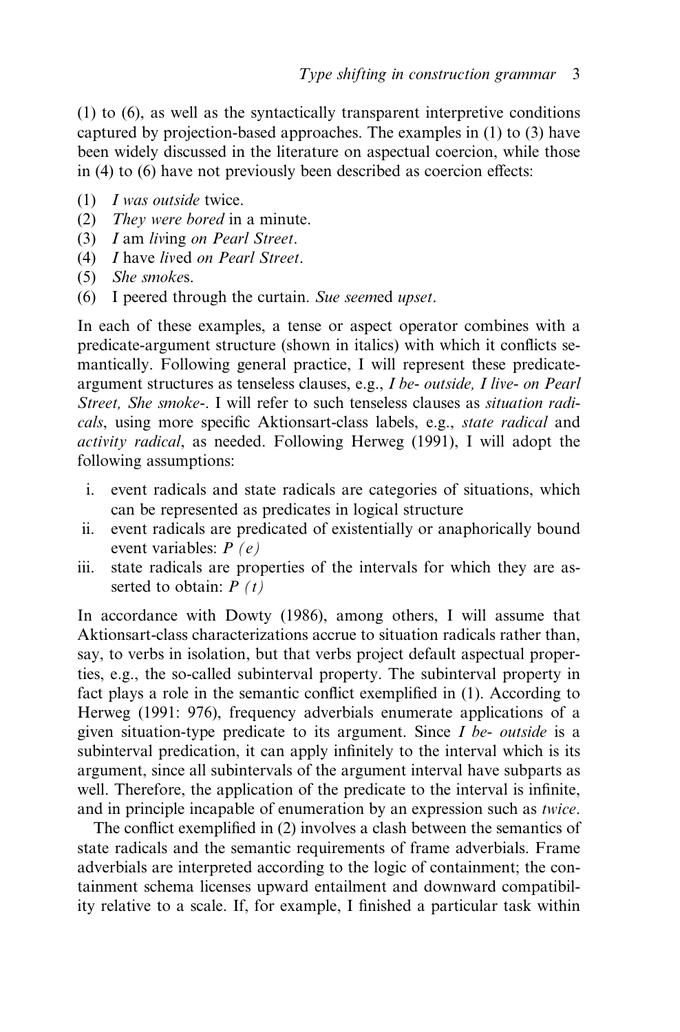(1) to (6), as well as the syntactically transparent interpretive conditions captured by projection-based approaches. The examples in (1) to (3) have been widely discussed in the literature on aspectual coercion, while those in (4) to (6) have not previously been described as coercion effects:

(1) *I was outside* twice.
(2) *They were bored* in a minute.
(3) *I* am *liv*ing *on Pearl Street*.
(4) *I* have *liv*ed *on Pearl Street*.
(5) *She smoke*s.
(6) I peered through the curtain. *Sue seem*ed *upset*.

In each of these examples, a tense or aspect operator combines with a predicate-argument structure (shown in italics) with which it conflicts semantically. Following general practice, I will represent these predicate-argument structures as tenseless clauses, e.g., *I be- outside, I live- on Pearl Street, She smoke-*. I will refer to such tenseless clauses as *situation radicals*, using more specific Aktionsart-class labels, e.g., *state radical* and *activity radical*, as needed. Following Herweg (1991), I will adopt the following assumptions:

i. event radicals and state radicals are categories of situations, which can be represented as predicates in logical structure
ii. event radicals are predicated of existentially or anaphorically bound event variables: $P\ (e)$
iii. state radicals are properties of the intervals for which they are asserted to obtain: $P\ (t)$

In accordance with Dowty (1986), among others, I will assume that Aktionsart-class characterizations accrue to situation radicals rather than, say, to verbs in isolation, but that verbs project default aspectual properties, e.g., the so-called subinterval property. The subinterval property in fact plays a role in the semantic conflict exemplified in (1). According to Herweg (1991: 976), frequency adverbials enumerate applications of a given situation-type predicate to its argument. Since *I be- outside* is a subinterval predication, it can apply infinitely to the interval which is its argument, since all subintervals of the argument interval have subparts as well. Therefore, the application of the predicate to the interval is infinite, and in principle incapable of enumeration by an expression such as *twice*.

The conflict exemplified in (2) involves a clash between the semantics of state radicals and the semantic requirements of frame adverbials. Frame adverbials are interpreted according to the logic of containment; the containment schema licenses upward entailment and downward compatibility relative to a scale. If, for example, I finished a particular task within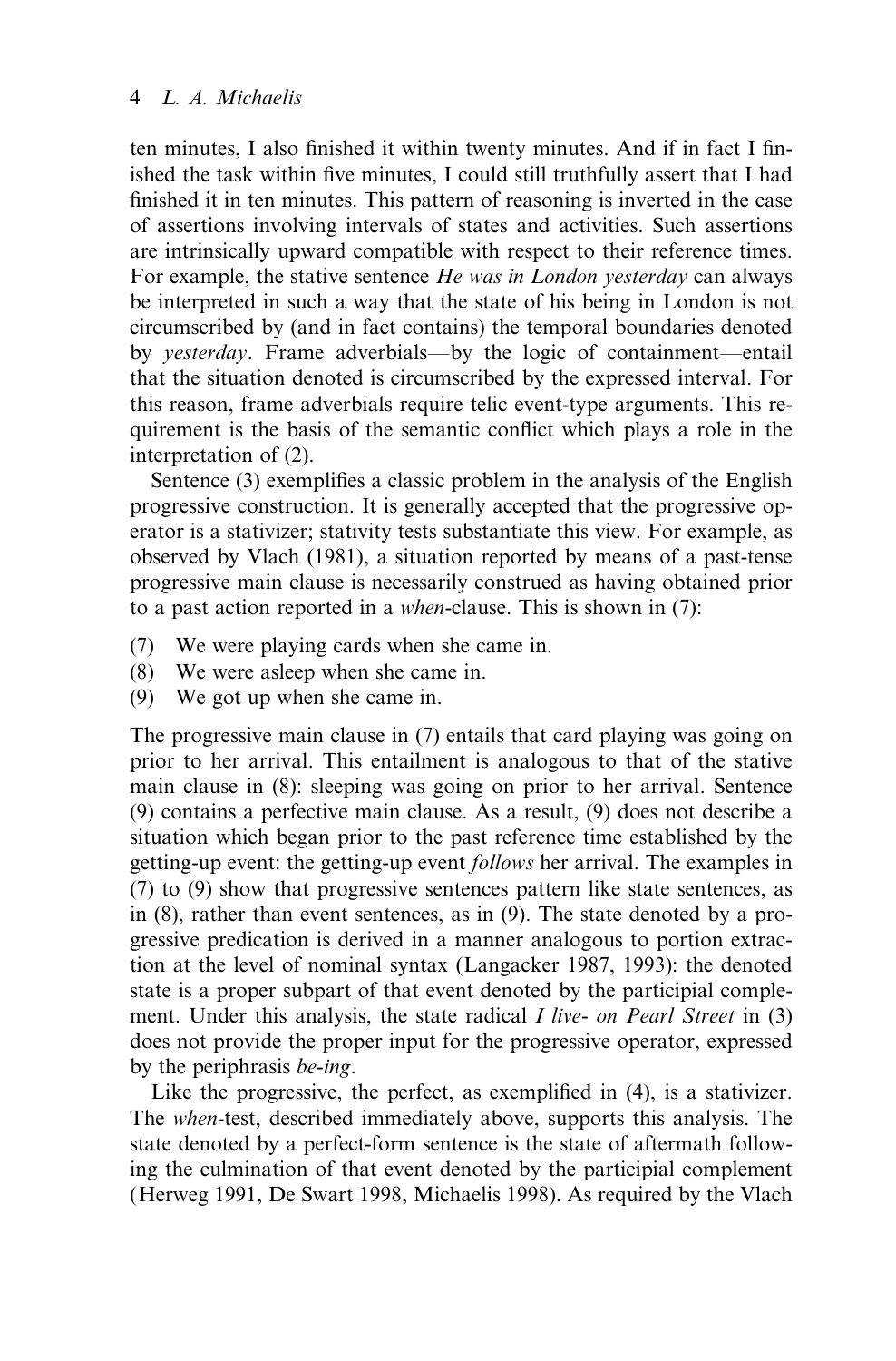ten minutes, I also finished it within twenty minutes. And if in fact I finished the task within five minutes, I could still truthfully assert that I had finished it in ten minutes. This pattern of reasoning is inverted in the case of assertions involving intervals of states and activities. Such assertions are intrinsically upward compatible with respect to their reference times. For example, the stative sentence *He was in London yesterday* can always be interpreted in such a way that the state of his being in London is not circumscribed by (and in fact contains) the temporal boundaries denoted by *yesterday*. Frame adverbials—by the logic of containment—entail that the situation denoted is circumscribed by the expressed interval. For this reason, frame adverbials require telic event-type arguments. This requirement is the basis of the semantic conflict which plays a role in the interpretation of (2).

Sentence (3) exemplifies a classic problem in the analysis of the English progressive construction. It is generally accepted that the progressive operator is a stativizer; stativity tests substantiate this view. For example, as observed by Vlach (1981), a situation reported by means of a past-tense progressive main clause is necessarily construed as having obtained prior to a past action reported in a *when*-clause. This is shown in (7):

(7) We were playing cards when she came in.
(8) We were asleep when she came in.
(9) We got up when she came in.

The progressive main clause in (7) entails that card playing was going on prior to her arrival. This entailment is analogous to that of the stative main clause in (8): sleeping was going on prior to her arrival. Sentence (9) contains a perfective main clause. As a result, (9) does not describe a situation which began prior to the past reference time established by the getting-up event: the getting-up event *follows* her arrival. The examples in (7) to (9) show that progressive sentences pattern like state sentences, as in (8), rather than event sentences, as in (9). The state denoted by a progressive predication is derived in a manner analogous to portion extraction at the level of nominal syntax (Langacker 1987, 1993): the denoted state is a proper subpart of that event denoted by the participial complement. Under this analysis, the state radical *I live- on Pearl Street* in (3) does not provide the proper input for the progressive operator, expressed by the periphrasis *be-ing*.

Like the progressive, the perfect, as exemplified in (4), is a stativizer. The *when*-test, described immediately above, supports this analysis. The state denoted by a perfect-form sentence is the state of aftermath following the culmination of that event denoted by the participial complement (Herweg 1991, De Swart 1998, Michaelis 1998). As required by the Vlach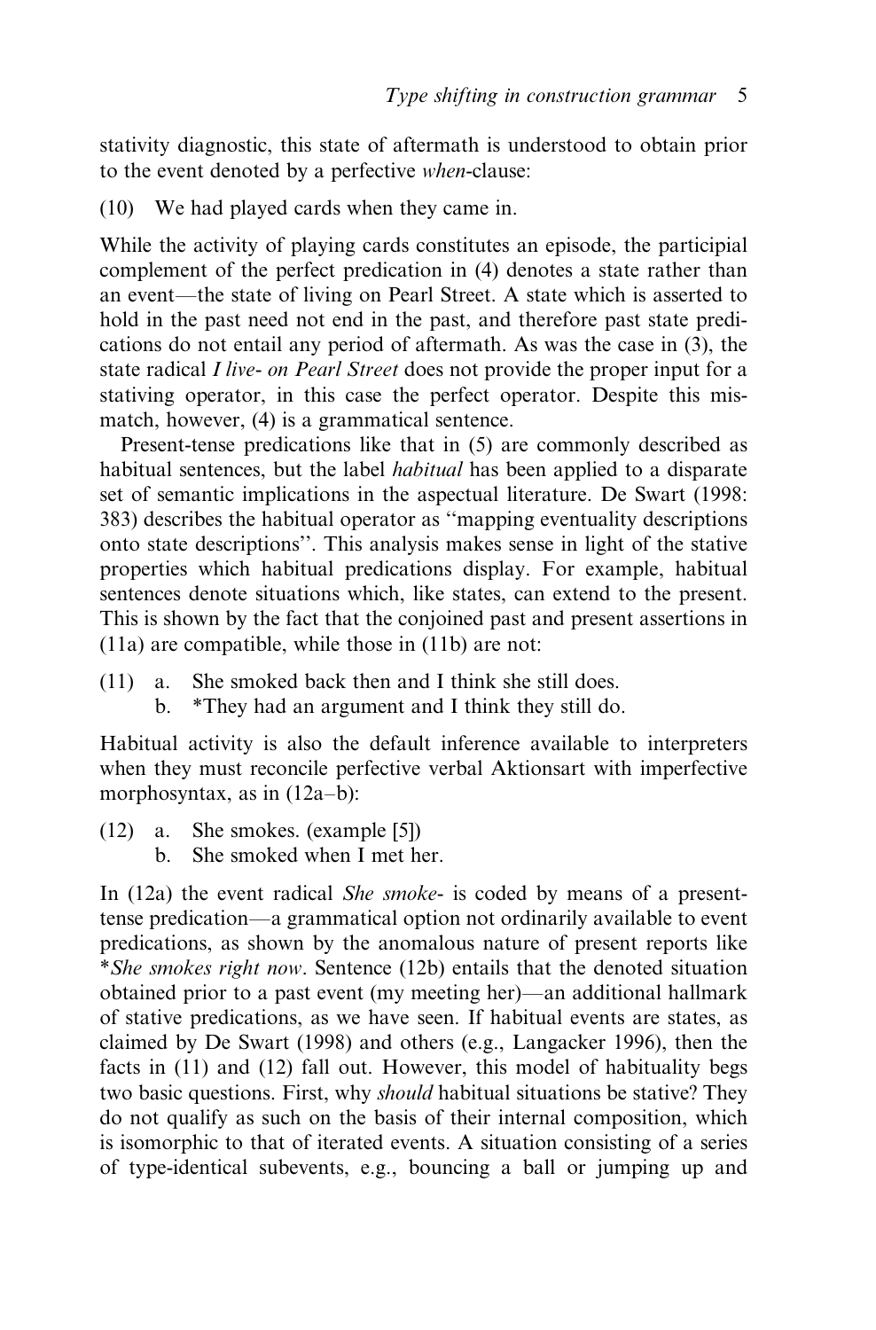stativity diagnostic, this state of aftermath is understood to obtain prior to the event denoted by a perfective *when*-clause:

(10) We had played cards when they came in.

While the activity of playing cards constitutes an episode, the participial complement of the perfect predication in (4) denotes a state rather than an event—the state of living on Pearl Street. A state which is asserted to hold in the past need not end in the past, and therefore past state predications do not entail any period of aftermath. As was the case in (3), the state radical *I live- on Pearl Street* does not provide the proper input for a stativing operator, in this case the perfect operator. Despite this mismatch, however, (4) is a grammatical sentence.

Present-tense predications like that in (5) are commonly described as habitual sentences, but the label *habitual* has been applied to a disparate set of semantic implications in the aspectual literature. De Swart (1998: 383) describes the habitual operator as ''mapping eventuality descriptions onto state descriptions''. This analysis makes sense in light of the stative properties which habitual predications display. For example, habitual sentences denote situations which, like states, can extend to the present. This is shown by the fact that the conjoined past and present assertions in (11a) are compatible, while those in (11b) are not:

(11) a. She smoked back then and I think she still does.
 b. *They had an argument and I think they still do.

Habitual activity is also the default inference available to interpreters when they must reconcile perfective verbal Aktionsart with imperfective morphosyntax, as in (12a–b):

(12) a. She smokes. (example [5])
 b. She smoked when I met her.

In (12a) the event radical *She smoke-* is coded by means of a present-tense predication—a grammatical option not ordinarily available to event predications, as shown by the anomalous nature of present reports like **She smokes right now*. Sentence (12b) entails that the denoted situation obtained prior to a past event (my meeting her)—an additional hallmark of stative predications, as we have seen. If habitual events are states, as claimed by De Swart (1998) and others (e.g., Langacker 1996), then the facts in (11) and (12) fall out. However, this model of habituality begs two basic questions. First, why *should* habitual situations be stative? They do not qualify as such on the basis of their internal composition, which is isomorphic to that of iterated events. A situation consisting of a series of type-identical subevents, e.g., bouncing a ball or jumping up and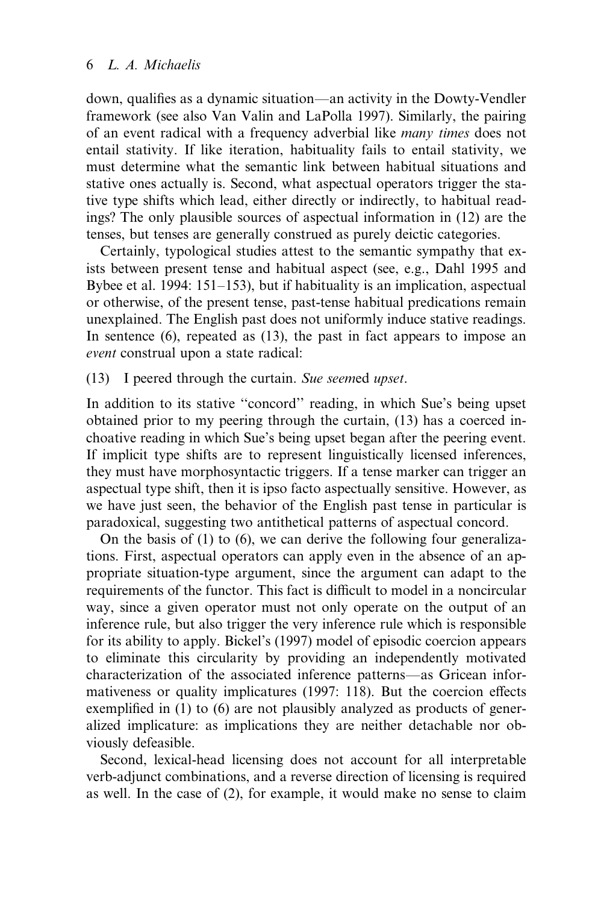down, qualifies as a dynamic situation—an activity in the Dowty-Vendler framework (see also Van Valin and LaPolla 1997). Similarly, the pairing of an event radical with a frequency adverbial like *many times* does not entail stativity. If like iteration, habituality fails to entail stativity, we must determine what the semantic link between habitual situations and stative ones actually is. Second, what aspectual operators trigger the stative type shifts which lead, either directly or indirectly, to habitual readings? The only plausible sources of aspectual information in (12) are the tenses, but tenses are generally construed as purely deictic categories.

Certainly, typological studies attest to the semantic sympathy that exists between present tense and habitual aspect (see, e.g., Dahl 1995 and Bybee et al. 1994: 151–153), but if habituality is an implication, aspectual or otherwise, of the present tense, past-tense habitual predications remain unexplained. The English past does not uniformly induce stative readings. In sentence (6), repeated as (13), the past in fact appears to impose an *event* construal upon a state radical:

(13) I peered through the curtain. *Sue seem*ed *upset*.

In addition to its stative ''concord'' reading, in which Sue's being upset obtained prior to my peering through the curtain, (13) has a coerced inchoative reading in which Sue's being upset began after the peering event. If implicit type shifts are to represent linguistically licensed inferences, they must have morphosyntactic triggers. If a tense marker can trigger an aspectual type shift, then it is ipso facto aspectually sensitive. However, as we have just seen, the behavior of the English past tense in particular is paradoxical, suggesting two antithetical patterns of aspectual concord.

On the basis of (1) to (6), we can derive the following four generalizations. First, aspectual operators can apply even in the absence of an appropriate situation-type argument, since the argument can adapt to the requirements of the functor. This fact is difficult to model in a noncircular way, since a given operator must not only operate on the output of an inference rule, but also trigger the very inference rule which is responsible for its ability to apply. Bickel's (1997) model of episodic coercion appears to eliminate this circularity by providing an independently motivated characterization of the associated inference patterns—as Gricean informativeness or quality implicatures (1997: 118). But the coercion effects exemplified in (1) to (6) are not plausibly analyzed as products of generalized implicature: as implications they are neither detachable nor obviously defeasible.

Second, lexical-head licensing does not account for all interpretable verb-adjunct combinations, and a reverse direction of licensing is required as well. In the case of (2), for example, it would make no sense to claim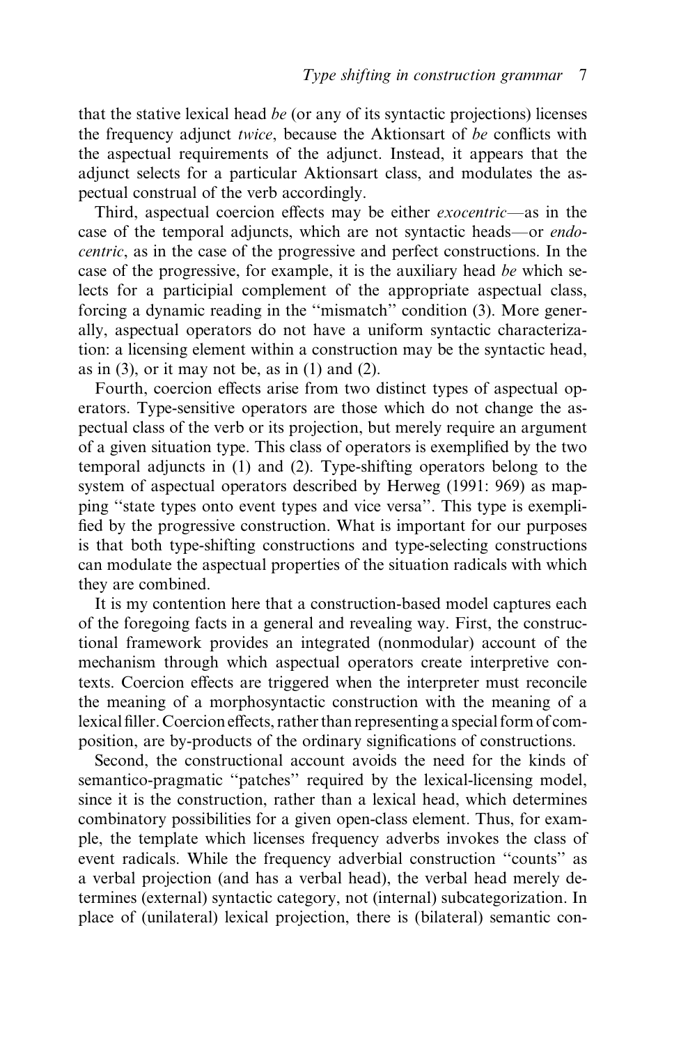that the stative lexical head *be* (or any of its syntactic projections) licenses the frequency adjunct *twice*, because the Aktionsart of *be* conflicts with the aspectual requirements of the adjunct. Instead, it appears that the adjunct selects for a particular Aktionsart class, and modulates the aspectual construal of the verb accordingly.

Third, aspectual coercion effects may be either *exocentric*—as in the case of the temporal adjuncts, which are not syntactic heads—or *endocentric*, as in the case of the progressive and perfect constructions. In the case of the progressive, for example, it is the auxiliary head *be* which selects for a participial complement of the appropriate aspectual class, forcing a dynamic reading in the "mismatch" condition (3). More generally, aspectual operators do not have a uniform syntactic characterization: a licensing element within a construction may be the syntactic head, as in (3), or it may not be, as in (1) and (2).

Fourth, coercion effects arise from two distinct types of aspectual operators. Type-sensitive operators are those which do not change the aspectual class of the verb or its projection, but merely require an argument of a given situation type. This class of operators is exemplified by the two temporal adjuncts in (1) and (2). Type-shifting operators belong to the system of aspectual operators described by Herweg (1991: 969) as mapping "state types onto event types and vice versa". This type is exemplified by the progressive construction. What is important for our purposes is that both type-shifting constructions and type-selecting constructions can modulate the aspectual properties of the situation radicals with which they are combined.

It is my contention here that a construction-based model captures each of the foregoing facts in a general and revealing way. First, the constructional framework provides an integrated (nonmodular) account of the mechanism through which aspectual operators create interpretive contexts. Coercion effects are triggered when the interpreter must reconcile the meaning of a morphosyntactic construction with the meaning of a lexical filler. Coercion effects, rather than representing a special form of composition, are by-products of the ordinary significations of constructions.

Second, the constructional account avoids the need for the kinds of semantico-pragmatic "patches" required by the lexical-licensing model, since it is the construction, rather than a lexical head, which determines combinatory possibilities for a given open-class element. Thus, for example, the template which licenses frequency adverbs invokes the class of event radicals. While the frequency adverbial construction "counts" as a verbal projection (and has a verbal head), the verbal head merely determines (external) syntactic category, not (internal) subcategorization. In place of (unilateral) lexical projection, there is (bilateral) semantic con-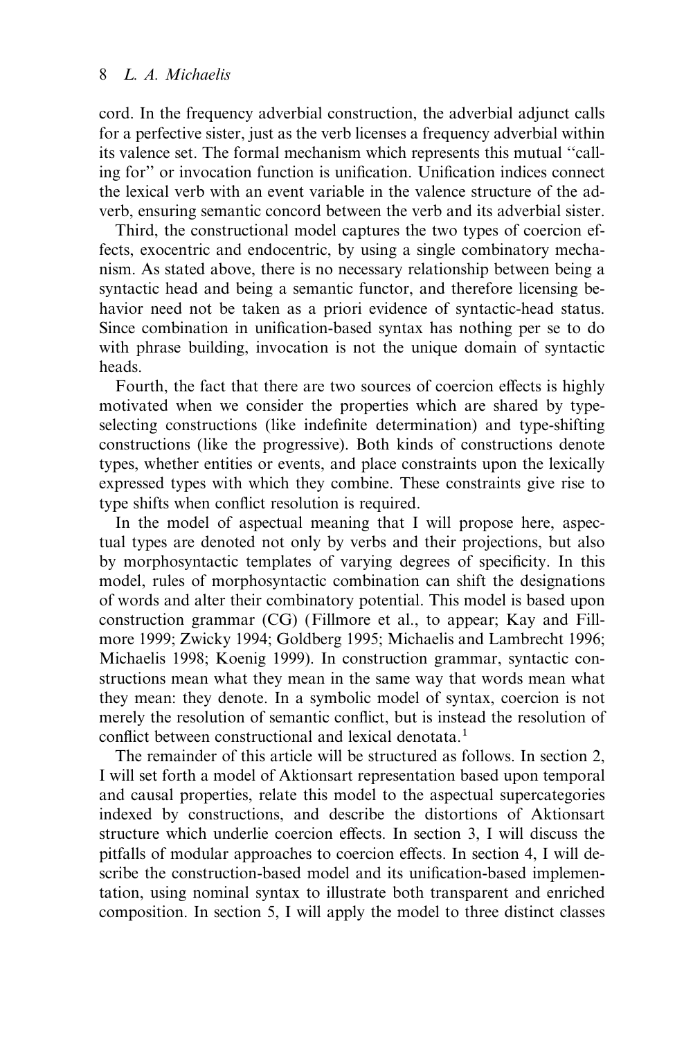cord. In the frequency adverbial construction, the adverbial adjunct calls for a perfective sister, just as the verb licenses a frequency adverbial within its valence set. The formal mechanism which represents this mutual ''calling for'' or invocation function is unification. Unification indices connect the lexical verb with an event variable in the valence structure of the adverb, ensuring semantic concord between the verb and its adverbial sister.

Third, the constructional model captures the two types of coercion effects, exocentric and endocentric, by using a single combinatory mechanism. As stated above, there is no necessary relationship between being a syntactic head and being a semantic functor, and therefore licensing behavior need not be taken as a priori evidence of syntactic-head status. Since combination in unification-based syntax has nothing per se to do with phrase building, invocation is not the unique domain of syntactic heads.

Fourth, the fact that there are two sources of coercion effects is highly motivated when we consider the properties which are shared by type-selecting constructions (like indefinite determination) and type-shifting constructions (like the progressive). Both kinds of constructions denote types, whether entities or events, and place constraints upon the lexically expressed types with which they combine. These constraints give rise to type shifts when conflict resolution is required.

In the model of aspectual meaning that I will propose here, aspectual types are denoted not only by verbs and their projections, but also by morphosyntactic templates of varying degrees of specificity. In this model, rules of morphosyntactic combination can shift the designations of words and alter their combinatory potential. This model is based upon construction grammar (CG) (Fillmore et al., to appear; Kay and Fillmore 1999; Zwicky 1994; Goldberg 1995; Michaelis and Lambrecht 1996; Michaelis 1998; Koenig 1999). In construction grammar, syntactic constructions mean what they mean in the same way that words mean what they mean: they denote. In a symbolic model of syntax, coercion is not merely the resolution of semantic conflict, but is instead the resolution of conflict between constructional and lexical denotata.[1]

The remainder of this article will be structured as follows. In section 2, I will set forth a model of Aktionsart representation based upon temporal and causal properties, relate this model to the aspectual supercategories indexed by constructions, and describe the distortions of Aktionsart structure which underlie coercion effects. In section 3, I will discuss the pitfalls of modular approaches to coercion effects. In section 4, I will describe the construction-based model and its unification-based implementation, using nominal syntax to illustrate both transparent and enriched composition. In section 5, I will apply the model to three distinct classes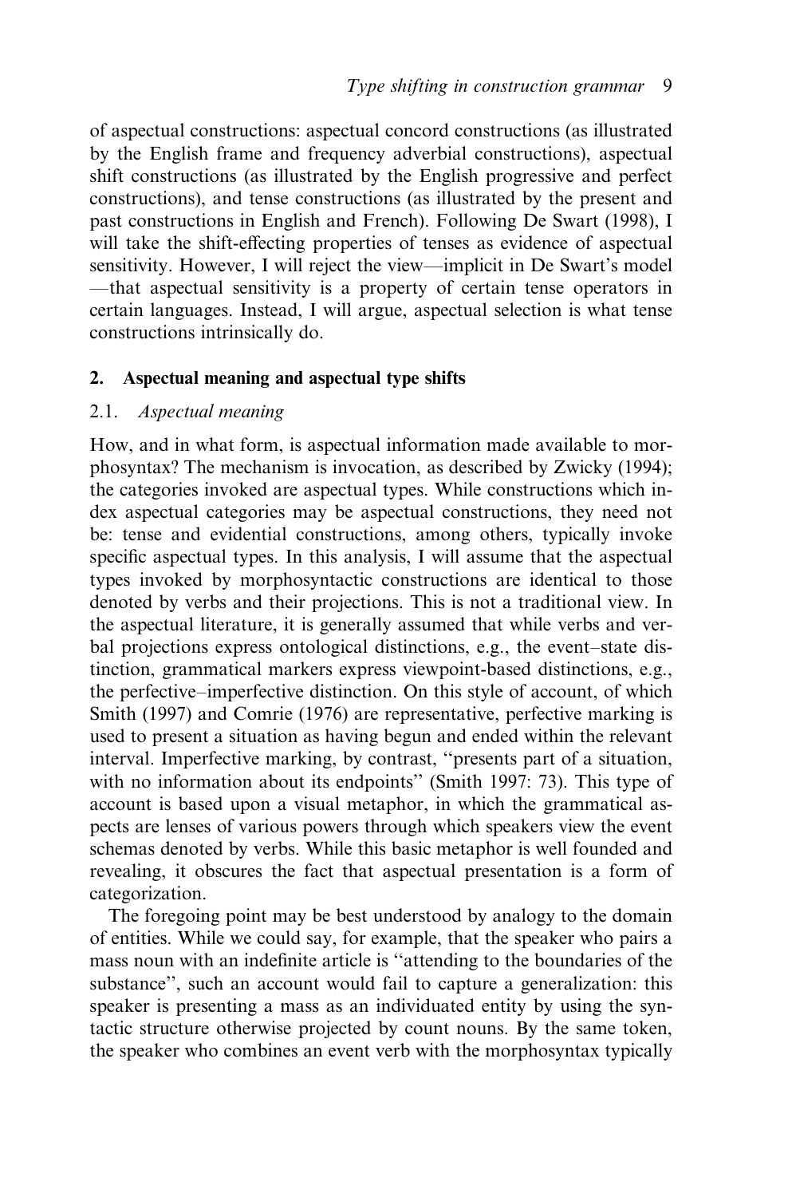of aspectual constructions: aspectual concord constructions (as illustrated by the English frame and frequency adverbial constructions), aspectual shift constructions (as illustrated by the English progressive and perfect constructions), and tense constructions (as illustrated by the present and past constructions in English and French). Following De Swart (1998), I will take the shift-effecting properties of tenses as evidence of aspectual sensitivity. However, I will reject the view—implicit in De Swart's model—that aspectual sensitivity is a property of certain tense operators in certain languages. Instead, I will argue, aspectual selection is what tense constructions intrinsically do.

## 2. Aspectual meaning and aspectual type shifts

### 2.1. *Aspectual meaning*

How, and in what form, is aspectual information made available to morphosyntax? The mechanism is invocation, as described by Zwicky (1994); the categories invoked are aspectual types. While constructions which index aspectual categories may be aspectual constructions, they need not be: tense and evidential constructions, among others, typically invoke specific aspectual types. In this analysis, I will assume that the aspectual types invoked by morphosyntactic constructions are identical to those denoted by verbs and their projections. This is not a traditional view. In the aspectual literature, it is generally assumed that while verbs and verbal projections express ontological distinctions, e.g., the event–state distinction, grammatical markers express viewpoint-based distinctions, e.g., the perfective–imperfective distinction. On this style of account, of which Smith (1997) and Comrie (1976) are representative, perfective marking is used to present a situation as having begun and ended within the relevant interval. Imperfective marking, by contrast, "presents part of a situation, with no information about its endpoints" (Smith 1997: 73). This type of account is based upon a visual metaphor, in which the grammatical aspects are lenses of various powers through which speakers view the event schemas denoted by verbs. While this basic metaphor is well founded and revealing, it obscures the fact that aspectual presentation is a form of categorization.

The foregoing point may be best understood by analogy to the domain of entities. While we could say, for example, that the speaker who pairs a mass noun with an indefinite article is "attending to the boundaries of the substance", such an account would fail to capture a generalization: this speaker is presenting a mass as an individuated entity by using the syntactic structure otherwise projected by count nouns. By the same token, the speaker who combines an event verb with the morphosyntax typically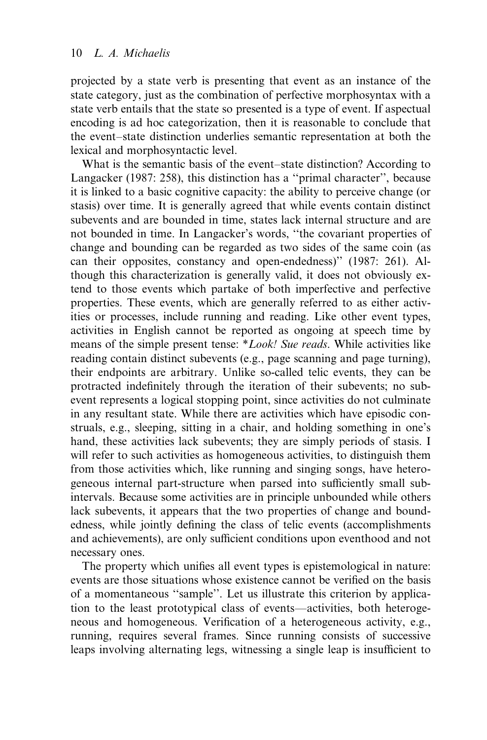projected by a state verb is presenting that event as an instance of the state category, just as the combination of perfective morphosyntax with a state verb entails that the state so presented is a type of event. If aspectual encoding is ad hoc categorization, then it is reasonable to conclude that the event–state distinction underlies semantic representation at both the lexical and morphosyntactic level.

What is the semantic basis of the event–state distinction? According to Langacker (1987: 258), this distinction has a ''primal character'', because it is linked to a basic cognitive capacity: the ability to perceive change (or stasis) over time. It is generally agreed that while events contain distinct subevents and are bounded in time, states lack internal structure and are not bounded in time. In Langacker's words, ''the covariant properties of change and bounding can be regarded as two sides of the same coin (as can their opposites, constancy and open-endedness)'' (1987: 261). Although this characterization is generally valid, it does not obviously extend to those events which partake of both imperfective and perfective properties. These events, which are generally referred to as either activities or processes, include running and reading. Like other event types, activities in English cannot be reported as ongoing at speech time by means of the simple present tense: **Look! Sue reads*. While activities like reading contain distinct subevents (e.g., page scanning and page turning), their endpoints are arbitrary. Unlike so-called telic events, they can be protracted indefinitely through the iteration of their subevents; no subevent represents a logical stopping point, since activities do not culminate in any resultant state. While there are activities which have episodic construals, e.g., sleeping, sitting in a chair, and holding something in one's hand, these activities lack subevents; they are simply periods of stasis. I will refer to such activities as homogeneous activities, to distinguish them from those activities which, like running and singing songs, have heterogeneous internal part-structure when parsed into sufficiently small subintervals. Because some activities are in principle unbounded while others lack subevents, it appears that the two properties of change and boundedness, while jointly defining the class of telic events (accomplishments and achievements), are only sufficient conditions upon eventhood and not necessary ones.

The property which unifies all event types is epistemological in nature: events are those situations whose existence cannot be verified on the basis of a momentaneous ''sample''. Let us illustrate this criterion by application to the least prototypical class of events—activities, both heterogeneous and homogeneous. Verification of a heterogeneous activity, e.g., running, requires several frames. Since running consists of successive leaps involving alternating legs, witnessing a single leap is insufficient to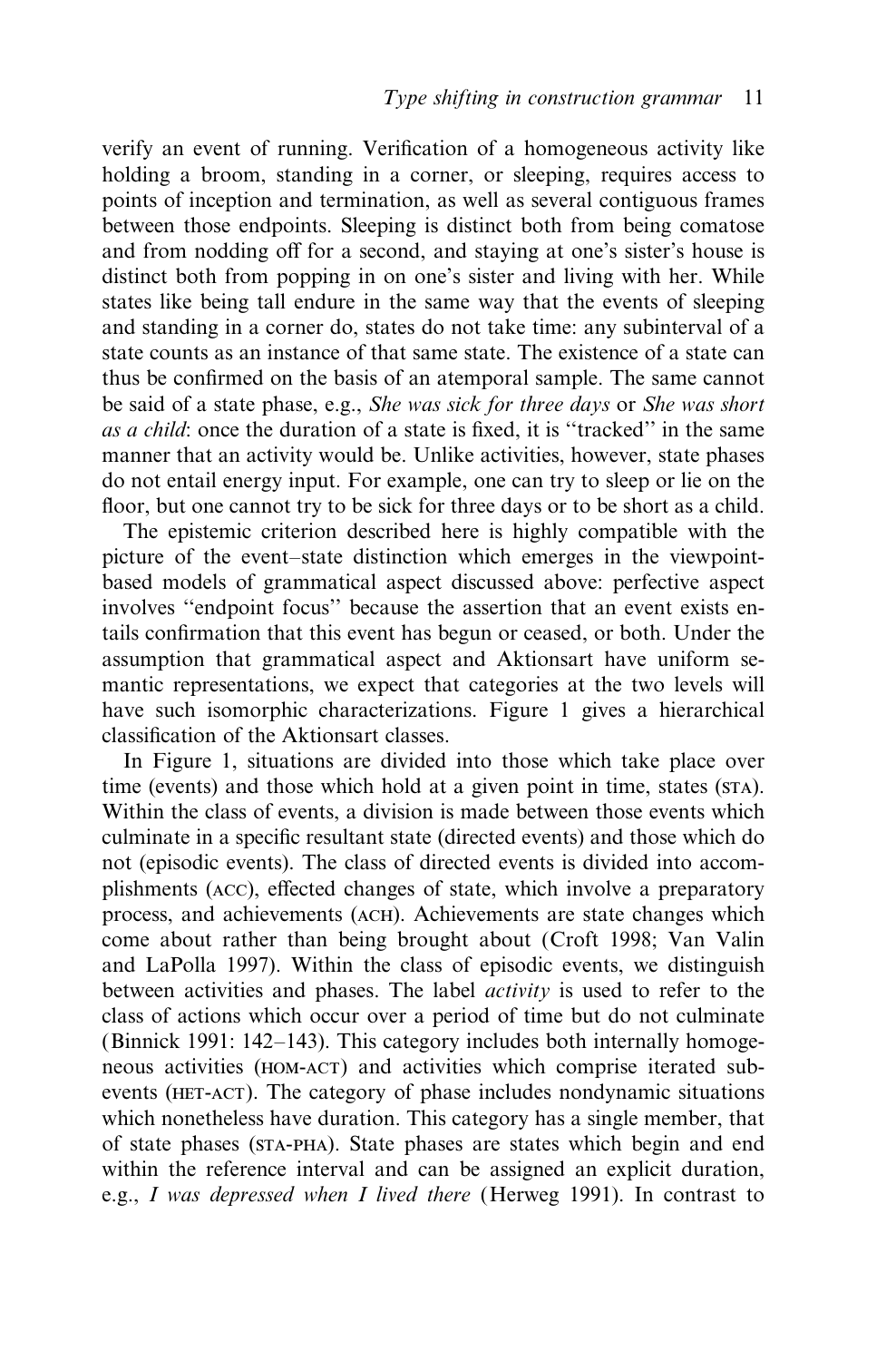verify an event of running. Verification of a homogeneous activity like holding a broom, standing in a corner, or sleeping, requires access to points of inception and termination, as well as several contiguous frames between those endpoints. Sleeping is distinct both from being comatose and from nodding off for a second, and staying at one's sister's house is distinct both from popping in on one's sister and living with her. While states like being tall endure in the same way that the events of sleeping and standing in a corner do, states do not take time: any subinterval of a state counts as an instance of that same state. The existence of a state can thus be confirmed on the basis of an atemporal sample. The same cannot be said of a state phase, e.g., *She was sick for three days* or *She was short as a child*: once the duration of a state is fixed, it is "tracked" in the same manner that an activity would be. Unlike activities, however, state phases do not entail energy input. For example, one can try to sleep or lie on the floor, but one cannot try to be sick for three days or to be short as a child.

The epistemic criterion described here is highly compatible with the picture of the event–state distinction which emerges in the viewpoint-based models of grammatical aspect discussed above: perfective aspect involves "endpoint focus" because the assertion that an event exists entails confirmation that this event has begun or ceased, or both. Under the assumption that grammatical aspect and Aktionsart have uniform semantic representations, we expect that categories at the two levels will have such isomorphic characterizations. Figure 1 gives a hierarchical classification of the Aktionsart classes.

In Figure 1, situations are divided into those which take place over time (events) and those which hold at a given point in time, states (STA). Within the class of events, a division is made between those events which culminate in a specific resultant state (directed events) and those which do not (episodic events). The class of directed events is divided into accomplishments (ACC), effected changes of state, which involve a preparatory process, and achievements (ACH). Achievements are state changes which come about rather than being brought about (Croft 1998; Van Valin and LaPolla 1997). Within the class of episodic events, we distinguish between activities and phases. The label *activity* is used to refer to the class of actions which occur over a period of time but do not culminate (Binnick 1991: 142–143). This category includes both internally homogeneous activities (HOM-ACT) and activities which comprise iterated subevents (HET-ACT). The category of phase includes nondynamic situations which nonetheless have duration. This category has a single member, that of state phases (STA-PHA). State phases are states which begin and end within the reference interval and can be assigned an explicit duration, e.g., *I was depressed when I lived there* (Herweg 1991). In contrast to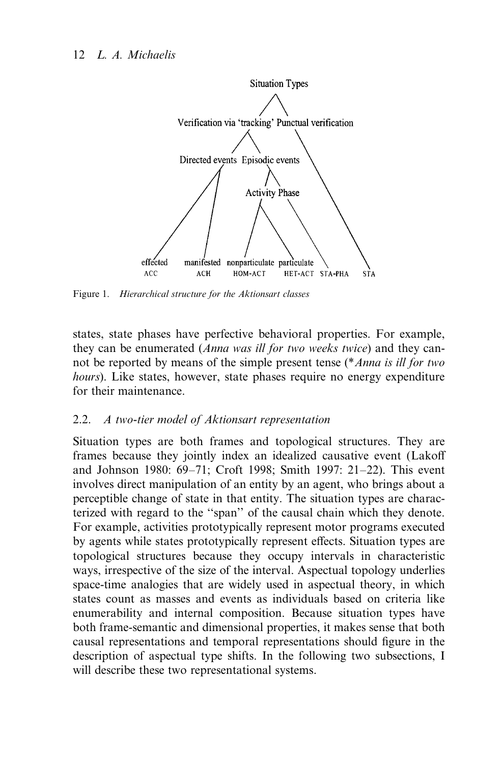Situation Types

Verification via 'tracking' Punctual verification

Directed events Episodic events

Activity Phase

effected manifested nonparticulate particulate
ACC ACH HOM-ACT HET-ACT STA-PHA STA

Figure 1. *Hierarchical structure for the Aktionsart classes*

states, state phases have perfective behavioral properties. For example, they can be enumerated (*Anna was ill for two weeks twice*) and they cannot be reported by means of the simple present tense (*\*Anna is ill for two hours*). Like states, however, state phases require no energy expenditure for their maintenance.

## 2.2. *A two-tier model of Aktionsart representation*

Situation types are both frames and topological structures. They are frames because they jointly index an idealized causative event (Lakoff and Johnson 1980: 69–71; Croft 1998; Smith 1997: 21–22). This event involves direct manipulation of an entity by an agent, who brings about a perceptible change of state in that entity. The situation types are characterized with regard to the "span" of the causal chain which they denote. For example, activities prototypically represent motor programs executed by agents while states prototypically represent effects. Situation types are topological structures because they occupy intervals in characteristic ways, irrespective of the size of the interval. Aspectual topology underlies space-time analogies that are widely used in aspectual theory, in which states count as masses and events as individuals based on criteria like enumerability and internal composition. Because situation types have both frame-semantic and dimensional properties, it makes sense that both causal representations and temporal representations should figure in the description of aspectual type shifts. In the following two subsections, I will describe these two representational systems.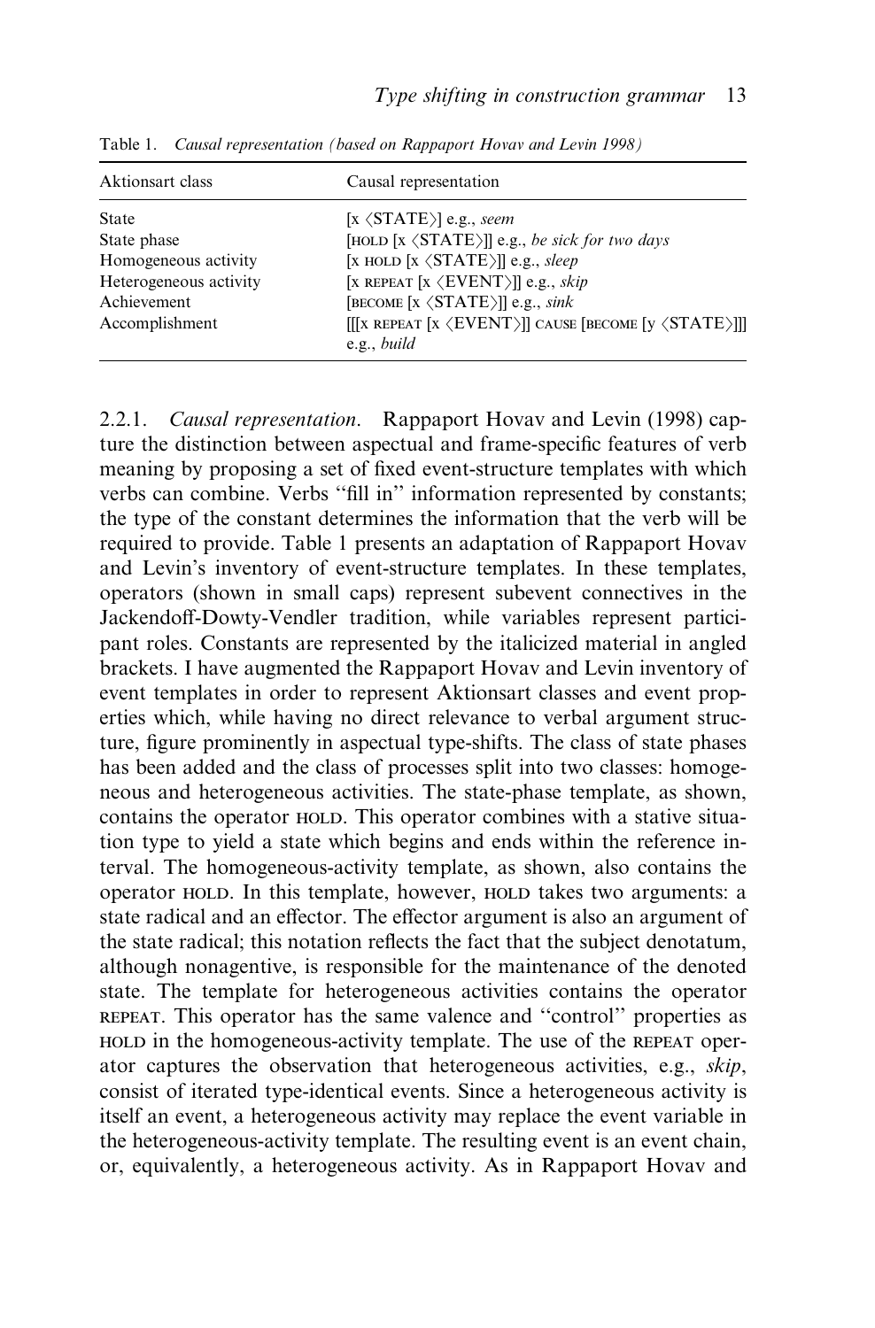Table 1. *Causal representation (based on Rappaport Hovav and Levin 1998)*

| Aktionsart class | Causal representation |
|---|---|
| State | [x ⟨STATE⟩] e.g., *seem* |
| State phase | [HOLD [x ⟨STATE⟩]] e.g., *be sick for two days* |
| Homogeneous activity | [x HOLD [x ⟨STATE⟩]] e.g., *sleep* |
| Heterogeneous activity | [x REPEAT [x ⟨EVENT⟩]] e.g., *skip* |
| Achievement | [BECOME [x ⟨STATE⟩]] e.g., *sink* |
| Accomplishment | [[[x REPEAT [x ⟨EVENT⟩]] CAUSE [BECOME [y ⟨STATE⟩]]] e.g., *build* |

2.2.1. *Causal representation*. Rappaport Hovav and Levin (1998) capture the distinction between aspectual and frame-specific features of verb meaning by proposing a set of fixed event-structure templates with which verbs can combine. Verbs "fill in" information represented by constants; the type of the constant determines the information that the verb will be required to provide. Table 1 presents an adaptation of Rappaport Hovav and Levin's inventory of event-structure templates. In these templates, operators (shown in small caps) represent subevent connectives in the Jackendoff-Dowty-Vendler tradition, while variables represent participant roles. Constants are represented by the italicized material in angled brackets. I have augmented the Rappaport Hovav and Levin inventory of event templates in order to represent Aktionsart classes and event properties which, while having no direct relevance to verbal argument structure, figure prominently in aspectual type-shifts. The class of state phases has been added and the class of processes split into two classes: homogeneous and heterogeneous activities. The state-phase template, as shown, contains the operator HOLD. This operator combines with a stative situation type to yield a state which begins and ends within the reference interval. The homogeneous-activity template, as shown, also contains the operator HOLD. In this template, however, HOLD takes two arguments: a state radical and an effector. The effector argument is also an argument of the state radical; this notation reflects the fact that the subject denotatum, although nonagentive, is responsible for the maintenance of the denoted state. The template for heterogeneous activities contains the operator REPEAT. This operator has the same valence and "control" properties as HOLD in the homogeneous-activity template. The use of the REPEAT operator captures the observation that heterogeneous activities, e.g., *skip*, consist of iterated type-identical events. Since a heterogeneous activity is itself an event, a heterogeneous activity may replace the event variable in the heterogeneous-activity template. The resulting event is an event chain, or, equivalently, a heterogeneous activity. As in Rappaport Hovav and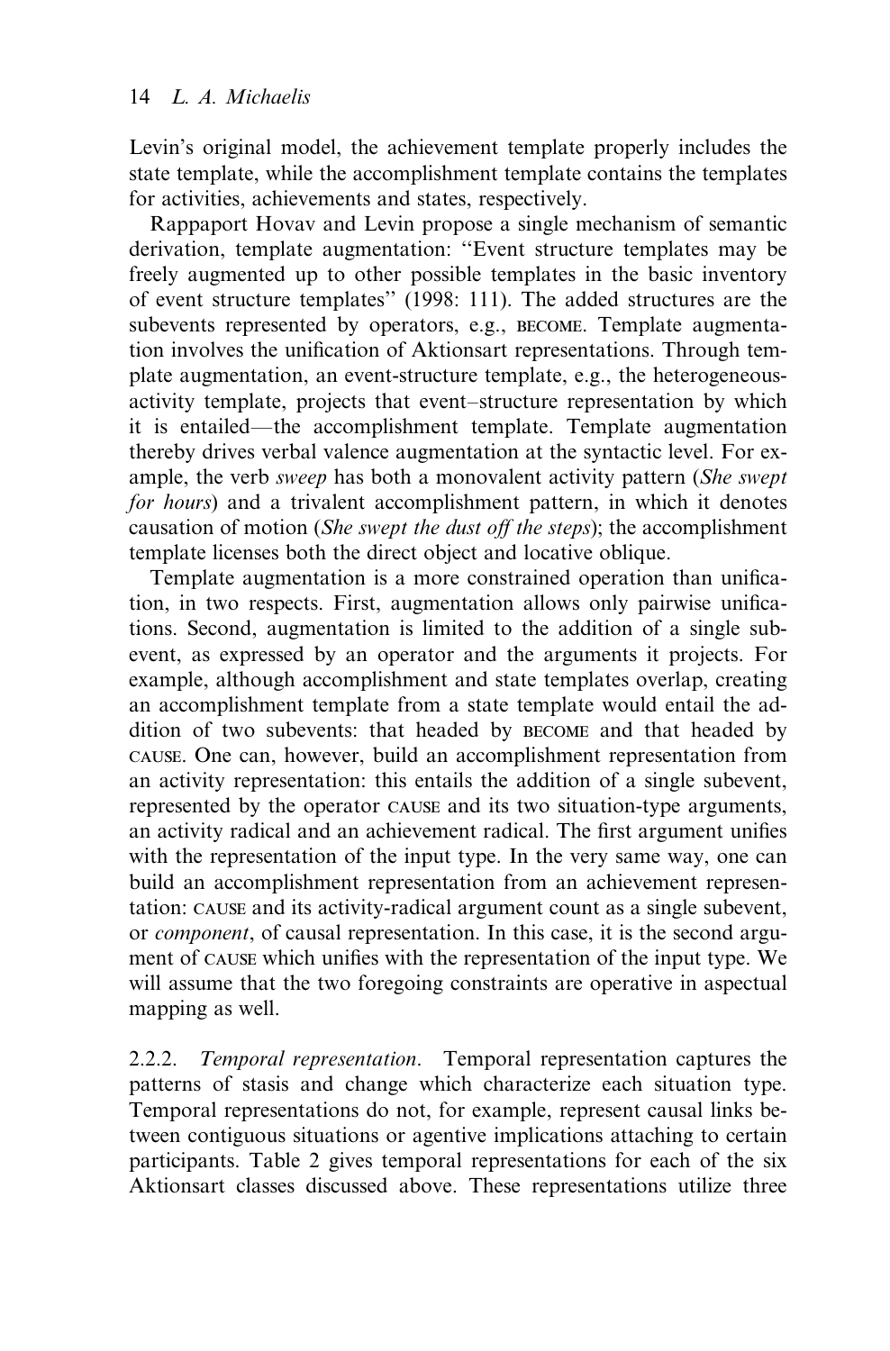Levin's original model, the achievement template properly includes the state template, while the accomplishment template contains the templates for activities, achievements and states, respectively.

Rappaport Hovav and Levin propose a single mechanism of semantic derivation, template augmentation: "Event structure templates may be freely augmented up to other possible templates in the basic inventory of event structure templates" (1998: 111). The added structures are the subevents represented by operators, e.g., BECOME. Template augmentation involves the unification of Aktionsart representations. Through template augmentation, an event-structure template, e.g., the heterogeneous-activity template, projects that event–structure representation by which it is entailed—the accomplishment template. Template augmentation thereby drives verbal valence augmentation at the syntactic level. For example, the verb *sweep* has both a monovalent activity pattern (*She swept for hours*) and a trivalent accomplishment pattern, in which it denotes causation of motion (*She swept the dust off the steps*); the accomplishment template licenses both the direct object and locative oblique.

Template augmentation is a more constrained operation than unification, in two respects. First, augmentation allows only pairwise unifications. Second, augmentation is limited to the addition of a single subevent, as expressed by an operator and the arguments it projects. For example, although accomplishment and state templates overlap, creating an accomplishment template from a state template would entail the addition of two subevents: that headed by BECOME and that headed by CAUSE. One can, however, build an accomplishment representation from an activity representation: this entails the addition of a single subevent, represented by the operator CAUSE and its two situation-type arguments, an activity radical and an achievement radical. The first argument unifies with the representation of the input type. In the very same way, one can build an accomplishment representation from an achievement representation: CAUSE and its activity-radical argument count as a single subevent, or *component*, of causal representation. In this case, it is the second argument of CAUSE which unifies with the representation of the input type. We will assume that the two foregoing constraints are operative in aspectual mapping as well.

2.2.2. *Temporal representation*. Temporal representation captures the patterns of stasis and change which characterize each situation type. Temporal representations do not, for example, represent causal links between contiguous situations or agentive implications attaching to certain participants. Table 2 gives temporal representations for each of the six Aktionsart classes discussed above. These representations utilize three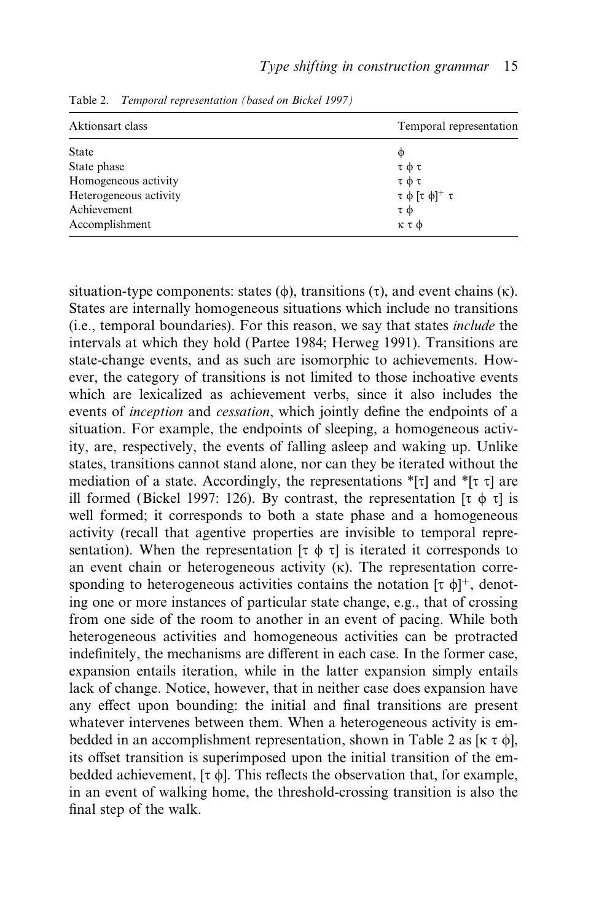Table 2. *Temporal representation (based on Bickel 1997)*

| Aktionsart class | Temporal representation |
|---|---|
| State | $\phi$ |
| State phase | $\tau\ \phi\ \tau$ |
| Homogeneous activity | $\tau\ \phi\ \tau$ |
| Heterogeneous activity | $\tau\ \phi\ [\tau\ \phi]^{+}\ \tau$ |
| Achievement | $\tau\ \phi$ |
| Accomplishment | $\kappa\ \tau\ \phi$ |

situation-type components: states ($\phi$), transitions ($\tau$), and event chains ($\kappa$). States are internally homogeneous situations which include no transitions (i.e., temporal boundaries). For this reason, we say that states *include* the intervals at which they hold (Partee 1984; Herweg 1991). Transitions are state-change events, and as such are isomorphic to achievements. However, the category of transitions is not limited to those inchoative events which are lexicalized as achievement verbs, since it also includes the events of *inception* and *cessation*, which jointly define the endpoints of a situation. For example, the endpoints of sleeping, a homogeneous activity, are, respectively, the events of falling asleep and waking up. Unlike states, transitions cannot stand alone, nor can they be iterated without the mediation of a state. Accordingly, the representations *[$\tau$] and *[$\tau\ \tau$] are ill formed (Bickel 1997: 126). By contrast, the representation [$\tau\ \phi\ \tau$] is well formed; it corresponds to both a state phase and a homogeneous activity (recall that agentive properties are invisible to temporal representation). When the representation [$\tau\ \phi\ \tau$] is iterated it corresponds to an event chain or heterogeneous activity ($\kappa$). The representation corresponding to heterogeneous activities contains the notation $[\tau\ \phi]^{+}$, denoting one or more instances of particular state change, e.g., that of crossing from one side of the room to another in an event of pacing. While both heterogeneous activities and homogeneous activities can be protracted indefinitely, the mechanisms are different in each case. In the former case, expansion entails iteration, while in the latter expansion simply entails lack of change. Notice, however, that in neither case does expansion have any effect upon bounding: the initial and final transitions are present whatever intervenes between them. When a heterogeneous activity is embedded in an accomplishment representation, shown in Table 2 as [$\kappa\ \tau\ \phi$], its offset transition is superimposed upon the initial transition of the embedded achievement, [$\tau\ \phi$]. This reflects the observation that, for example, in an event of walking home, the threshold-crossing transition is also the final step of the walk.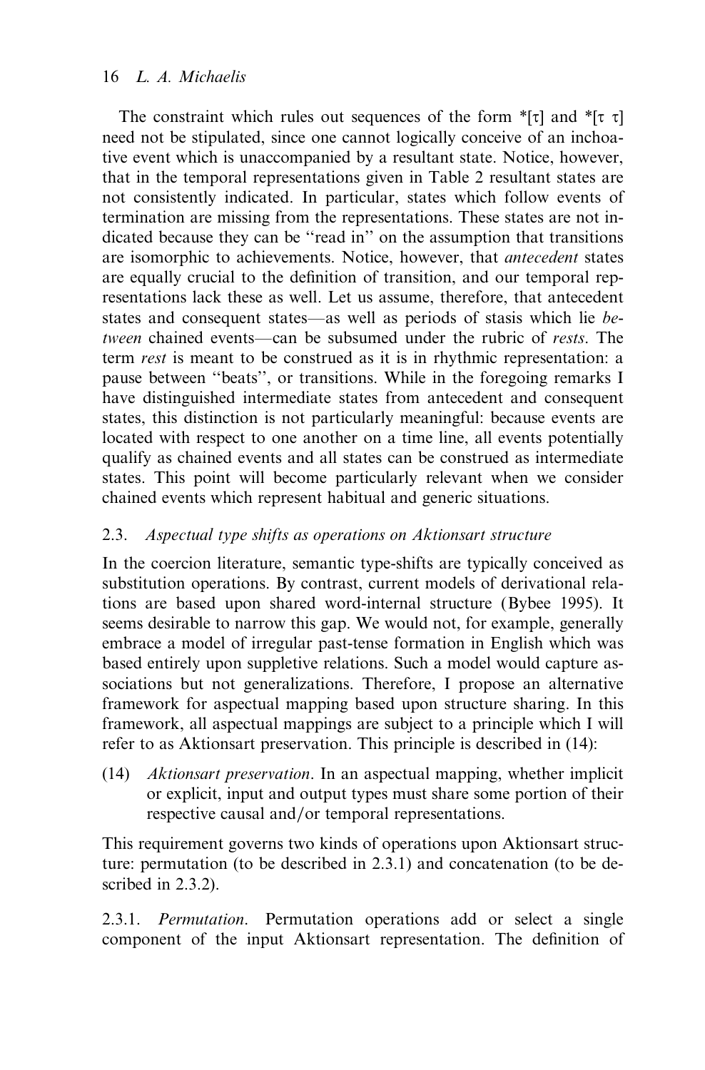The constraint which rules out sequences of the form $*[\tau]$ and $*[\tau\ \tau]$ need not be stipulated, since one cannot logically conceive of an inchoative event which is unaccompanied by a resultant state. Notice, however, that in the temporal representations given in Table 2 resultant states are not consistently indicated. In particular, states which follow events of termination are missing from the representations. These states are not indicated because they can be ''read in'' on the assumption that transitions are isomorphic to achievements. Notice, however, that *antecedent* states are equally crucial to the definition of transition, and our temporal representations lack these as well. Let us assume, therefore, that antecedent states and consequent states—as well as periods of stasis which lie *between* chained events—can be subsumed under the rubric of *rests*. The term *rest* is meant to be construed as it is in rhythmic representation: a pause between ''beats'', or transitions. While in the foregoing remarks I have distinguished intermediate states from antecedent and consequent states, this distinction is not particularly meaningful: because events are located with respect to one another on a time line, all events potentially qualify as chained events and all states can be construed as intermediate states. This point will become particularly relevant when we consider chained events which represent habitual and generic situations.

### 2.3. *Aspectual type shifts as operations on Aktionsart structure*

In the coercion literature, semantic type-shifts are typically conceived as substitution operations. By contrast, current models of derivational relations are based upon shared word-internal structure (Bybee 1995). It seems desirable to narrow this gap. We would not, for example, generally embrace a model of irregular past-tense formation in English which was based entirely upon suppletive relations. Such a model would capture associations but not generalizations. Therefore, I propose an alternative framework for aspectual mapping based upon structure sharing. In this framework, all aspectual mappings are subject to a principle which I will refer to as Aktionsart preservation. This principle is described in (14):

(14) *Aktionsart preservation*. In an aspectual mapping, whether implicit or explicit, input and output types must share some portion of their respective causal and/or temporal representations.

This requirement governs two kinds of operations upon Aktionsart structure: permutation (to be described in 2.3.1) and concatenation (to be described in 2.3.2).

2.3.1. *Permutation*. Permutation operations add or select a single component of the input Aktionsart representation. The definition of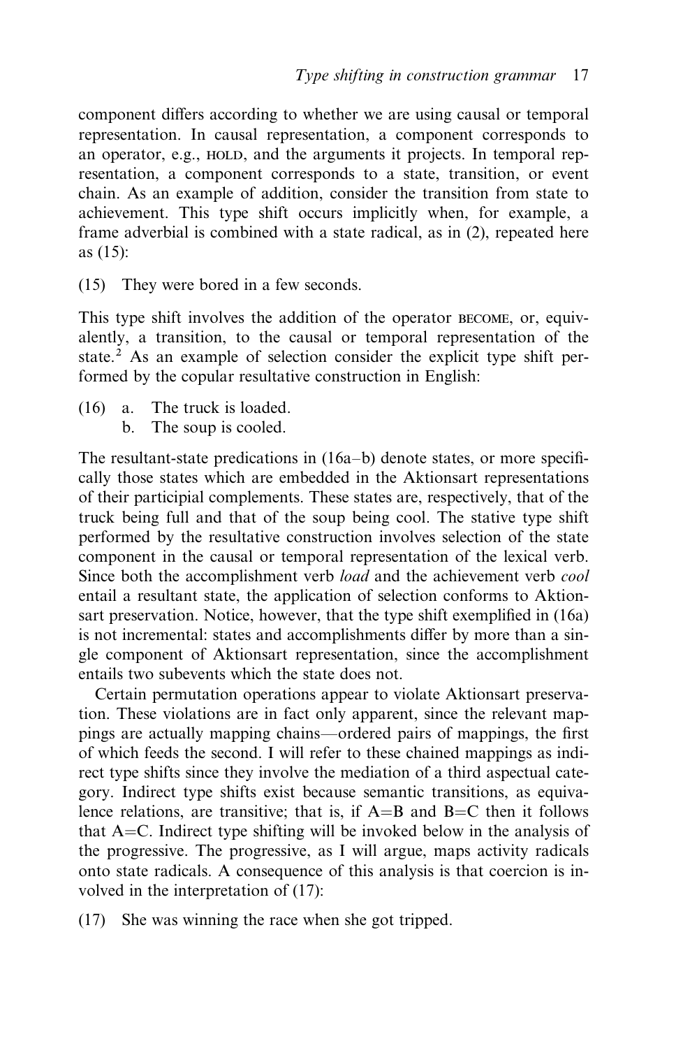component differs according to whether we are using causal or temporal representation. In causal representation, a component corresponds to an operator, e.g., HOLD, and the arguments it projects. In temporal representation, a component corresponds to a state, transition, or event chain. As an example of addition, consider the transition from state to achievement. This type shift occurs implicitly when, for example, a frame adverbial is combined with a state radical, as in (2), repeated here as (15):

(15) They were bored in a few seconds.

This type shift involves the addition of the operator BECOME, or, equivalently, a transition, to the causal or temporal representation of the state.[2] As an example of selection consider the explicit type shift performed by the copular resultative construction in English:

(16) a. The truck is loaded.
  b. The soup is cooled.

The resultant-state predications in (16a–b) denote states, or more specifically those states which are embedded in the Aktionsart representations of their participial complements. These states are, respectively, that of the truck being full and that of the soup being cool. The stative type shift performed by the resultative construction involves selection of the state component in the causal or temporal representation of the lexical verb. Since both the accomplishment verb *load* and the achievement verb *cool* entail a resultant state, the application of selection conforms to Aktionsart preservation. Notice, however, that the type shift exemplified in (16a) is not incremental: states and accomplishments differ by more than a single component of Aktionsart representation, since the accomplishment entails two subevents which the state does not.

Certain permutation operations appear to violate Aktionsart preservation. These violations are in fact only apparent, since the relevant mappings are actually mapping chains—ordered pairs of mappings, the first of which feeds the second. I will refer to these chained mappings as indirect type shifts since they involve the mediation of a third aspectual category. Indirect type shifts exist because semantic transitions, as equivalence relations, are transitive; that is, if A=B and B=C then it follows that A=C. Indirect type shifting will be invoked below in the analysis of the progressive. The progressive, as I will argue, maps activity radicals onto state radicals. A consequence of this analysis is that coercion is involved in the interpretation of (17):

(17) She was winning the race when she got tripped.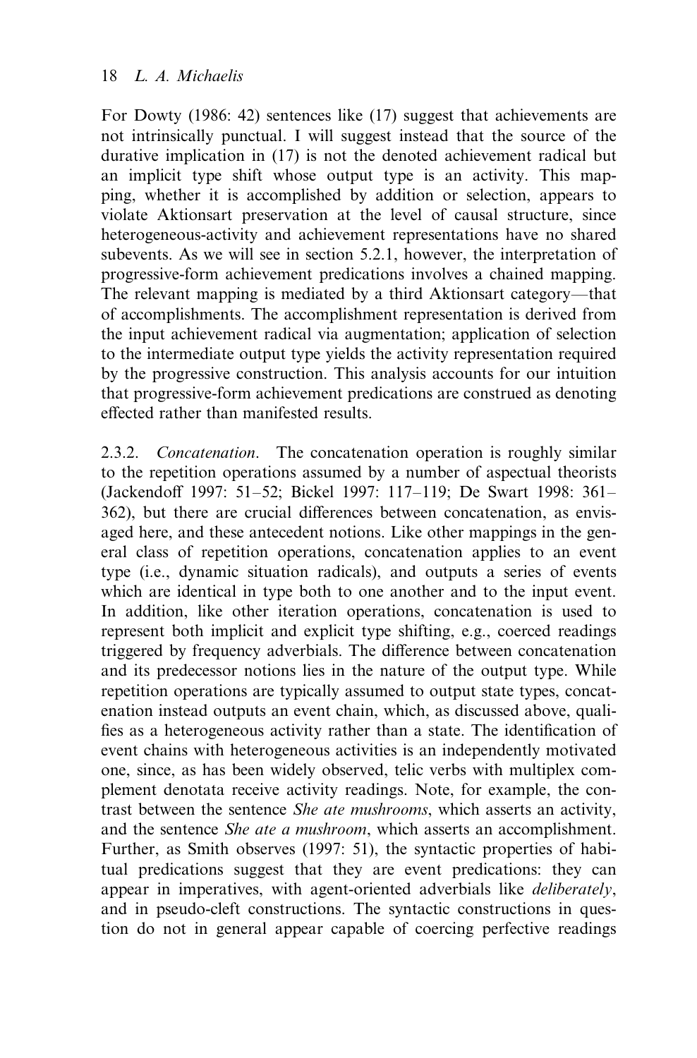For Dowty (1986: 42) sentences like (17) suggest that achievements are not intrinsically punctual. I will suggest instead that the source of the durative implication in (17) is not the denoted achievement radical but an implicit type shift whose output type is an activity. This mapping, whether it is accomplished by addition or selection, appears to violate Aktionsart preservation at the level of causal structure, since heterogeneous-activity and achievement representations have no shared subevents. As we will see in section 5.2.1, however, the interpretation of progressive-form achievement predications involves a chained mapping. The relevant mapping is mediated by a third Aktionsart category—that of accomplishments. The accomplishment representation is derived from the input achievement radical via augmentation; application of selection to the intermediate output type yields the activity representation required by the progressive construction. This analysis accounts for our intuition that progressive-form achievement predications are construed as denoting effected rather than manifested results.

2.3.2. *Concatenation*. The concatenation operation is roughly similar to the repetition operations assumed by a number of aspectual theorists (Jackendoff 1997: 51–52; Bickel 1997: 117–119; De Swart 1998: 361–362), but there are crucial differences between concatenation, as envisaged here, and these antecedent notions. Like other mappings in the general class of repetition operations, concatenation applies to an event type (i.e., dynamic situation radicals), and outputs a series of events which are identical in type both to one another and to the input event. In addition, like other iteration operations, concatenation is used to represent both implicit and explicit type shifting, e.g., coerced readings triggered by frequency adverbials. The difference between concatenation and its predecessor notions lies in the nature of the output type. While repetition operations are typically assumed to output state types, concatenation instead outputs an event chain, which, as discussed above, qualifies as a heterogeneous activity rather than a state. The identification of event chains with heterogeneous activities is an independently motivated one, since, as has been widely observed, telic verbs with multiplex complement denotata receive activity readings. Note, for example, the contrast between the sentence *She ate mushrooms*, which asserts an activity, and the sentence *She ate a mushroom*, which asserts an accomplishment. Further, as Smith observes (1997: 51), the syntactic properties of habitual predications suggest that they are event predications: they can appear in imperatives, with agent-oriented adverbials like *deliberately*, and in pseudo-cleft constructions. The syntactic constructions in question do not in general appear capable of coercing perfective readings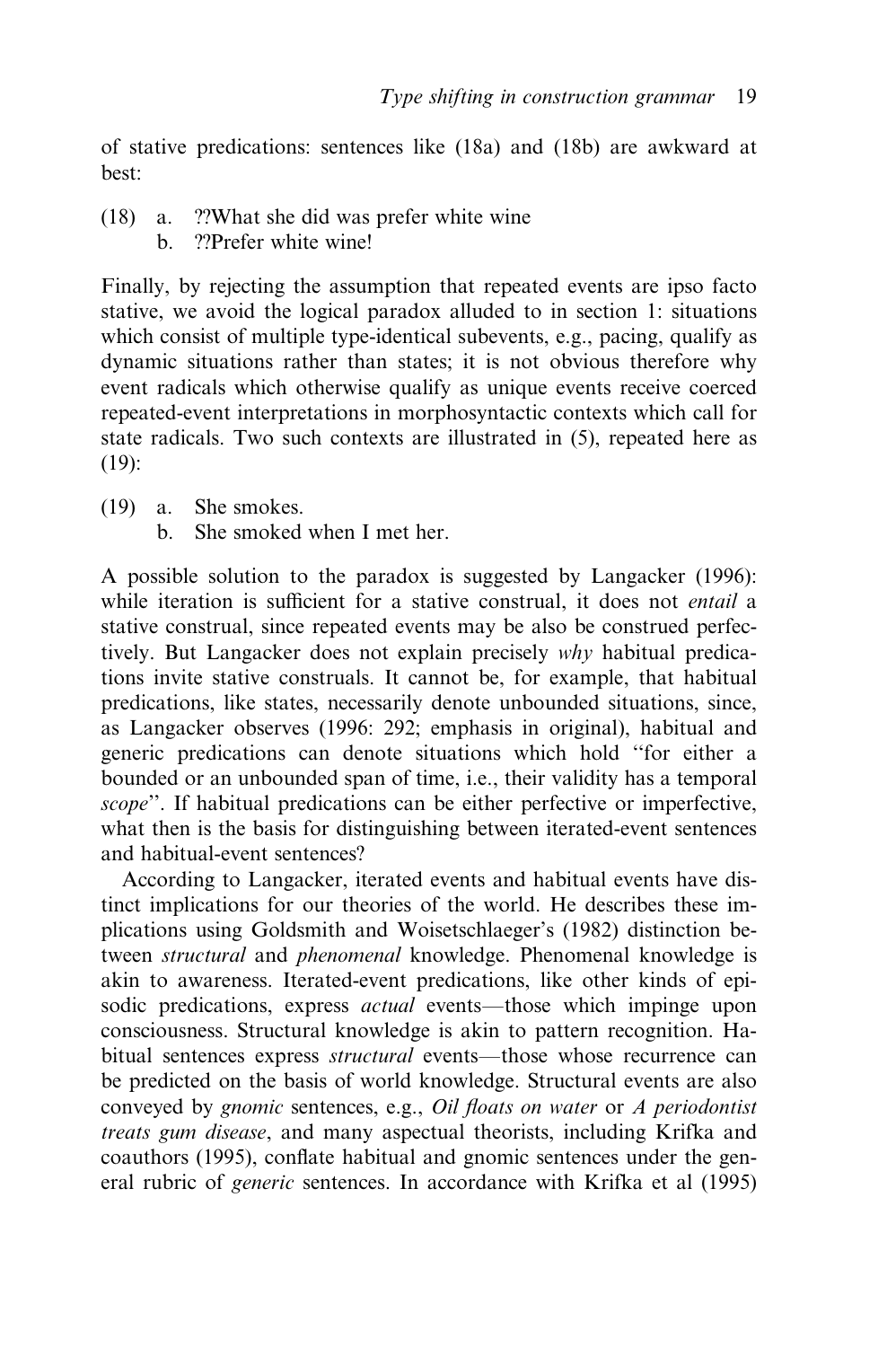of stative predications: sentences like (18a) and (18b) are awkward at best:

(18) a. ??What she did was prefer white wine
b. ??Prefer white wine!

Finally, by rejecting the assumption that repeated events are ipso facto stative, we avoid the logical paradox alluded to in section 1: situations which consist of multiple type-identical subevents, e.g., pacing, qualify as dynamic situations rather than states; it is not obvious therefore why event radicals which otherwise qualify as unique events receive coerced repeated-event interpretations in morphosyntactic contexts which call for state radicals. Two such contexts are illustrated in (5), repeated here as (19):

(19) a. She smokes.
b. She smoked when I met her.

A possible solution to the paradox is suggested by Langacker (1996): while iteration is sufficient for a stative construal, it does not *entail* a stative construal, since repeated events may be also be construed perfectively. But Langacker does not explain precisely *why* habitual predications invite stative construals. It cannot be, for example, that habitual predications, like states, necessarily denote unbounded situations, since, as Langacker observes (1996: 292; emphasis in original), habitual and generic predications can denote situations which hold "for either a bounded or an unbounded span of time, i.e., their validity has a temporal *scope*". If habitual predications can be either perfective or imperfective, what then is the basis for distinguishing between iterated-event sentences and habitual-event sentences?

According to Langacker, iterated events and habitual events have distinct implications for our theories of the world. He describes these implications using Goldsmith and Woisetschlaeger's (1982) distinction between *structural* and *phenomenal* knowledge. Phenomenal knowledge is akin to awareness. Iterated-event predications, like other kinds of episodic predications, express *actual* events—those which impinge upon consciousness. Structural knowledge is akin to pattern recognition. Habitual sentences express *structural* events—those whose recurrence can be predicted on the basis of world knowledge. Structural events are also conveyed by *gnomic* sentences, e.g., *Oil floats on water* or *A periodontist treats gum disease*, and many aspectual theorists, including Krifka and coauthors (1995), conflate habitual and gnomic sentences under the general rubric of *generic* sentences. In accordance with Krifka et al (1995)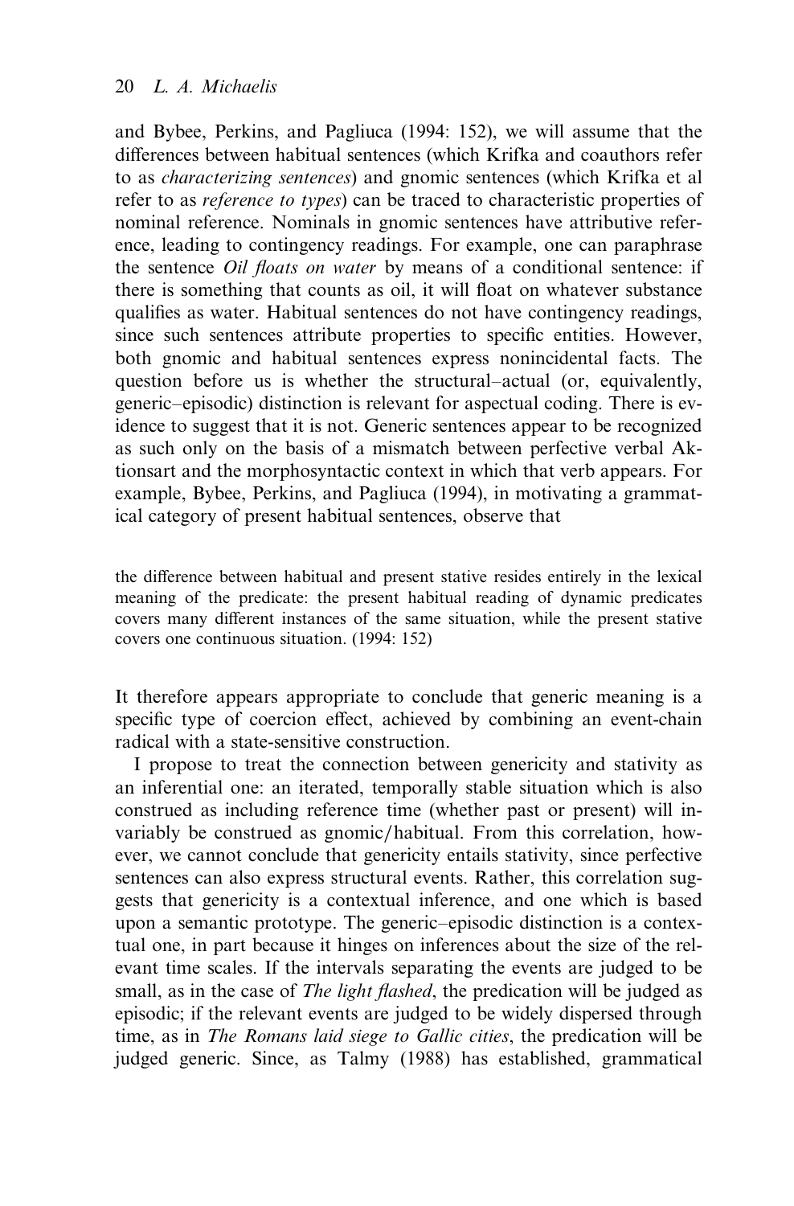and Bybee, Perkins, and Pagliuca (1994: 152), we will assume that the differences between habitual sentences (which Krifka and coauthors refer to as *characterizing sentences*) and gnomic sentences (which Krifka et al refer to as *reference to types*) can be traced to characteristic properties of nominal reference. Nominals in gnomic sentences have attributive reference, leading to contingency readings. For example, one can paraphrase the sentence *Oil floats on water* by means of a conditional sentence: if there is something that counts as oil, it will float on whatever substance qualifies as water. Habitual sentences do not have contingency readings, since such sentences attribute properties to specific entities. However, both gnomic and habitual sentences express nonincidental facts. The question before us is whether the structural–actual (or, equivalently, generic–episodic) distinction is relevant for aspectual coding. There is evidence to suggest that it is not. Generic sentences appear to be recognized as such only on the basis of a mismatch between perfective verbal Aktionsart and the morphosyntactic context in which that verb appears. For example, Bybee, Perkins, and Pagliuca (1994), in motivating a grammatical category of present habitual sentences, observe that

> the difference between habitual and present stative resides entirely in the lexical meaning of the predicate: the present habitual reading of dynamic predicates covers many different instances of the same situation, while the present stative covers one continuous situation. (1994: 152)

It therefore appears appropriate to conclude that generic meaning is a specific type of coercion effect, achieved by combining an event-chain radical with a state-sensitive construction.

I propose to treat the connection between genericity and stativity as an inferential one: an iterated, temporally stable situation which is also construed as including reference time (whether past or present) will invariably be construed as gnomic/habitual. From this correlation, however, we cannot conclude that genericity entails stativity, since perfective sentences can also express structural events. Rather, this correlation suggests that genericity is a contextual inference, and one which is based upon a semantic prototype. The generic–episodic distinction is a contextual one, in part because it hinges on inferences about the size of the relevant time scales. If the intervals separating the events are judged to be small, as in the case of *The light flashed*, the predication will be judged as episodic; if the relevant events are judged to be widely dispersed through time, as in *The Romans laid siege to Gallic cities*, the predication will be judged generic. Since, as Talmy (1988) has established, grammatical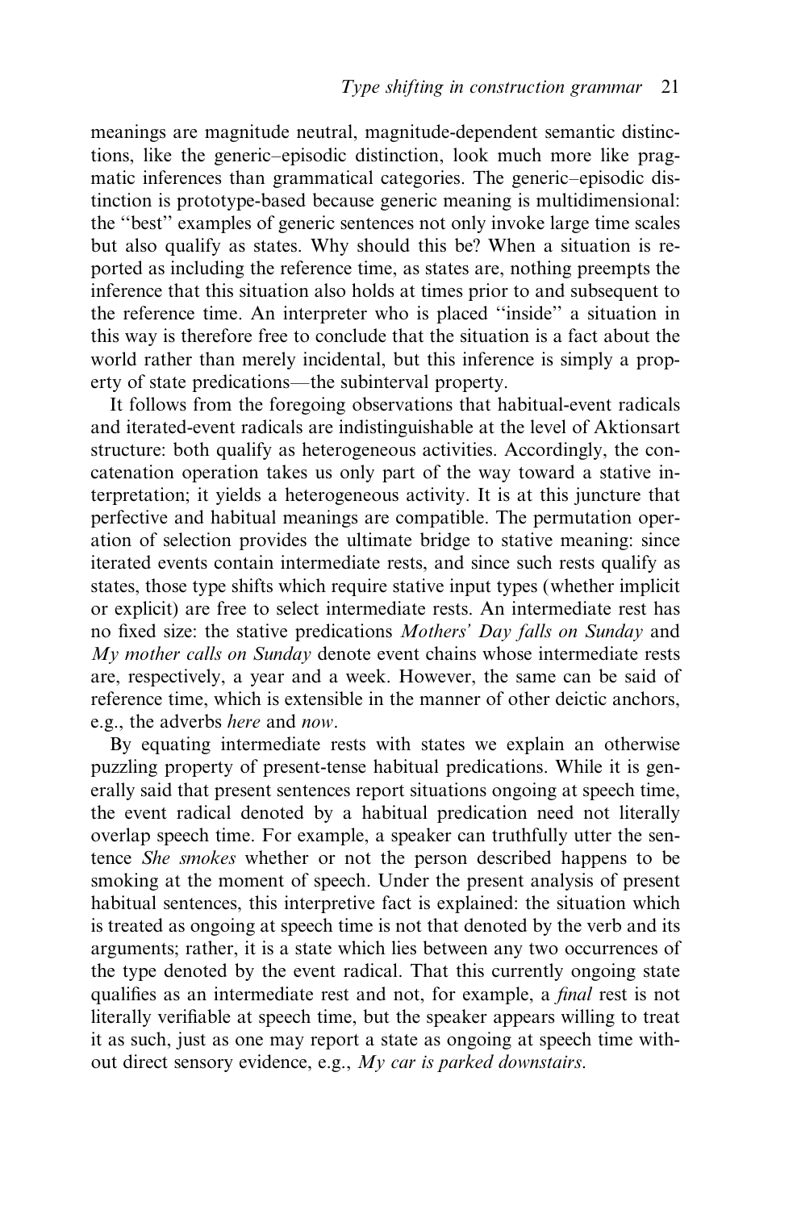meanings are magnitude neutral, magnitude-dependent semantic distinctions, like the generic–episodic distinction, look much more like pragmatic inferences than grammatical categories. The generic–episodic distinction is prototype-based because generic meaning is multidimensional: the ''best'' examples of generic sentences not only invoke large time scales but also qualify as states. Why should this be? When a situation is reported as including the reference time, as states are, nothing preempts the inference that this situation also holds at times prior to and subsequent to the reference time. An interpreter who is placed ''inside'' a situation in this way is therefore free to conclude that the situation is a fact about the world rather than merely incidental, but this inference is simply a property of state predications—the subinterval property.

It follows from the foregoing observations that habitual-event radicals and iterated-event radicals are indistinguishable at the level of Aktionsart structure: both qualify as heterogeneous activities. Accordingly, the concatenation operation takes us only part of the way toward a stative interpretation; it yields a heterogeneous activity. It is at this juncture that perfective and habitual meanings are compatible. The permutation operation of selection provides the ultimate bridge to stative meaning: since iterated events contain intermediate rests, and since such rests qualify as states, those type shifts which require stative input types (whether implicit or explicit) are free to select intermediate rests. An intermediate rest has no fixed size: the stative predications *Mothers' Day falls on Sunday* and *My mother calls on Sunday* denote event chains whose intermediate rests are, respectively, a year and a week. However, the same can be said of reference time, which is extensible in the manner of other deictic anchors, e.g., the adverbs *here* and *now*.

By equating intermediate rests with states we explain an otherwise puzzling property of present-tense habitual predications. While it is generally said that present sentences report situations ongoing at speech time, the event radical denoted by a habitual predication need not literally overlap speech time. For example, a speaker can truthfully utter the sentence *She smokes* whether or not the person described happens to be smoking at the moment of speech. Under the present analysis of present habitual sentences, this interpretive fact is explained: the situation which is treated as ongoing at speech time is not that denoted by the verb and its arguments; rather, it is a state which lies between any two occurrences of the type denoted by the event radical. That this currently ongoing state qualifies as an intermediate rest and not, for example, a *final* rest is not literally verifiable at speech time, but the speaker appears willing to treat it as such, just as one may report a state as ongoing at speech time without direct sensory evidence, e.g., *My car is parked downstairs*.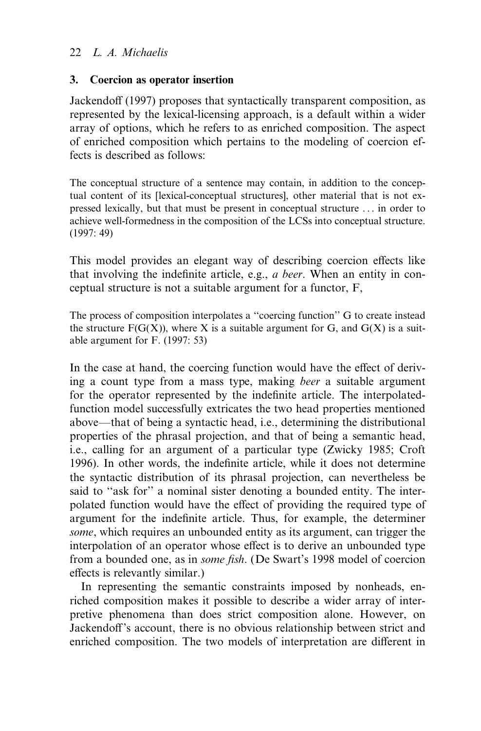## 3. Coercion as operator insertion

Jackendoff (1997) proposes that syntactically transparent composition, as represented by the lexical-licensing approach, is a default within a wider array of options, which he refers to as enriched composition. The aspect of enriched composition which pertains to the modeling of coercion effects is described as follows:

> The conceptual structure of a sentence may contain, in addition to the conceptual content of its [lexical-conceptual structures], other material that is not expressed lexically, but that must be present in conceptual structure ... in order to achieve well-formedness in the composition of the LCSs into conceptual structure. (1997: 49)

This model provides an elegant way of describing coercion effects like that involving the indefinite article, e.g., *a beer*. When an entity in conceptual structure is not a suitable argument for a functor, F,

> The process of composition interpolates a ''coercing function'' G to create instead the structure F(G(X)), where X is a suitable argument for G, and G(X) is a suitable argument for F. (1997: 53)

In the case at hand, the coercing function would have the effect of deriving a count type from a mass type, making *beer* a suitable argument for the operator represented by the indefinite article. The interpolated-function model successfully extricates the two head properties mentioned above—that of being a syntactic head, i.e., determining the distributional properties of the phrasal projection, and that of being a semantic head, i.e., calling for an argument of a particular type (Zwicky 1985; Croft 1996). In other words, the indefinite article, while it does not determine the syntactic distribution of its phrasal projection, can nevertheless be said to ''ask for'' a nominal sister denoting a bounded entity. The interpolated function would have the effect of providing the required type of argument for the indefinite article. Thus, for example, the determiner *some*, which requires an unbounded entity as its argument, can trigger the interpolation of an operator whose effect is to derive an unbounded type from a bounded one, as in *some fish*. (De Swart's 1998 model of coercion effects is relevantly similar.)

In representing the semantic constraints imposed by nonheads, enriched composition makes it possible to describe a wider array of interpretive phenomena than does strict composition alone. However, on Jackendoff's account, there is no obvious relationship between strict and enriched composition. The two models of interpretation are different in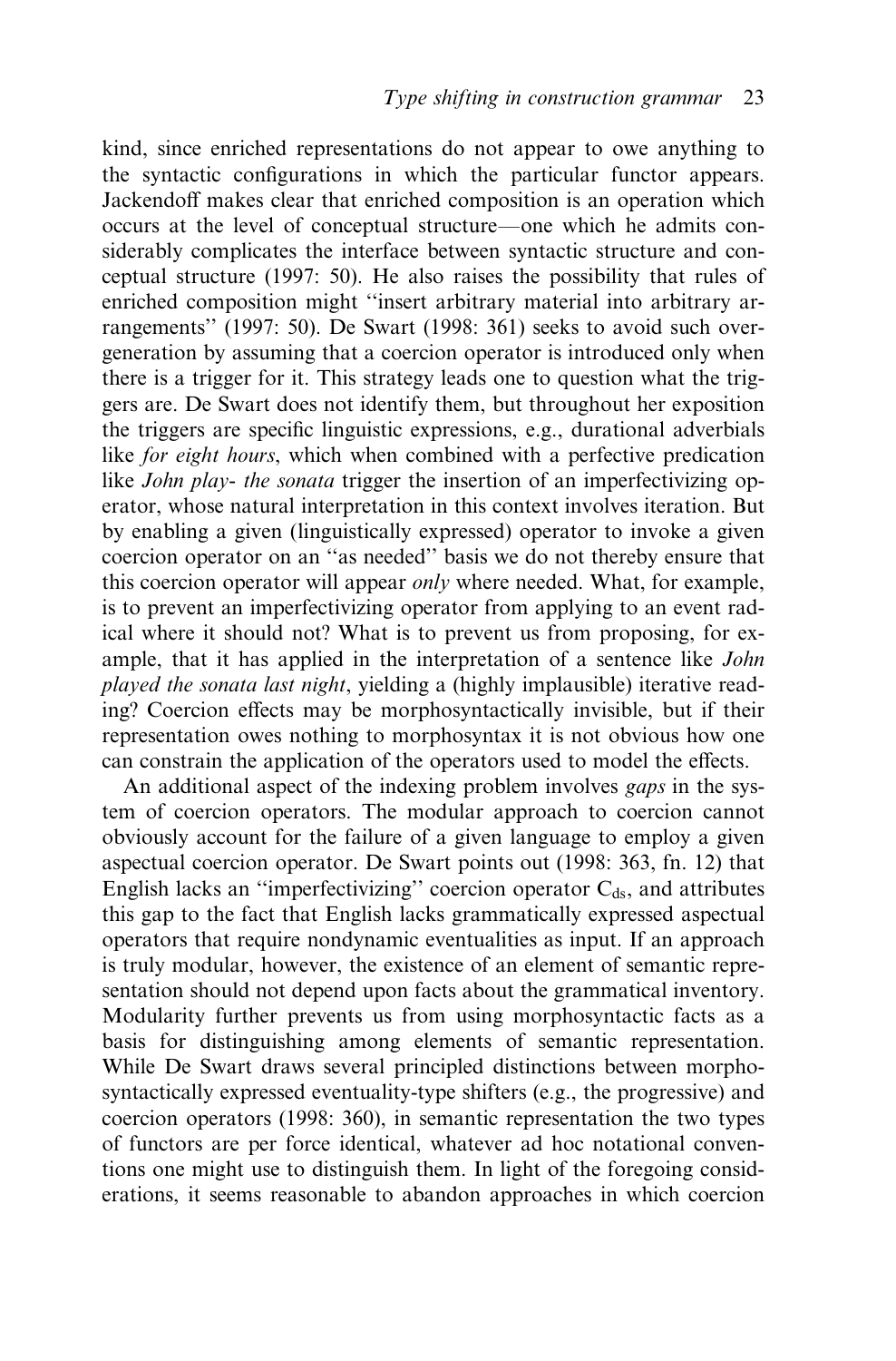kind, since enriched representations do not appear to owe anything to the syntactic configurations in which the particular functor appears. Jackendoff makes clear that enriched composition is an operation which occurs at the level of conceptual structure—one which he admits considerably complicates the interface between syntactic structure and conceptual structure (1997: 50). He also raises the possibility that rules of enriched composition might ''insert arbitrary material into arbitrary arrangements'' (1997: 50). De Swart (1998: 361) seeks to avoid such overgeneration by assuming that a coercion operator is introduced only when there is a trigger for it. This strategy leads one to question what the triggers are. De Swart does not identify them, but throughout her exposition the triggers are specific linguistic expressions, e.g., durational adverbials like *for eight hours*, which when combined with a perfective predication like *John play- the sonata* trigger the insertion of an imperfectivizing operator, whose natural interpretation in this context involves iteration. But by enabling a given (linguistically expressed) operator to invoke a given coercion operator on an ''as needed'' basis we do not thereby ensure that this coercion operator will appear *only* where needed. What, for example, is to prevent an imperfectivizing operator from applying to an event radical where it should not? What is to prevent us from proposing, for example, that it has applied in the interpretation of a sentence like *John played the sonata last night*, yielding a (highly implausible) iterative reading? Coercion effects may be morphosyntactically invisible, but if their representation owes nothing to morphosyntax it is not obvious how one can constrain the application of the operators used to model the effects.

An additional aspect of the indexing problem involves *gaps* in the system of coercion operators. The modular approach to coercion cannot obviously account for the failure of a given language to employ a given aspectual coercion operator. De Swart points out (1998: 363, fn. 12) that English lacks an ''imperfectivizing'' coercion operator $C_{ds}$, and attributes this gap to the fact that English lacks grammatically expressed aspectual operators that require nondynamic eventualities as input. If an approach is truly modular, however, the existence of an element of semantic representation should not depend upon facts about the grammatical inventory. Modularity further prevents us from using morphosyntactic facts as a basis for distinguishing among elements of semantic representation. While De Swart draws several principled distinctions between morphosyntactically expressed eventuality-type shifters (e.g., the progressive) and coercion operators (1998: 360), in semantic representation the two types of functors are per force identical, whatever ad hoc notational conventions one might use to distinguish them. In light of the foregoing considerations, it seems reasonable to abandon approaches in which coercion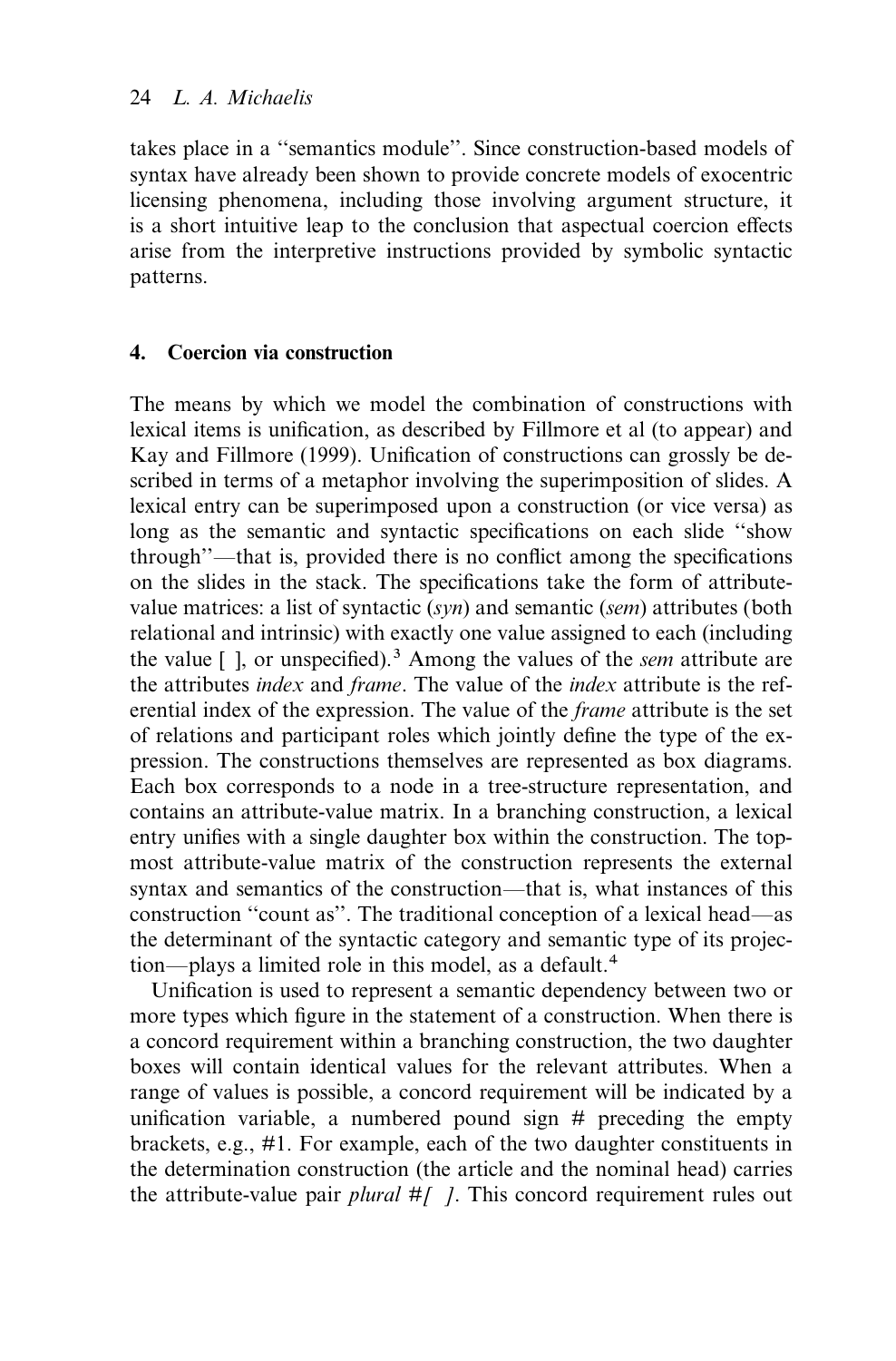takes place in a "semantics module". Since construction-based models of syntax have already been shown to provide concrete models of exocentric licensing phenomena, including those involving argument structure, it is a short intuitive leap to the conclusion that aspectual coercion effects arise from the interpretive instructions provided by symbolic syntactic patterns.

## 4. Coercion via construction

The means by which we model the combination of constructions with lexical items is unification, as described by Fillmore et al (to appear) and Kay and Fillmore (1999). Unification of constructions can grossly be described in terms of a metaphor involving the superimposition of slides. A lexical entry can be superimposed upon a construction (or vice versa) as long as the semantic and syntactic specifications on each slide "show through"—that is, provided there is no conflict among the specifications on the slides in the stack. The specifications take the form of attribute-value matrices: a list of syntactic (*syn*) and semantic (*sem*) attributes (both relational and intrinsic) with exactly one value assigned to each (including the value [ ], or unspecified).[3] Among the values of the *sem* attribute are the attributes *index* and *frame*. The value of the *index* attribute is the referential index of the expression. The value of the *frame* attribute is the set of relations and participant roles which jointly define the type of the expression. The constructions themselves are represented as box diagrams. Each box corresponds to a node in a tree-structure representation, and contains an attribute-value matrix. In a branching construction, a lexical entry unifies with a single daughter box within the construction. The topmost attribute-value matrix of the construction represents the external syntax and semantics of the construction—that is, what instances of this construction "count as". The traditional conception of a lexical head—as the determinant of the syntactic category and semantic type of its projection—plays a limited role in this model, as a default.[4]

Unification is used to represent a semantic dependency between two or more types which figure in the statement of a construction. When there is a concord requirement within a branching construction, the two daughter boxes will contain identical values for the relevant attributes. When a range of values is possible, a concord requirement will be indicated by a unification variable, a numbered pound sign # preceding the empty brackets, e.g., #1. For example, each of the two daughter constituents in the determination construction (the article and the nominal head) carries the attribute-value pair *plural #[ ]*. This concord requirement rules out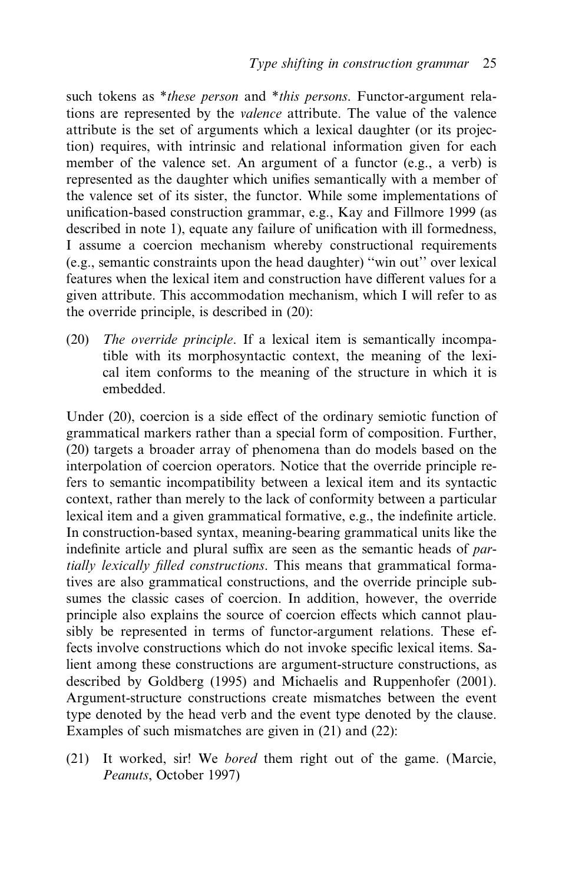such tokens as *\*these person* and *\*this persons*. Functor-argument relations are represented by the *valence* attribute. The value of the valence attribute is the set of arguments which a lexical daughter (or its projection) requires, with intrinsic and relational information given for each member of the valence set. An argument of a functor (e.g., a verb) is represented as the daughter which unifies semantically with a member of the valence set of its sister, the functor. While some implementations of unification-based construction grammar, e.g., Kay and Fillmore 1999 (as described in note 1), equate any failure of unification with ill formedness, I assume a coercion mechanism whereby constructional requirements (e.g., semantic constraints upon the head daughter) ''win out'' over lexical features when the lexical item and construction have different values for a given attribute. This accommodation mechanism, which I will refer to as the override principle, is described in (20):

(20) *The override principle*. If a lexical item is semantically incompatible with its morphosyntactic context, the meaning of the lexical item conforms to the meaning of the structure in which it is embedded.

Under (20), coercion is a side effect of the ordinary semiotic function of grammatical markers rather than a special form of composition. Further, (20) targets a broader array of phenomena than do models based on the interpolation of coercion operators. Notice that the override principle refers to semantic incompatibility between a lexical item and its syntactic context, rather than merely to the lack of conformity between a particular lexical item and a given grammatical formative, e.g., the indefinite article. In construction-based syntax, meaning-bearing grammatical units like the indefinite article and plural suffix are seen as the semantic heads of *partially lexically filled constructions*. This means that grammatical formatives are also grammatical constructions, and the override principle subsumes the classic cases of coercion. In addition, however, the override principle also explains the source of coercion effects which cannot plausibly be represented in terms of functor-argument relations. These effects involve constructions which do not invoke specific lexical items. Salient among these constructions are argument-structure constructions, as described by Goldberg (1995) and Michaelis and Ruppenhofer (2001). Argument-structure constructions create mismatches between the event type denoted by the head verb and the event type denoted by the clause. Examples of such mismatches are given in (21) and (22):

(21) It worked, sir! We *bored* them right out of the game. (Marcie, *Peanuts*, October 1997)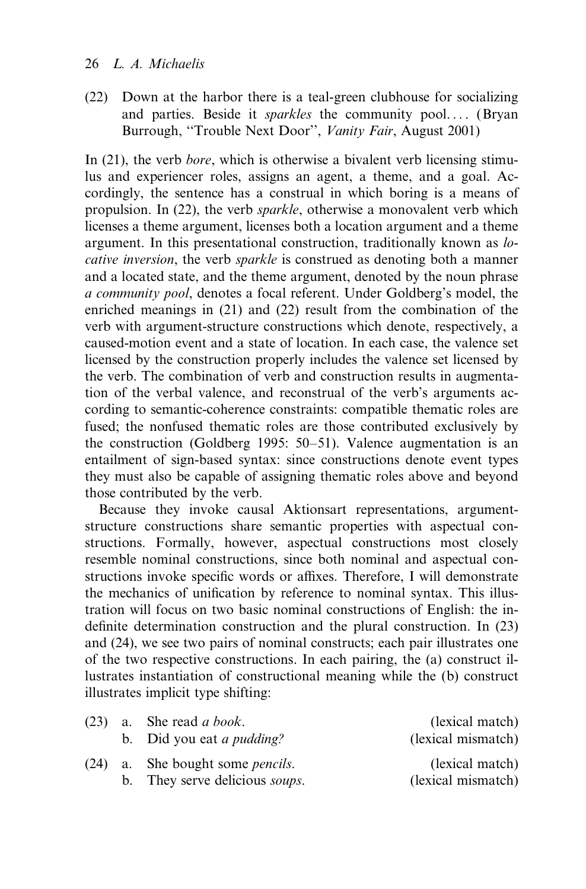(22) Down at the harbor there is a teal-green clubhouse for socializing and parties. Beside it *sparkles* the community pool. . . . (Bryan Burrough, "Trouble Next Door", *Vanity Fair*, August 2001)

In (21), the verb *bore*, which is otherwise a bivalent verb licensing stimulus and experiencer roles, assigns an agent, a theme, and a goal. Accordingly, the sentence has a construal in which boring is a means of propulsion. In (22), the verb *sparkle*, otherwise a monovalent verb which licenses a theme argument, licenses both a location argument and a theme argument. In this presentational construction, traditionally known as *locative inversion*, the verb *sparkle* is construed as denoting both a manner and a located state, and the theme argument, denoted by the noun phrase *a community pool*, denotes a focal referent. Under Goldberg's model, the enriched meanings in (21) and (22) result from the combination of the verb with argument-structure constructions which denote, respectively, a caused-motion event and a state of location. In each case, the valence set licensed by the construction properly includes the valence set licensed by the verb. The combination of verb and construction results in augmentation of the verbal valence, and reconstrual of the verb's arguments according to semantic-coherence constraints: compatible thematic roles are fused; the nonfused thematic roles are those contributed exclusively by the construction (Goldberg 1995: 50–51). Valence augmentation is an entailment of sign-based syntax: since constructions denote event types they must also be capable of assigning thematic roles above and beyond those contributed by the verb.

Because they invoke causal Aktionsart representations, argument-structure constructions share semantic properties with aspectual constructions. Formally, however, aspectual constructions most closely resemble nominal constructions, since both nominal and aspectual constructions invoke specific words or affixes. Therefore, I will demonstrate the mechanics of unification by reference to nominal syntax. This illustration will focus on two basic nominal constructions of English: the indefinite determination construction and the plural construction. In (23) and (24), we see two pairs of nominal constructs; each pair illustrates one of the two respective constructions. In each pairing, the (a) construct illustrates instantiation of constructional meaning while the (b) construct illustrates implicit type shifting:

(23) a. She read *a book*. (lexical match)
b. Did you eat *a pudding?* (lexical mismatch)

(24) a. She bought some *pencils*. (lexical match)
b. They serve delicious *soups*. (lexical mismatch)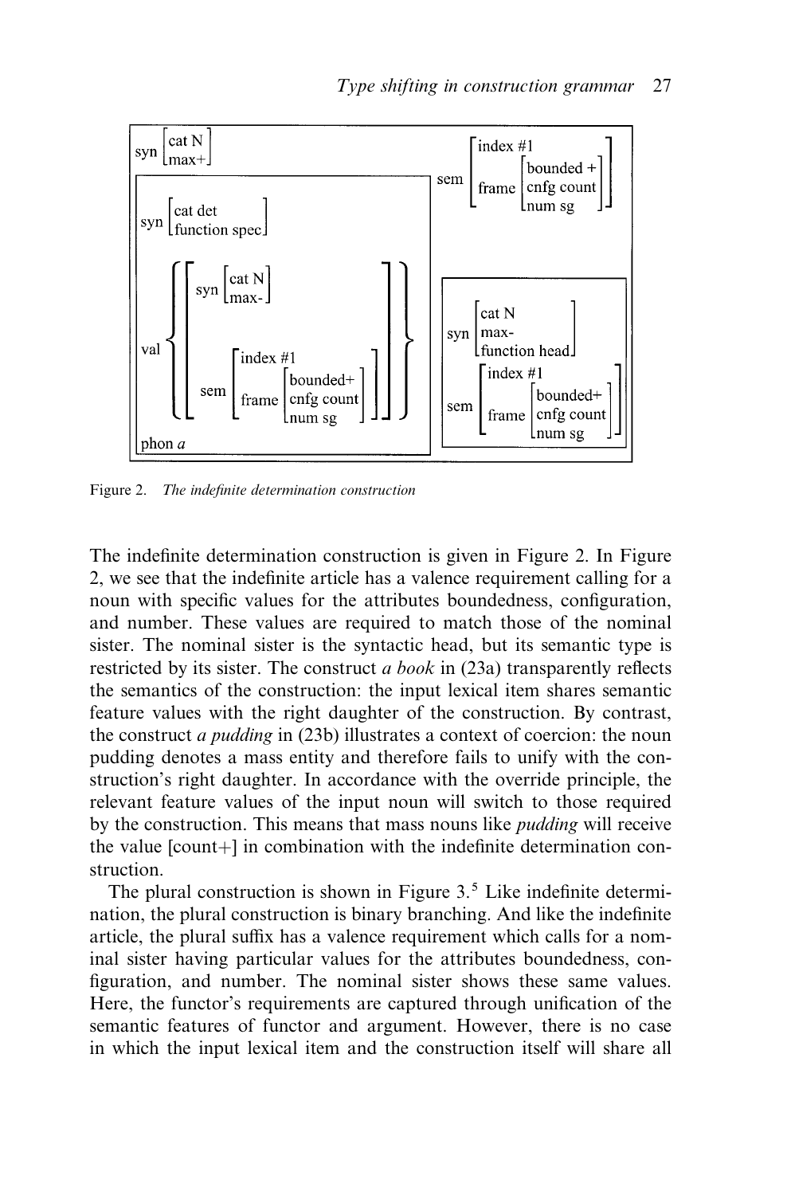```
syn [cat N, max+]                         sem [index #1
                                               frame [bounded +
                                                      cnfg count
                                                      num sg]]

┌─────────────────────────────────────┐   ┌──────────────────────────────┐
│ syn [cat det                        │   │ syn [cat N                   │
│      function spec]                 │   │      max-                    │
│                                     │   │      function head]          │
│ val { [ syn [cat N                  │   │ sem [index #1                │
│              max-]                  │   │      frame [bounded+         │
│         sem [index #1               │   │             cnfg count       │
│              frame [bounded+        │   │             num sg]]         │
│                     cnfg count      │   └──────────────────────────────┘
│                     num sg]] ] }    │
│ phon a                              │
└─────────────────────────────────────┘
```

Figure 2. *The indefinite determination construction*

The indefinite determination construction is given in Figure 2. In Figure 2, we see that the indefinite article has a valence requirement calling for a noun with specific values for the attributes boundedness, configuration, and number. These values are required to match those of the nominal sister. The nominal sister is the syntactic head, but its semantic type is restricted by its sister. The construct *a book* in (23a) transparently reflects the semantics of the construction: the input lexical item shares semantic feature values with the right daughter of the construction. By contrast, the construct *a pudding* in (23b) illustrates a context of coercion: the noun pudding denotes a mass entity and therefore fails to unify with the construction's right daughter. In accordance with the override principle, the relevant feature values of the input noun will switch to those required by the construction. This means that mass nouns like *pudding* will receive the value [count+] in combination with the indefinite determination construction.

The plural construction is shown in Figure 3.[5] Like indefinite determination, the plural construction is binary branching. And like the indefinite article, the plural suffix has a valence requirement which calls for a nominal sister having particular values for the attributes boundedness, configuration, and number. The nominal sister shows these same values. Here, the functor's requirements are captured through unification of the semantic features of functor and argument. However, there is no case in which the input lexical item and the construction itself will share all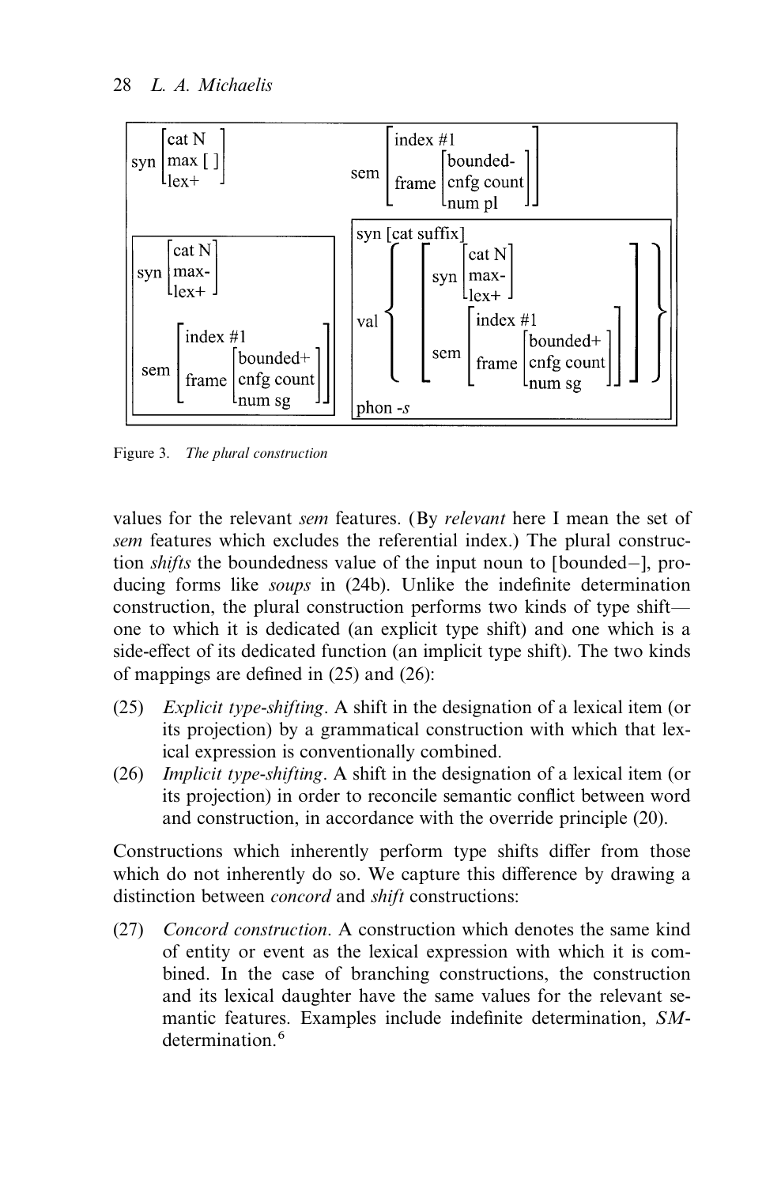```
syn [cat N, max [ ], lex+]          sem [index #1, frame [bounded-, cnfg count, num pl]]

┌─────────────────────────────┐   ┌──────────────────────────────────────────────────────┐
│ syn [cat N, max-, lex+]     │   │ syn [cat suffix]                                     │
│                             │   │ val { [ syn [cat N, max-, lex+]                      │
│ sem [index #1,              │   │         sem [index #1,                               │
│      frame [bounded+,       │   │              frame [bounded+, cnfg count, num sg]] ] }│
│             cnfg count,     │   │                                                      │
│             num sg]]        │   │ phon -s                                              │
└─────────────────────────────┘   └──────────────────────────────────────────────────────┘
```

Figure 3. *The plural construction*

values for the relevant *sem* features. (By *relevant* here I mean the set of *sem* features which excludes the referential index.) The plural construction *shifts* the boundedness value of the input noun to [bounded−], producing forms like *soups* in (24b). Unlike the indefinite determination construction, the plural construction performs two kinds of type shift—one to which it is dedicated (an explicit type shift) and one which is a side-effect of its dedicated function (an implicit type shift). The two kinds of mappings are defined in (25) and (26):

(25) *Explicit type-shifting*. A shift in the designation of a lexical item (or its projection) by a grammatical construction with which that lexical expression is conventionally combined.

(26) *Implicit type-shifting*. A shift in the designation of a lexical item (or its projection) in order to reconcile semantic conflict between word and construction, in accordance with the override principle (20).

Constructions which inherently perform type shifts differ from those which do not inherently do so. We capture this difference by drawing a distinction between *concord* and *shift* constructions:

(27) *Concord construction*. A construction which denotes the same kind of entity or event as the lexical expression with which it is combined. In the case of branching constructions, the construction and its lexical daughter have the same values for the relevant semantic features. Examples include indefinite determination, *SM*-determination.[6]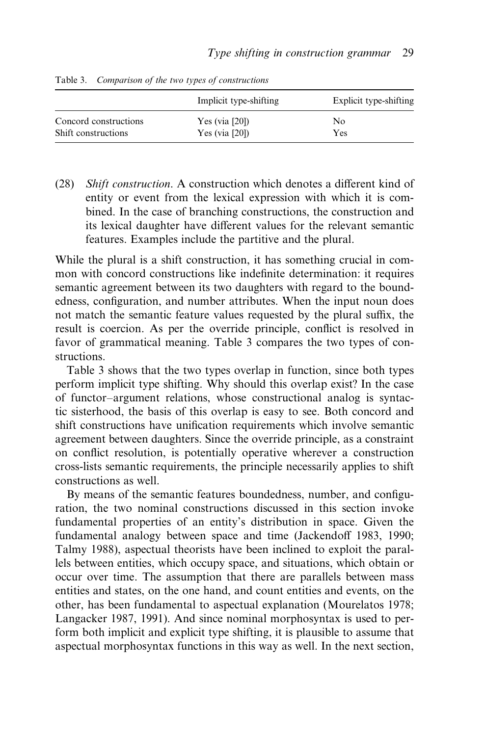Table 3. *Comparison of the two types of constructions*

| | Implicit type-shifting | Explicit type-shifting |
|---|---|---|
| Concord constructions | Yes (via [20]) | No |
| Shift constructions | Yes (via [20]) | Yes |

(28) *Shift construction*. A construction which denotes a different kind of entity or event from the lexical expression with which it is combined. In the case of branching constructions, the construction and its lexical daughter have different values for the relevant semantic features. Examples include the partitive and the plural.

While the plural is a shift construction, it has something crucial in common with concord constructions like indefinite determination: it requires semantic agreement between its two daughters with regard to the boundedness, configuration, and number attributes. When the input noun does not match the semantic feature values requested by the plural suffix, the result is coercion. As per the override principle, conflict is resolved in favor of grammatical meaning. Table 3 compares the two types of constructions.

Table 3 shows that the two types overlap in function, since both types perform implicit type shifting. Why should this overlap exist? In the case of functor–argument relations, whose constructional analog is syntactic sisterhood, the basis of this overlap is easy to see. Both concord and shift constructions have unification requirements which involve semantic agreement between daughters. Since the override principle, as a constraint on conflict resolution, is potentially operative wherever a construction cross-lists semantic requirements, the principle necessarily applies to shift constructions as well.

By means of the semantic features boundedness, number, and configuration, the two nominal constructions discussed in this section invoke fundamental properties of an entity's distribution in space. Given the fundamental analogy between space and time (Jackendoff 1983, 1990; Talmy 1988), aspectual theorists have been inclined to exploit the parallels between entities, which occupy space, and situations, which obtain or occur over time. The assumption that there are parallels between mass entities and states, on the one hand, and count entities and events, on the other, has been fundamental to aspectual explanation (Mourelatos 1978; Langacker 1987, 1991). And since nominal morphosyntax is used to perform both implicit and explicit type shifting, it is plausible to assume that aspectual morphosyntax functions in this way as well. In the next section,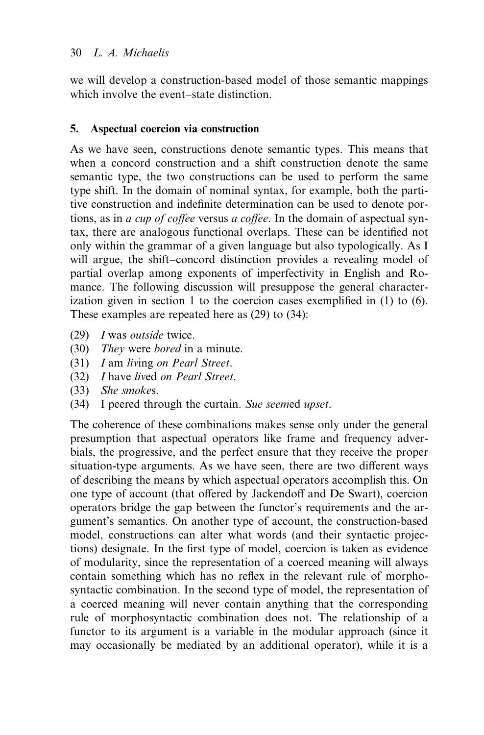we will develop a construction-based model of those semantic mappings which involve the event–state distinction.

## 5. Aspectual coercion via construction

As we have seen, constructions denote semantic types. This means that when a concord construction and a shift construction denote the same semantic type, the two constructions can be used to perform the same type shift. In the domain of nominal syntax, for example, both the partitive construction and indefinite determination can be used to denote portions, as in *a cup of coffee* versus *a coffee*. In the domain of aspectual syntax, there are analogous functional overlaps. These can be identified not only within the grammar of a given language but also typologically. As I will argue, the shift–concord distinction provides a revealing model of partial overlap among exponents of imperfectivity in English and Romance. The following discussion will presuppose the general characterization given in section 1 to the coercion cases exemplified in (1) to (6). These examples are repeated here as (29) to (34):

(29) *I* was *outside* twice.
(30) *They* were *bored* in a minute.
(31) *I* am *liv*ing *on Pearl Street*.
(32) *I* have *liv*ed *on Pearl Street*.
(33) *She smoke*s.
(34) I peered through the curtain. *Sue seem*ed *upset*.

The coherence of these combinations makes sense only under the general presumption that aspectual operators like frame and frequency adverbials, the progressive, and the perfect ensure that they receive the proper situation-type arguments. As we have seen, there are two different ways of describing the means by which aspectual operators accomplish this. On one type of account (that offered by Jackendoff and De Swart), coercion operators bridge the gap between the functor's requirements and the argument's semantics. On another type of account, the construction-based model, constructions can alter what words (and their syntactic projections) designate. In the first type of model, coercion is taken as evidence of modularity, since the representation of a coerced meaning will always contain something which has no reflex in the relevant rule of morphosyntactic combination. In the second type of model, the representation of a coerced meaning will never contain anything that the corresponding rule of morphosyntactic combination does not. The relationship of a functor to its argument is a variable in the modular approach (since it may occasionally be mediated by an additional operator), while it is a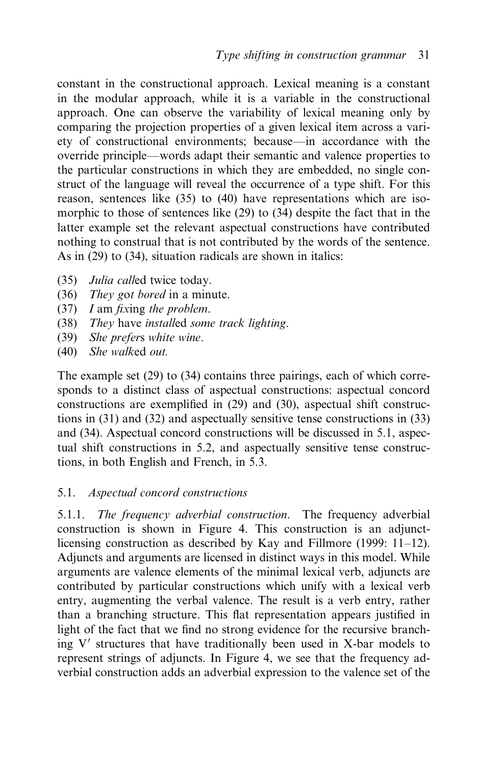constant in the constructional approach. Lexical meaning is a constant in the modular approach, while it is a variable in the constructional approach. One can observe the variability of lexical meaning only by comparing the projection properties of a given lexical item across a variety of constructional environments; because—in accordance with the override principle—words adapt their semantic and valence properties to the particular constructions in which they are embedded, no single construct of the language will reveal the occurrence of a type shift. For this reason, sentences like (35) to (40) have representations which are isomorphic to those of sentences like (29) to (34) despite the fact that in the latter example set the relevant aspectual constructions have contributed nothing to construal that is not contributed by the words of the sentence. As in (29) to (34), situation radicals are shown in italics:

(35) *Julia call*ed twice today.
(36) *They* g*o*t *bored* in a minute.
(37) *I* am *fix*ing *the problem*.
(38) *They* have *install*ed *some track lighting*.
(39) *She prefer*s *white wine*.
(40) *She walk*ed *out.*

The example set (29) to (34) contains three pairings, each of which corresponds to a distinct class of aspectual constructions: aspectual concord constructions are exemplified in (29) and (30), aspectual shift constructions in (31) and (32) and aspectually sensitive tense constructions in (33) and (34). Aspectual concord constructions will be discussed in 5.1, aspectual shift constructions in 5.2, and aspectually sensitive tense constructions, in both English and French, in 5.3.

### 5.1. *Aspectual concord constructions*

5.1.1. *The frequency adverbial construction*. The frequency adverbial construction is shown in Figure 4. This construction is an adjunct-licensing construction as described by Kay and Fillmore (1999: 11–12). Adjuncts and arguments are licensed in distinct ways in this model. While arguments are valence elements of the minimal lexical verb, adjuncts are contributed by particular constructions which unify with a lexical verb entry, augmenting the verbal valence. The result is a verb entry, rather than a branching structure. This flat representation appears justified in light of the fact that we find no strong evidence for the recursive branching V′ structures that have traditionally been used in X-bar models to represent strings of adjuncts. In Figure 4, we see that the frequency adverbial construction adds an adverbial expression to the valence set of the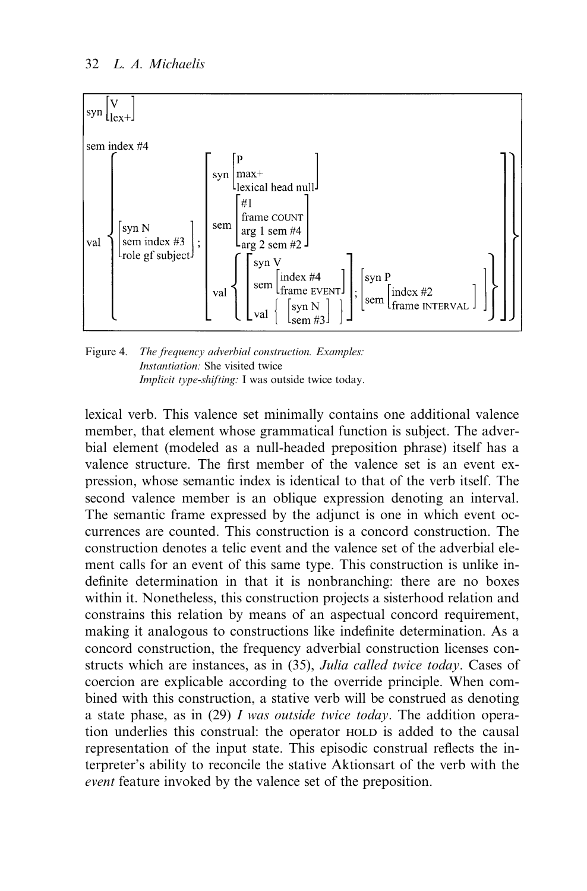```
syn [ V
      lex+ ]

sem index #4

val { [ syn N          ] ;  [ syn [ P
        sem index #3   ]            max+
        role gf subject]            lexical head null ]
                              sem [ #1
                                    frame COUNT
                                    arg 1 sem #4
                                    arg 2 sem #2 ]
                              val { [ syn V
                                      sem [ index #4
                                            frame EVENT ]
                                      val { [ syn N
                                              sem #3 ] } ] ; [ syn P
                                                               sem [ index #2
                                                                     frame INTERVAL ] ] } ] }
```

Figure 4. *The frequency adverbial construction. Examples:*
*Instantiation:* She visited twice
*Implicit type-shifting:* I was outside twice today.

lexical verb. This valence set minimally contains one additional valence member, that element whose grammatical function is subject. The adverbial element (modeled as a null-headed preposition phrase) itself has a valence structure. The first member of the valence set is an event expression, whose semantic index is identical to that of the verb itself. The second valence member is an oblique expression denoting an interval. The semantic frame expressed by the adjunct is one in which event occurrences are counted. This construction is a concord construction. The construction denotes a telic event and the valence set of the adverbial element calls for an event of this same type. This construction is unlike indefinite determination in that it is nonbranching: there are no boxes within it. Nonetheless, this construction projects a sisterhood relation and constrains this relation by means of an aspectual concord requirement, making it analogous to constructions like indefinite determination. As a concord construction, the frequency adverbial construction licenses constructs which are instances, as in (35), *Julia called twice today*. Cases of coercion are explicable according to the override principle. When combined with this construction, a stative verb will be construed as denoting a state phase, as in (29) *I was outside twice today*. The addition operation underlies this construal: the operator HOLD is added to the causal representation of the input state. This episodic construal reflects the interpreter's ability to reconcile the stative Aktionsart of the verb with the *event* feature invoked by the valence set of the preposition.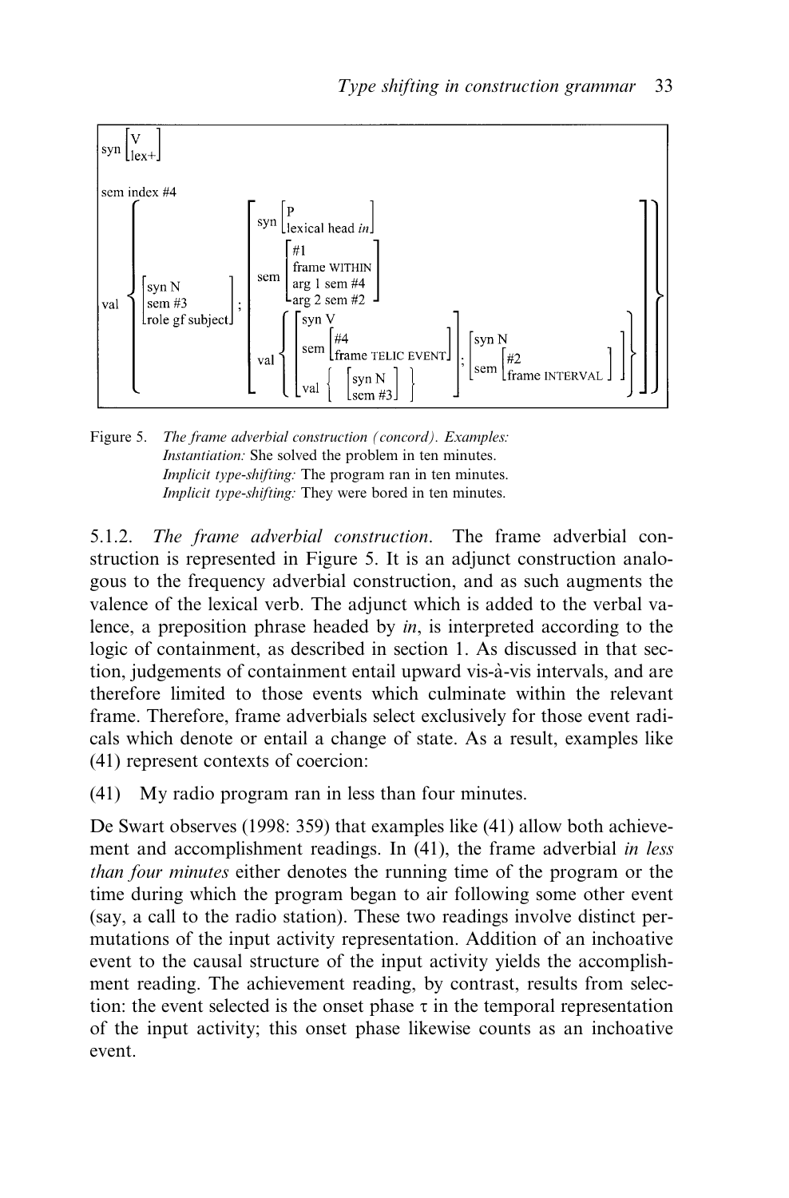```
syn [V
     lex+]

sem index #4

val { [syn N          ;  [syn [P
       sem #3                  lexical head in]
       role gf subject]
                           sem [#1
                                frame WITHIN
                                arg 1 sem #4
                                arg 2 sem #2]

                           val { [syn V                            ;  [syn N
                                  sem [#4                               sem [#2
                                       frame TELIC EVENT]                    frame INTERVAL]] } ] }
                                  val { [syn N
                                         sem #3] } ]
```

Figure 5. *The frame adverbial construction (concord). Examples:*
*Instantiation:* She solved the problem in ten minutes.
*Implicit type-shifting:* The program ran in ten minutes.
*Implicit type-shifting:* They were bored in ten minutes.

5.1.2. *The frame adverbial construction*. The frame adverbial construction is represented in Figure 5. It is an adjunct construction analogous to the frequency adverbial construction, and as such augments the valence of the lexical verb. The adjunct which is added to the verbal valence, a preposition phrase headed by *in*, is interpreted according to the logic of containment, as described in section 1. As discussed in that section, judgements of containment entail upward vis-à-vis intervals, and are therefore limited to those events which culminate within the relevant frame. Therefore, frame adverbials select exclusively for those event radicals which denote or entail a change of state. As a result, examples like (41) represent contexts of coercion:

(41) My radio program ran in less than four minutes.

De Swart observes (1998: 359) that examples like (41) allow both achievement and accomplishment readings. In (41), the frame adverbial *in less than four minutes* either denotes the running time of the program or the time during which the program began to air following some other event (say, a call to the radio station). These two readings involve distinct permutations of the input activity representation. Addition of an inchoative event to the causal structure of the input activity yields the accomplishment reading. The achievement reading, by contrast, results from selection: the event selected is the onset phase $\tau$ in the temporal representation of the input activity; this onset phase likewise counts as an inchoative event.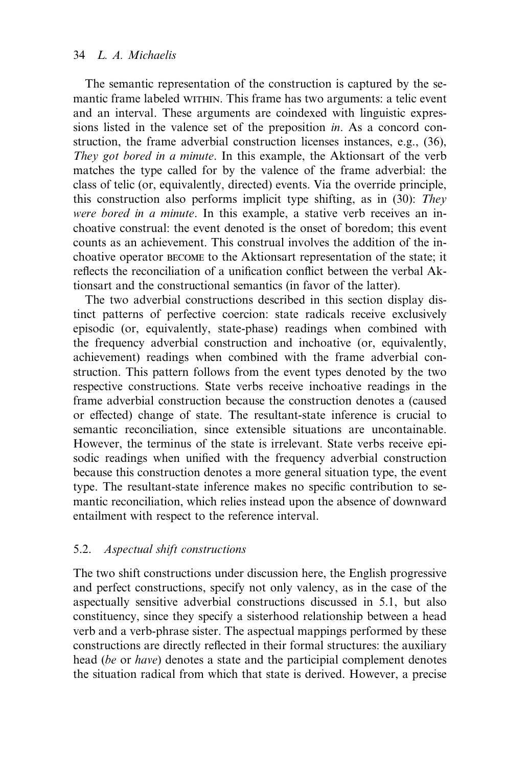The semantic representation of the construction is captured by the semantic frame labeled WITHIN. This frame has two arguments: a telic event and an interval. These arguments are coindexed with linguistic expressions listed in the valence set of the preposition *in*. As a concord construction, the frame adverbial construction licenses instances, e.g., (36), *They got bored in a minute*. In this example, the Aktionsart of the verb matches the type called for by the valence of the frame adverbial: the class of telic (or, equivalently, directed) events. Via the override principle, this construction also performs implicit type shifting, as in (30): *They were bored in a minute*. In this example, a stative verb receives an inchoative construal: the event denoted is the onset of boredom; this event counts as an achievement. This construal involves the addition of the inchoative operator BECOME to the Aktionsart representation of the state; it reflects the reconciliation of a unification conflict between the verbal Aktionsart and the constructional semantics (in favor of the latter).

The two adverbial constructions described in this section display distinct patterns of perfective coercion: state radicals receive exclusively episodic (or, equivalently, state-phase) readings when combined with the frequency adverbial construction and inchoative (or, equivalently, achievement) readings when combined with the frame adverbial construction. This pattern follows from the event types denoted by the two respective constructions. State verbs receive inchoative readings in the frame adverbial construction because the construction denotes a (caused or effected) change of state. The resultant-state inference is crucial to semantic reconciliation, since extensible situations are uncontainable. However, the terminus of the state is irrelevant. State verbs receive episodic readings when unified with the frequency adverbial construction because this construction denotes a more general situation type, the event type. The resultant-state inference makes no specific contribution to semantic reconciliation, which relies instead upon the absence of downward entailment with respect to the reference interval.

### 5.2. *Aspectual shift constructions*

The two shift constructions under discussion here, the English progressive and perfect constructions, specify not only valency, as in the case of the aspectually sensitive adverbial constructions discussed in 5.1, but also constituency, since they specify a sisterhood relationship between a head verb and a verb-phrase sister. The aspectual mappings performed by these constructions are directly reflected in their formal structures: the auxiliary head (*be* or *have*) denotes a state and the participial complement denotes the situation radical from which that state is derived. However, a precise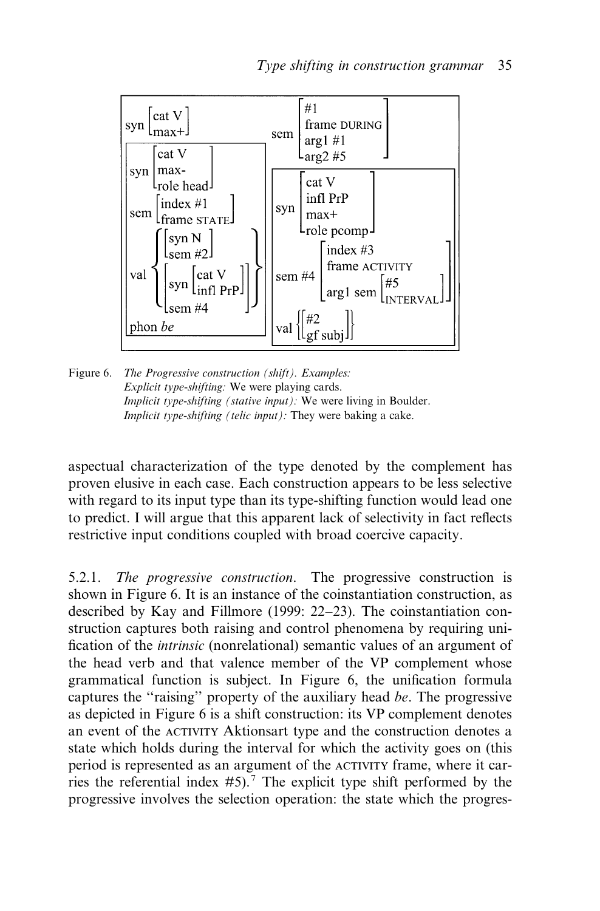```
syn [cat V, max+]
sem [#1, frame DURING, arg1 #1, arg2 #5]

┌─────────────────────────────────────┐  ┌──────────────────────────────────────────────┐
│ syn [cat V, max-, role head]        │  │ syn [cat V, infl PrP, max+, role pcomp]      │
│ sem [index #1, frame STATE]         │  │ sem #4 [index #3, frame ACTIVITY,            │
│ val { [syn N, sem #2],              │  │         arg1 sem [#5, INTERVAL]]             │
│       [syn [cat V, infl PrP],       │  │ val { [#2, gf subj] }                        │
│        sem #4] }                    │  │                                              │
│ phon be                             │  │                                              │
└─────────────────────────────────────┘  └──────────────────────────────────────────────┘
```

Figure 6. *The Progressive construction (shift). Examples:*
*Explicit type-shifting:* We were playing cards.
*Implicit type-shifting (stative input):* We were living in Boulder.
*Implicit type-shifting (telic input):* They were baking a cake.

aspectual characterization of the type denoted by the complement has proven elusive in each case. Each construction appears to be less selective with regard to its input type than its type-shifting function would lead one to predict. I will argue that this apparent lack of selectivity in fact reflects restrictive input conditions coupled with broad coercive capacity.

5.2.1. *The progressive construction.* The progressive construction is shown in Figure 6. It is an instance of the coinstantiation construction, as described by Kay and Fillmore (1999: 22–23). The coinstantiation construction captures both raising and control phenomena by requiring unification of the *intrinsic* (nonrelational) semantic values of an argument of the head verb and that valence member of the VP complement whose grammatical function is subject. In Figure 6, the unification formula captures the "raising" property of the auxiliary head *be*. The progressive as depicted in Figure 6 is a shift construction: its VP complement denotes an event of the ACTIVITY Aktionsart type and the construction denotes a state which holds during the interval for which the activity goes on (this period is represented as an argument of the ACTIVITY frame, where it carries the referential index #5).[7] The explicit type shift performed by the progressive involves the selection operation: the state which the progres-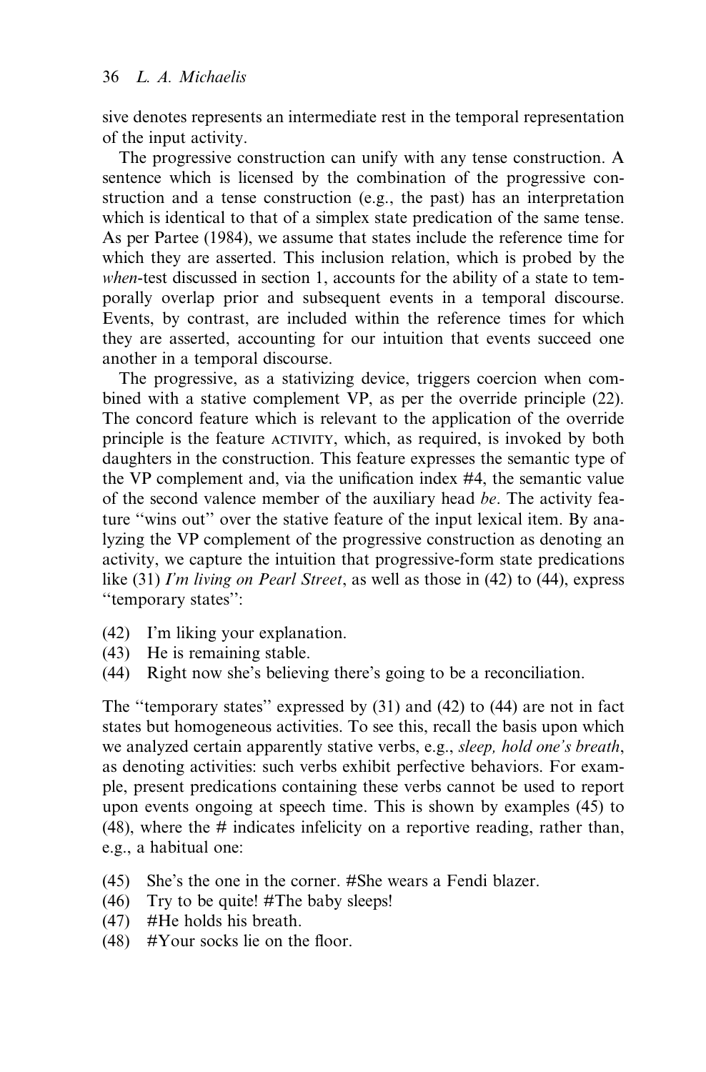sive denotes represents an intermediate rest in the temporal representation of the input activity.

The progressive construction can unify with any tense construction. A sentence which is licensed by the combination of the progressive construction and a tense construction (e.g., the past) has an interpretation which is identical to that of a simplex state predication of the same tense. As per Partee (1984), we assume that states include the reference time for which they are asserted. This inclusion relation, which is probed by the *when*-test discussed in section 1, accounts for the ability of a state to temporally overlap prior and subsequent events in a temporal discourse. Events, by contrast, are included within the reference times for which they are asserted, accounting for our intuition that events succeed one another in a temporal discourse.

The progressive, as a stativizing device, triggers coercion when combined with a stative complement VP, as per the override principle (22). The concord feature which is relevant to the application of the override principle is the feature ACTIVITY, which, as required, is invoked by both daughters in the construction. This feature expresses the semantic type of the VP complement and, via the unification index #4, the semantic value of the second valence member of the auxiliary head *be*. The activity feature ''wins out'' over the stative feature of the input lexical item. By analyzing the VP complement of the progressive construction as denoting an activity, we capture the intuition that progressive-form state predications like (31) *I'm living on Pearl Street*, as well as those in (42) to (44), express ''temporary states'':

(42) I'm liking your explanation.
(43) He is remaining stable.
(44) Right now she's believing there's going to be a reconciliation.

The ''temporary states'' expressed by (31) and (42) to (44) are not in fact states but homogeneous activities. To see this, recall the basis upon which we analyzed certain apparently stative verbs, e.g., *sleep, hold one's breath*, as denoting activities: such verbs exhibit perfective behaviors. For example, present predications containing these verbs cannot be used to report upon events ongoing at speech time. This is shown by examples (45) to (48), where the # indicates infelicity on a reportive reading, rather than, e.g., a habitual one:

(45) She's the one in the corner. #She wears a Fendi blazer.
(46) Try to be quite! #The baby sleeps!
(47) #He holds his breath.
(48) #Your socks lie on the floor.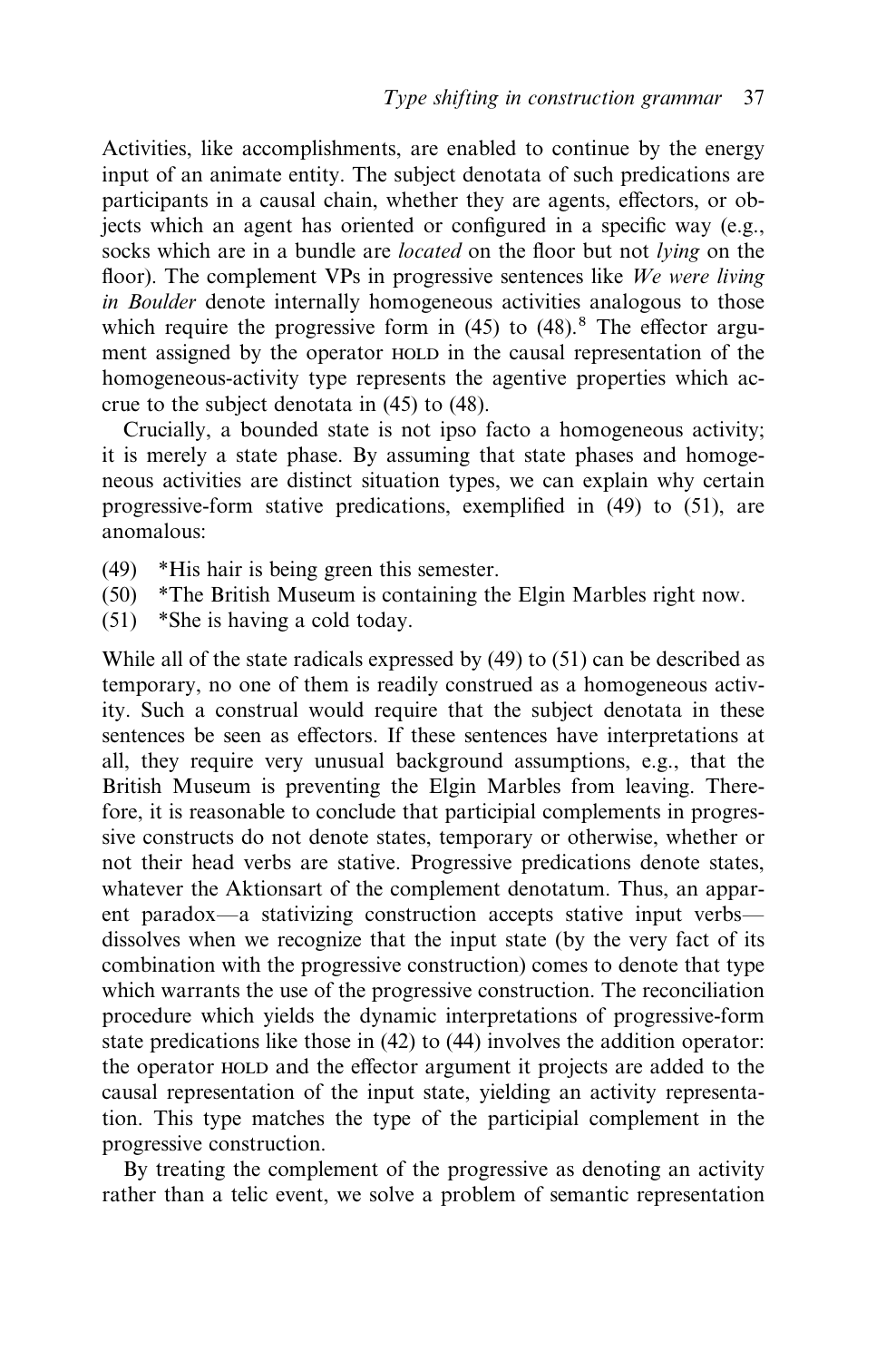Activities, like accomplishments, are enabled to continue by the energy input of an animate entity. The subject denotata of such predications are participants in a causal chain, whether they are agents, effectors, or objects which an agent has oriented or configured in a specific way (e.g., socks which are in a bundle are *located* on the floor but not *lying* on the floor). The complement VPs in progressive sentences like *We were living in Boulder* denote internally homogeneous activities analogous to those which require the progressive form in (45) to (48).[8] The effector argument assigned by the operator HOLD in the causal representation of the homogeneous-activity type represents the agentive properties which accrue to the subject denotata in (45) to (48).

Crucially, a bounded state is not ipso facto a homogeneous activity; it is merely a state phase. By assuming that state phases and homogeneous activities are distinct situation types, we can explain why certain progressive-form stative predications, exemplified in (49) to (51), are anomalous:

(49) *His hair is being green this semester.
(50) *The British Museum is containing the Elgin Marbles right now.
(51) *She is having a cold today.

While all of the state radicals expressed by (49) to (51) can be described as temporary, no one of them is readily construed as a homogeneous activity. Such a construal would require that the subject denotata in these sentences be seen as effectors. If these sentences have interpretations at all, they require very unusual background assumptions, e.g., that the British Museum is preventing the Elgin Marbles from leaving. Therefore, it is reasonable to conclude that participial complements in progressive constructs do not denote states, temporary or otherwise, whether or not their head verbs are stative. Progressive predications denote states, whatever the Aktionsart of the complement denotatum. Thus, an apparent paradox—a stativizing construction accepts stative input verbs—dissolves when we recognize that the input state (by the very fact of its combination with the progressive construction) comes to denote that type which warrants the use of the progressive construction. The reconciliation procedure which yields the dynamic interpretations of progressive-form state predications like those in (42) to (44) involves the addition operator: the operator HOLD and the effector argument it projects are added to the causal representation of the input state, yielding an activity representation. This type matches the type of the participial complement in the progressive construction.

By treating the complement of the progressive as denoting an activity rather than a telic event, we solve a problem of semantic representation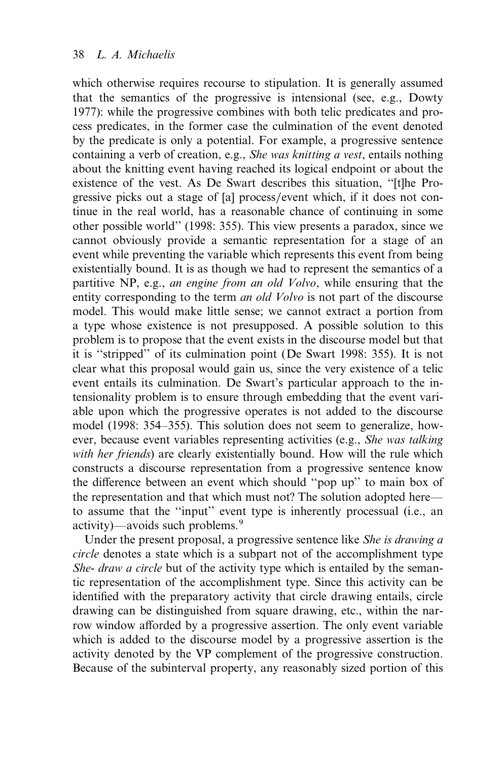which otherwise requires recourse to stipulation. It is generally assumed that the semantics of the progressive is intensional (see, e.g., Dowty 1977): while the progressive combines with both telic predicates and process predicates, in the former case the culmination of the event denoted by the predicate is only a potential. For example, a progressive sentence containing a verb of creation, e.g., *She was knitting a vest*, entails nothing about the knitting event having reached its logical endpoint or about the existence of the vest. As De Swart describes this situation, ''[t]he Progressive picks out a stage of [a] process/event which, if it does not continue in the real world, has a reasonable chance of continuing in some other possible world'' (1998: 355). This view presents a paradox, since we cannot obviously provide a semantic representation for a stage of an event while preventing the variable which represents this event from being existentially bound. It is as though we had to represent the semantics of a partitive NP, e.g., *an engine from an old Volvo*, while ensuring that the entity corresponding to the term *an old Volvo* is not part of the discourse model. This would make little sense; we cannot extract a portion from a type whose existence is not presupposed. A possible solution to this problem is to propose that the event exists in the discourse model but that it is ''stripped'' of its culmination point (De Swart 1998: 355). It is not clear what this proposal would gain us, since the very existence of a telic event entails its culmination. De Swart's particular approach to the intensionality problem is to ensure through embedding that the event variable upon which the progressive operates is not added to the discourse model (1998: 354–355). This solution does not seem to generalize, however, because event variables representing activities (e.g., *She was talking with her friends*) are clearly existentially bound. How will the rule which constructs a discourse representation from a progressive sentence know the difference between an event which should ''pop up'' to main box of the representation and that which must not? The solution adopted here—to assume that the ''input'' event type is inherently processual (i.e., an activity)—avoids such problems.[9]

Under the present proposal, a progressive sentence like *She is drawing a circle* denotes a state which is a subpart not of the accomplishment type *She- draw a circle* but of the activity type which is entailed by the semantic representation of the accomplishment type. Since this activity can be identified with the preparatory activity that circle drawing entails, circle drawing can be distinguished from square drawing, etc., within the narrow window afforded by a progressive assertion. The only event variable which is added to the discourse model by a progressive assertion is the activity denoted by the VP complement of the progressive construction. Because of the subinterval property, any reasonably sized portion of this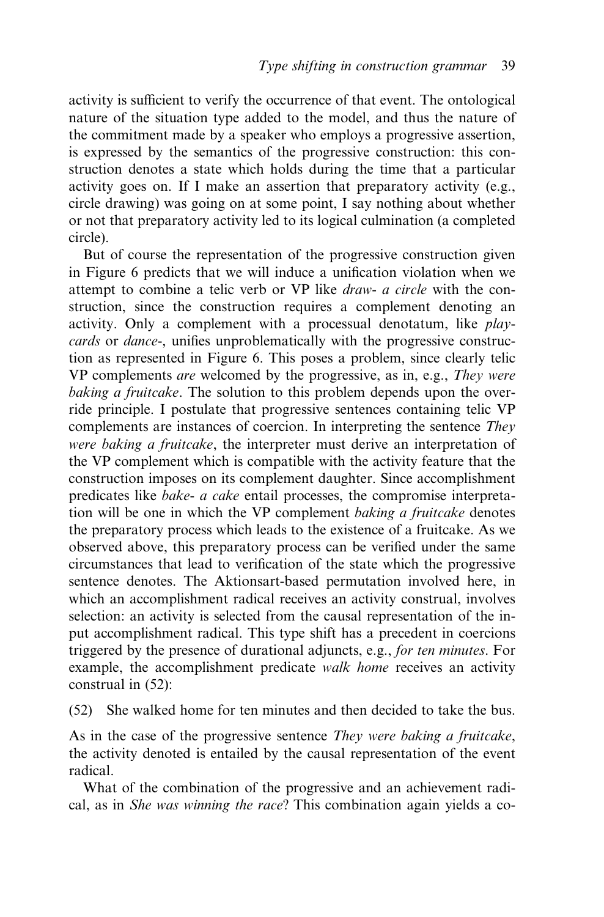activity is sufficient to verify the occurrence of that event. The ontological nature of the situation type added to the model, and thus the nature of the commitment made by a speaker who employs a progressive assertion, is expressed by the semantics of the progressive construction: this construction denotes a state which holds during the time that a particular activity goes on. If I make an assertion that preparatory activity (e.g., circle drawing) was going on at some point, I say nothing about whether or not that preparatory activity led to its logical culmination (a completed circle).

But of course the representation of the progressive construction given in Figure 6 predicts that we will induce a unification violation when we attempt to combine a telic verb or VP like *draw- a circle* with the construction, since the construction requires a complement denoting an activity. Only a complement with a processual denotatum, like *play- cards* or *dance-*, unifies unproblematically with the progressive construction as represented in Figure 6. This poses a problem, since clearly telic VP complements *are* welcomed by the progressive, as in, e.g., *They were baking a fruitcake*. The solution to this problem depends upon the override principle. I postulate that progressive sentences containing telic VP complements are instances of coercion. In interpreting the sentence *They were baking a fruitcake*, the interpreter must derive an interpretation of the VP complement which is compatible with the activity feature that the construction imposes on its complement daughter. Since accomplishment predicates like *bake- a cake* entail processes, the compromise interpretation will be one in which the VP complement *baking a fruitcake* denotes the preparatory process which leads to the existence of a fruitcake. As we observed above, this preparatory process can be verified under the same circumstances that lead to verification of the state which the progressive sentence denotes. The Aktionsart-based permutation involved here, in which an accomplishment radical receives an activity construal, involves selection: an activity is selected from the causal representation of the input accomplishment radical. This type shift has a precedent in coercions triggered by the presence of durational adjuncts, e.g., *for ten minutes*. For example, the accomplishment predicate *walk home* receives an activity construal in (52):

(52) She walked home for ten minutes and then decided to take the bus.

As in the case of the progressive sentence *They were baking a fruitcake*, the activity denoted is entailed by the causal representation of the event radical.

What of the combination of the progressive and an achievement radical, as in *She was winning the race*? This combination again yields a co-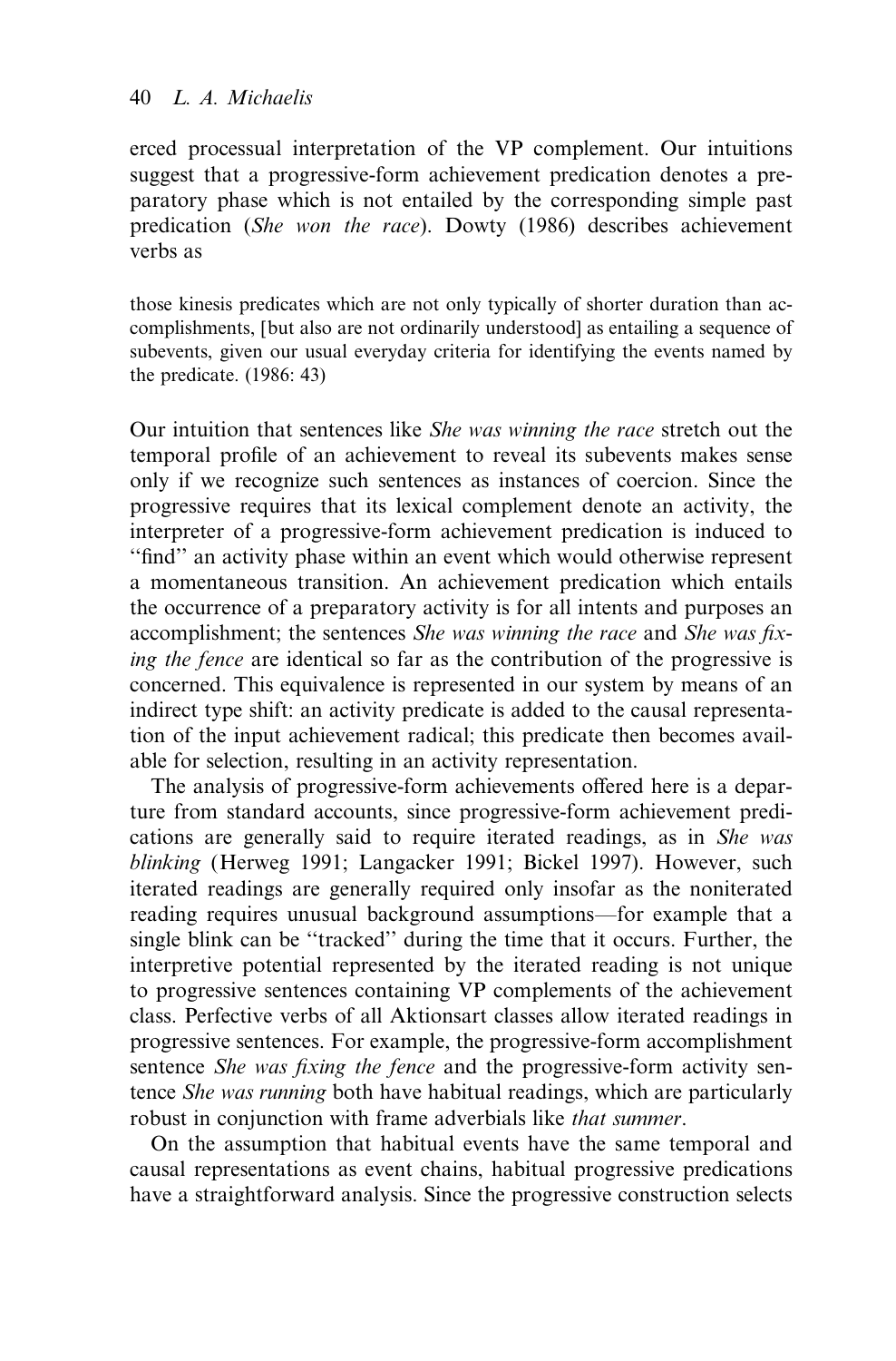erced processual interpretation of the VP complement. Our intuitions suggest that a progressive-form achievement predication denotes a preparatory phase which is not entailed by the corresponding simple past predication (*She won the race*). Dowty (1986) describes achievement verbs as

> those kinesis predicates which are not only typically of shorter duration than accomplishments, [but also are not ordinarily understood] as entailing a sequence of subevents, given our usual everyday criteria for identifying the events named by the predicate. (1986: 43)

Our intuition that sentences like *She was winning the race* stretch out the temporal profile of an achievement to reveal its subevents makes sense only if we recognize such sentences as instances of coercion. Since the progressive requires that its lexical complement denote an activity, the interpreter of a progressive-form achievement predication is induced to ''find'' an activity phase within an event which would otherwise represent a momentaneous transition. An achievement predication which entails the occurrence of a preparatory activity is for all intents and purposes an accomplishment; the sentences *She was winning the race* and *She was fixing the fence* are identical so far as the contribution of the progressive is concerned. This equivalence is represented in our system by means of an indirect type shift: an activity predicate is added to the causal representation of the input achievement radical; this predicate then becomes available for selection, resulting in an activity representation.

The analysis of progressive-form achievements offered here is a departure from standard accounts, since progressive-form achievement predications are generally said to require iterated readings, as in *She was blinking* (Herweg 1991; Langacker 1991; Bickel 1997). However, such iterated readings are generally required only insofar as the noniterated reading requires unusual background assumptions—for example that a single blink can be ''tracked'' during the time that it occurs. Further, the interpretive potential represented by the iterated reading is not unique to progressive sentences containing VP complements of the achievement class. Perfective verbs of all Aktionsart classes allow iterated readings in progressive sentences. For example, the progressive-form accomplishment sentence *She was fixing the fence* and the progressive-form activity sentence *She was running* both have habitual readings, which are particularly robust in conjunction with frame adverbials like *that summer*.

On the assumption that habitual events have the same temporal and causal representations as event chains, habitual progressive predications have a straightforward analysis. Since the progressive construction selects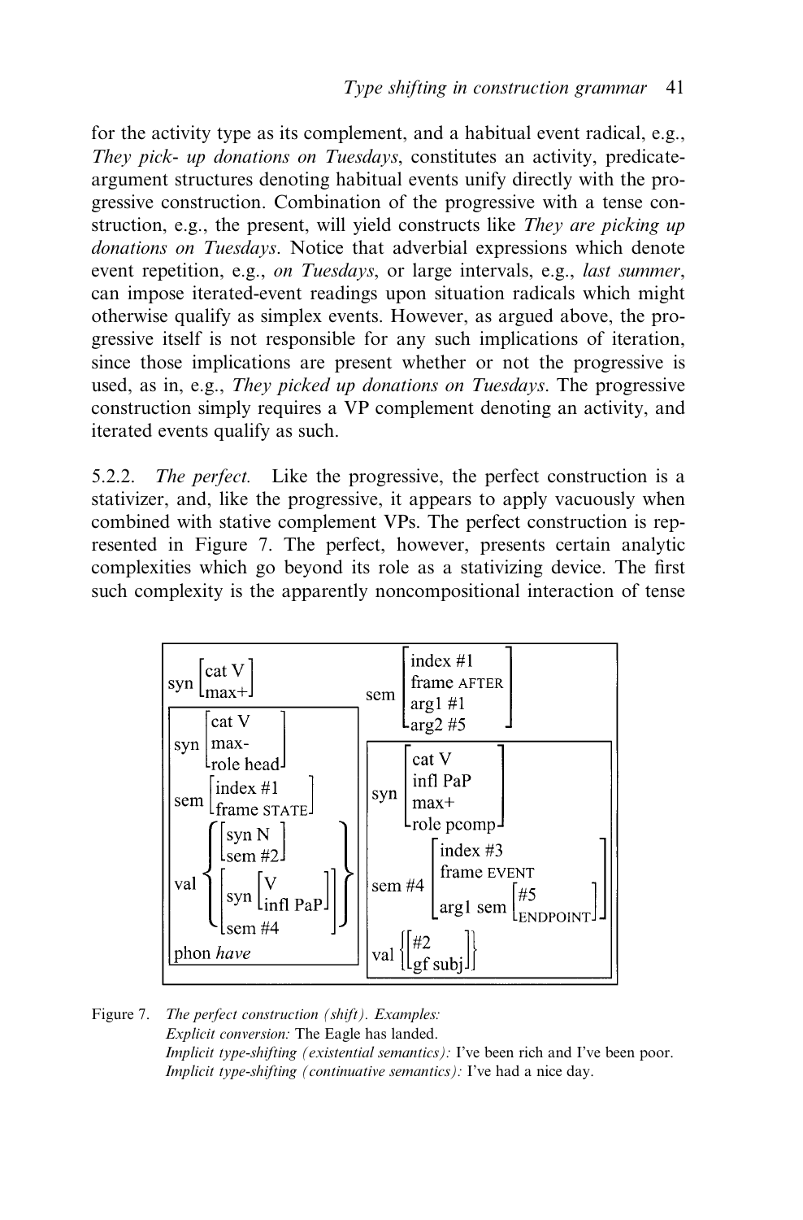for the activity type as its complement, and a habitual event radical, e.g., *They pick- up donations on Tuesdays*, constitutes an activity, predicate-argument structures denoting habitual events unify directly with the progressive construction. Combination of the progressive with a tense construction, e.g., the present, will yield constructs like *They are picking up donations on Tuesdays*. Notice that adverbial expressions which denote event repetition, e.g., *on Tuesdays*, or large intervals, e.g., *last summer*, can impose iterated-event readings upon situation radicals which might otherwise qualify as simplex events. However, as argued above, the progressive itself is not responsible for any such implications of iteration, since those implications are present whether or not the progressive is used, as in, e.g., *They picked up donations on Tuesdays*. The progressive construction simply requires a VP complement denoting an activity, and iterated events qualify as such.

5.2.2. *The perfect.* Like the progressive, the perfect construction is a stativizer, and, like the progressive, it appears to apply vacuously when combined with stative complement VPs. The perfect construction is represented in Figure 7. The perfect, however, presents certain analytic complexities which go beyond its role as a stativizing device. The first such complexity is the apparently noncompositional interaction of tense

```
syn [cat V, max+]                         sem [index #1
                                               frame AFTER
                                               arg1 #1
                                               arg2 #5]
┌──────────────────────────────┐  ┌─────────────────────────────────────┐
│ syn [cat V                   │  │ syn [cat V                          │
│      max-                    │  │      infl PaP                       │
│      role head]              │  │      max+                           │
│ sem [index #1                │  │      role pcomp]                    │
│      frame STATE]            │  │ sem #4 [index #3                    │
│ val { [syn N                 │  │         frame EVENT                 │
│        sem #2],              │  │         arg1 sem [#5 ENDPOINT]]     │
│       [syn [V, infl PaP]     │  │ val { [#2                           │
│        sem #4] }             │  │        gf subj] }                   │
│ phon have                    │  │                                     │
└──────────────────────────────┘  └─────────────────────────────────────┘
```

Figure 7. *The perfect construction (shift). Examples:*
*Explicit conversion:* The Eagle has landed.
*Implicit type-shifting (existential semantics):* I've been rich and I've been poor.
*Implicit type-shifting (continuative semantics):* I've had a nice day.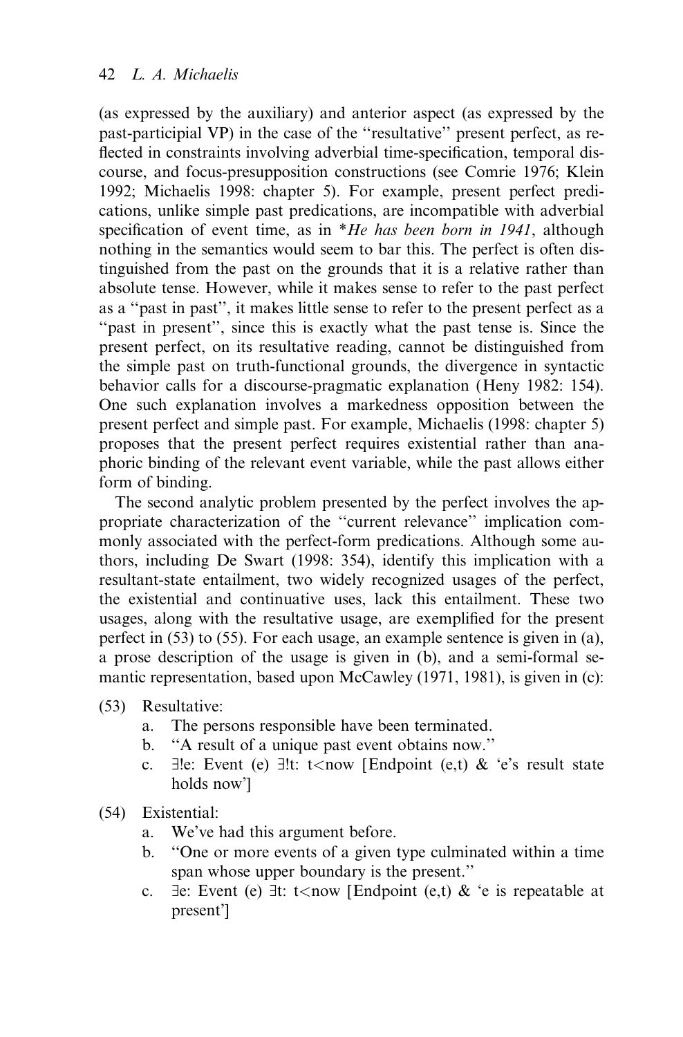(as expressed by the auxiliary) and anterior aspect (as expressed by the past-participial VP) in the case of the ''resultative'' present perfect, as reflected in constraints involving adverbial time-specification, temporal discourse, and focus-presupposition constructions (see Comrie 1976; Klein 1992; Michaelis 1998: chapter 5). For example, present perfect predications, unlike simple past predications, are incompatible with adverbial specification of event time, as in **He has been born in 1941*, although nothing in the semantics would seem to bar this. The perfect is often distinguished from the past on the grounds that it is a relative rather than absolute tense. However, while it makes sense to refer to the past perfect as a ''past in past'', it makes little sense to refer to the present perfect as a ''past in present'', since this is exactly what the past tense is. Since the present perfect, on its resultative reading, cannot be distinguished from the simple past on truth-functional grounds, the divergence in syntactic behavior calls for a discourse-pragmatic explanation (Heny 1982: 154). One such explanation involves a markedness opposition between the present perfect and simple past. For example, Michaelis (1998: chapter 5) proposes that the present perfect requires existential rather than anaphoric binding of the relevant event variable, while the past allows either form of binding.

The second analytic problem presented by the perfect involves the appropriate characterization of the ''current relevance'' implication commonly associated with the perfect-form predications. Although some authors, including De Swart (1998: 354), identify this implication with a resultant-state entailment, two widely recognized usages of the perfect, the existential and continuative uses, lack this entailment. These two usages, along with the resultative usage, are exemplified for the present perfect in (53) to (55). For each usage, an example sentence is given in (a), a prose description of the usage is given in (b), and a semi-formal semantic representation, based upon McCawley (1971, 1981), is given in (c):

(53) Resultative:
   a. The persons responsible have been terminated.
   b. ''A result of a unique past event obtains now.''
   c. ∃!e: Event (e) ∃!t: t<now [Endpoint (e,t) & 'e's result state holds now']

(54) Existential:
   a. We've had this argument before.
   b. ''One or more events of a given type culminated within a time span whose upper boundary is the present.''
   c. ∃e: Event (e) ∃t: t<now [Endpoint (e,t) & 'e is repeatable at present']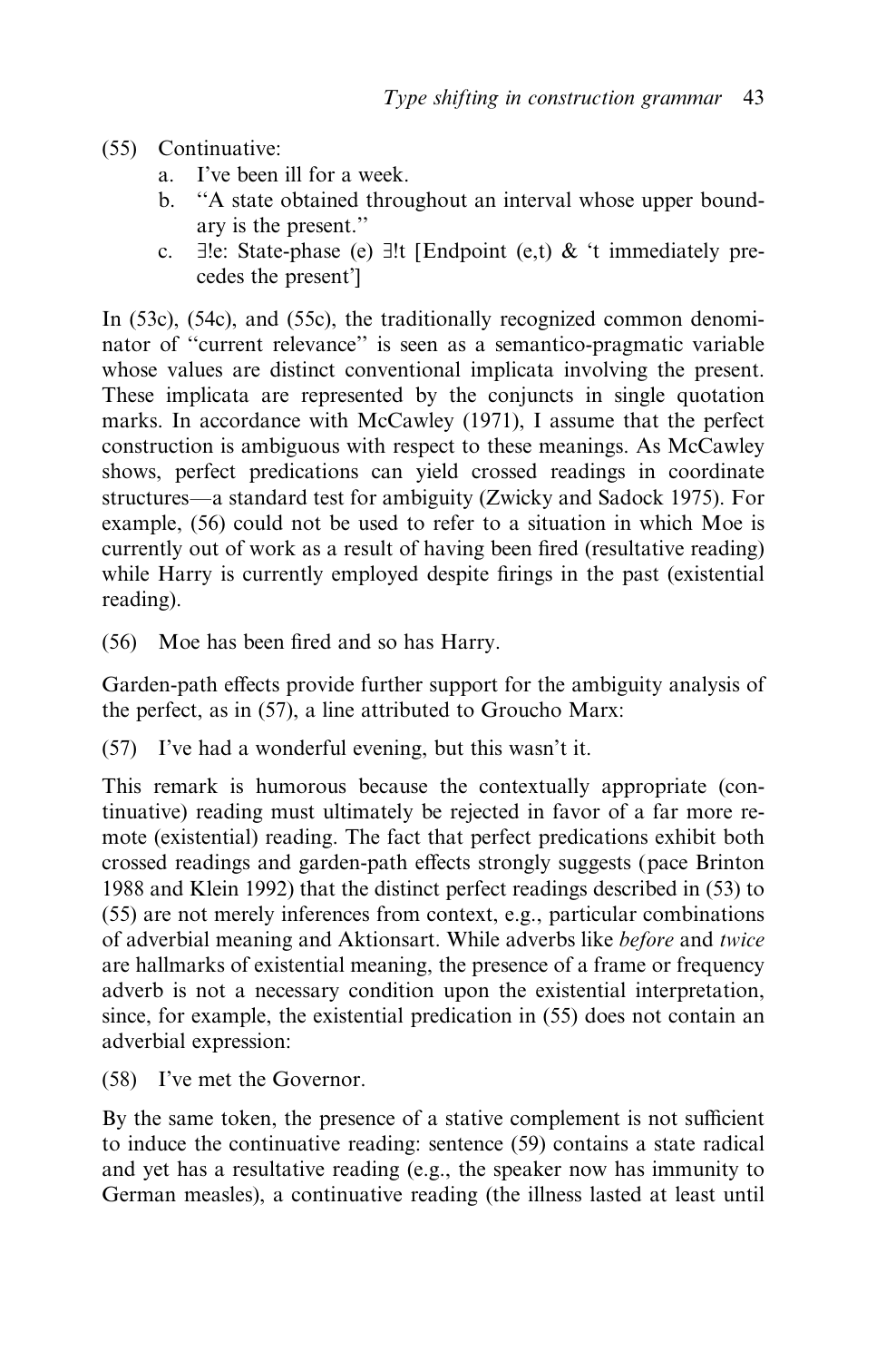(55) Continuative:
   a. I've been ill for a week.
   b. "A state obtained throughout an interval whose upper boundary is the present."
   c. ∃!e: State-phase (e) ∃!t [Endpoint (e,t) & 't immediately precedes the present']

In (53c), (54c), and (55c), the traditionally recognized common denominator of "current relevance" is seen as a semantico-pragmatic variable whose values are distinct conventional implicata involving the present. These implicata are represented by the conjuncts in single quotation marks. In accordance with McCawley (1971), I assume that the perfect construction is ambiguous with respect to these meanings. As McCawley shows, perfect predications can yield crossed readings in coordinate structures—a standard test for ambiguity (Zwicky and Sadock 1975). For example, (56) could not be used to refer to a situation in which Moe is currently out of work as a result of having been fired (resultative reading) while Harry is currently employed despite firings in the past (existential reading).

(56) Moe has been fired and so has Harry.

Garden-path effects provide further support for the ambiguity analysis of the perfect, as in (57), a line attributed to Groucho Marx:

(57) I've had a wonderful evening, but this wasn't it.

This remark is humorous because the contextually appropriate (continuative) reading must ultimately be rejected in favor of a far more remote (existential) reading. The fact that perfect predications exhibit both crossed readings and garden-path effects strongly suggests (pace Brinton 1988 and Klein 1992) that the distinct perfect readings described in (53) to (55) are not merely inferences from context, e.g., particular combinations of adverbial meaning and Aktionsart. While adverbs like *before* and *twice* are hallmarks of existential meaning, the presence of a frame or frequency adverb is not a necessary condition upon the existential interpretation, since, for example, the existential predication in (55) does not contain an adverbial expression:

(58) I've met the Governor.

By the same token, the presence of a stative complement is not sufficient to induce the continuative reading: sentence (59) contains a state radical and yet has a resultative reading (e.g., the speaker now has immunity to German measles), a continuative reading (the illness lasted at least until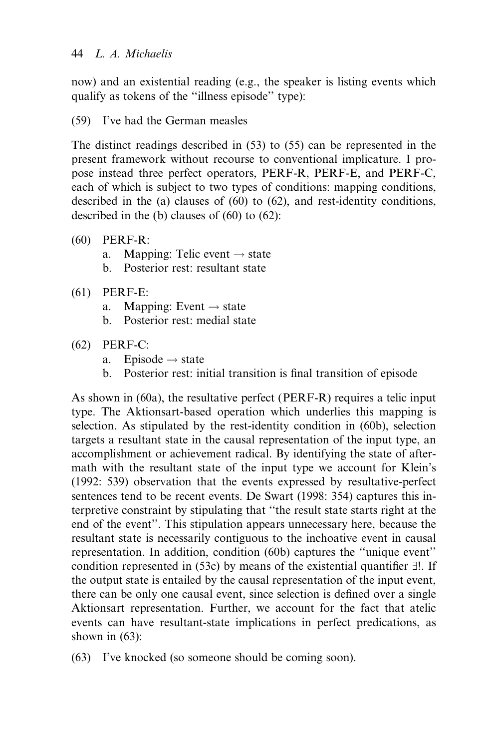now) and an existential reading (e.g., the speaker is listing events which qualify as tokens of the "illness episode" type):

(59) I've had the German measles

The distinct readings described in (53) to (55) can be represented in the present framework without recourse to conventional implicature. I propose instead three perfect operators, PERF-R, PERF-E, and PERF-C, each of which is subject to two types of conditions: mapping conditions, described in the (a) clauses of (60) to (62), and rest-identity conditions, described in the (b) clauses of (60) to (62):

(60) PERF-R:
  a. Mapping: Telic event → state
  b. Posterior rest: resultant state

(61) PERF-E:
  a. Mapping: Event → state
  b. Posterior rest: medial state

(62) PERF-C:
  a. Episode → state
  b. Posterior rest: initial transition is final transition of episode

As shown in (60a), the resultative perfect (PERF-R) requires a telic input type. The Aktionsart-based operation which underlies this mapping is selection. As stipulated by the rest-identity condition in (60b), selection targets a resultant state in the causal representation of the input type, an accomplishment or achievement radical. By identifying the state of aftermath with the resultant state of the input type we account for Klein's (1992: 539) observation that the events expressed by resultative-perfect sentences tend to be recent events. De Swart (1998: 354) captures this interpretive constraint by stipulating that "the result state starts right at the end of the event". This stipulation appears unnecessary here, because the resultant state is necessarily contiguous to the inchoative event in causal representation. In addition, condition (60b) captures the "unique event" condition represented in (53c) by means of the existential quantifier ∃!. If the output state is entailed by the causal representation of the input event, there can be only one causal event, since selection is defined over a single Aktionsart representation. Further, we account for the fact that atelic events can have resultant-state implications in perfect predications, as shown in (63):

(63) I've knocked (so someone should be coming soon).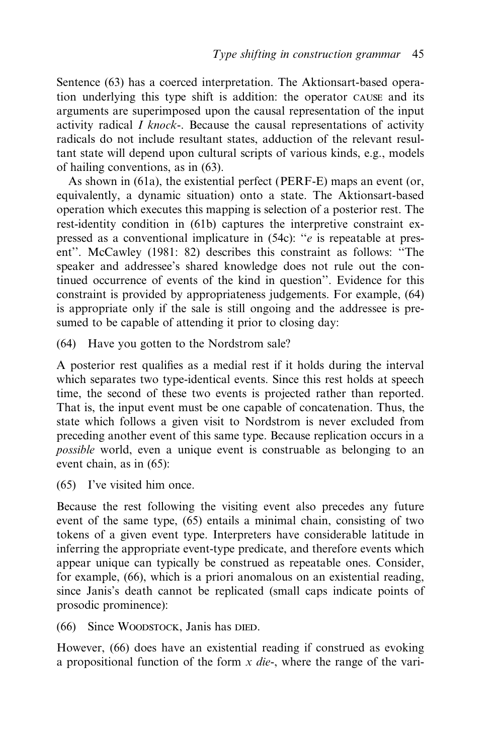Sentence (63) has a coerced interpretation. The Aktionsart-based operation underlying this type shift is addition: the operator CAUSE and its arguments are superimposed upon the causal representation of the input activity radical *I knock-*. Because the causal representations of activity radicals do not include resultant states, adduction of the relevant resultant state will depend upon cultural scripts of various kinds, e.g., models of hailing conventions, as in (63).

As shown in (61a), the existential perfect (PERF-E) maps an event (or, equivalently, a dynamic situation) onto a state. The Aktionsart-based operation which executes this mapping is selection of a posterior rest. The rest-identity condition in (61b) captures the interpretive constraint expressed as a conventional implicature in (54c): "*e* is repeatable at present". McCawley (1981: 82) describes this constraint as follows: "The speaker and addressee's shared knowledge does not rule out the continued occurrence of events of the kind in question". Evidence for this constraint is provided by appropriateness judgements. For example, (64) is appropriate only if the sale is still ongoing and the addressee is presumed to be capable of attending it prior to closing day:

(64) Have you gotten to the Nordstrom sale?

A posterior rest qualifies as a medial rest if it holds during the interval which separates two type-identical events. Since this rest holds at speech time, the second of these two events is projected rather than reported. That is, the input event must be one capable of concatenation. Thus, the state which follows a given visit to Nordstrom is never excluded from preceding another event of this same type. Because replication occurs in a *possible* world, even a unique event is construable as belonging to an event chain, as in (65):

(65) I've visited him once.

Because the rest following the visiting event also precedes any future event of the same type, (65) entails a minimal chain, consisting of two tokens of a given event type. Interpreters have considerable latitude in inferring the appropriate event-type predicate, and therefore events which appear unique can typically be construed as repeatable ones. Consider, for example, (66), which is a priori anomalous on an existential reading, since Janis's death cannot be replicated (small caps indicate points of prosodic prominence):

(66) Since WOODSTOCK, Janis has DIED.

However, (66) does have an existential reading if construed as evoking a propositional function of the form *x die-*, where the range of the vari-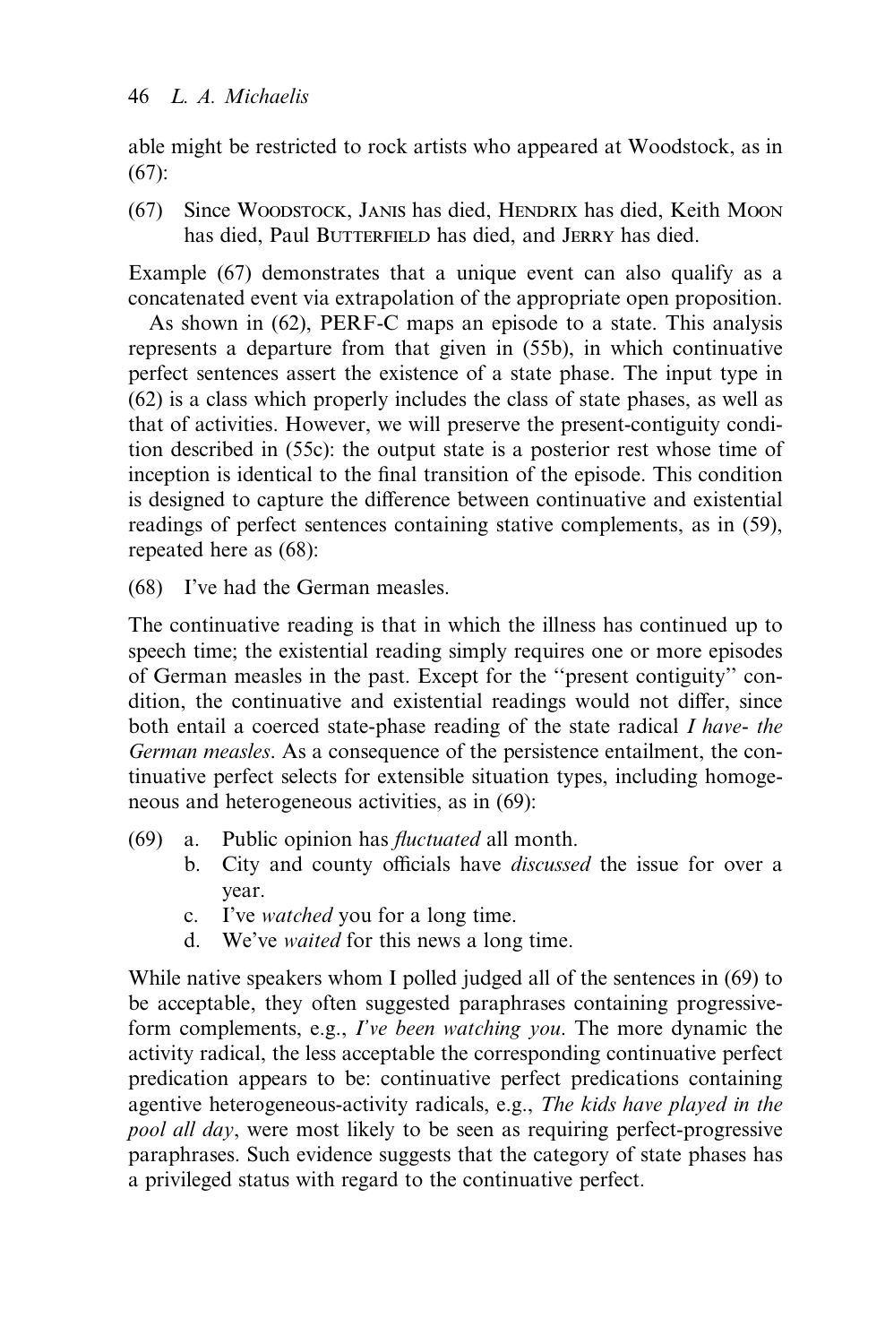able might be restricted to rock artists who appeared at Woodstock, as in (67):

(67) Since WOODSTOCK, JANIS has died, HENDRIX has died, Keith MOON has died, Paul BUTTERFIELD has died, and JERRY has died.

Example (67) demonstrates that a unique event can also qualify as a concatenated event via extrapolation of the appropriate open proposition.

As shown in (62), PERF-C maps an episode to a state. This analysis represents a departure from that given in (55b), in which continuative perfect sentences assert the existence of a state phase. The input type in (62) is a class which properly includes the class of state phases, as well as that of activities. However, we will preserve the present-contiguity condition described in (55c): the output state is a posterior rest whose time of inception is identical to the final transition of the episode. This condition is designed to capture the difference between continuative and existential readings of perfect sentences containing stative complements, as in (59), repeated here as (68):

(68) I've had the German measles.

The continuative reading is that in which the illness has continued up to speech time; the existential reading simply requires one or more episodes of German measles in the past. Except for the ''present contiguity'' condition, the continuative and existential readings would not differ, since both entail a coerced state-phase reading of the state radical *I have- the German measles*. As a consequence of the persistence entailment, the continuative perfect selects for extensible situation types, including homogeneous and heterogeneous activities, as in (69):

(69) a. Public opinion has *fluctuated* all month.
     b. City and county officials have *discussed* the issue for over a year.
     c. I've *watched* you for a long time.
     d. We've *waited* for this news a long time.

While native speakers whom I polled judged all of the sentences in (69) to be acceptable, they often suggested paraphrases containing progressive-form complements, e.g., *I've been watching you*. The more dynamic the activity radical, the less acceptable the corresponding continuative perfect predication appears to be: continuative perfect predications containing agentive heterogeneous-activity radicals, e.g., *The kids have played in the pool all day*, were most likely to be seen as requiring perfect-progressive paraphrases. Such evidence suggests that the category of state phases has a privileged status with regard to the continuative perfect.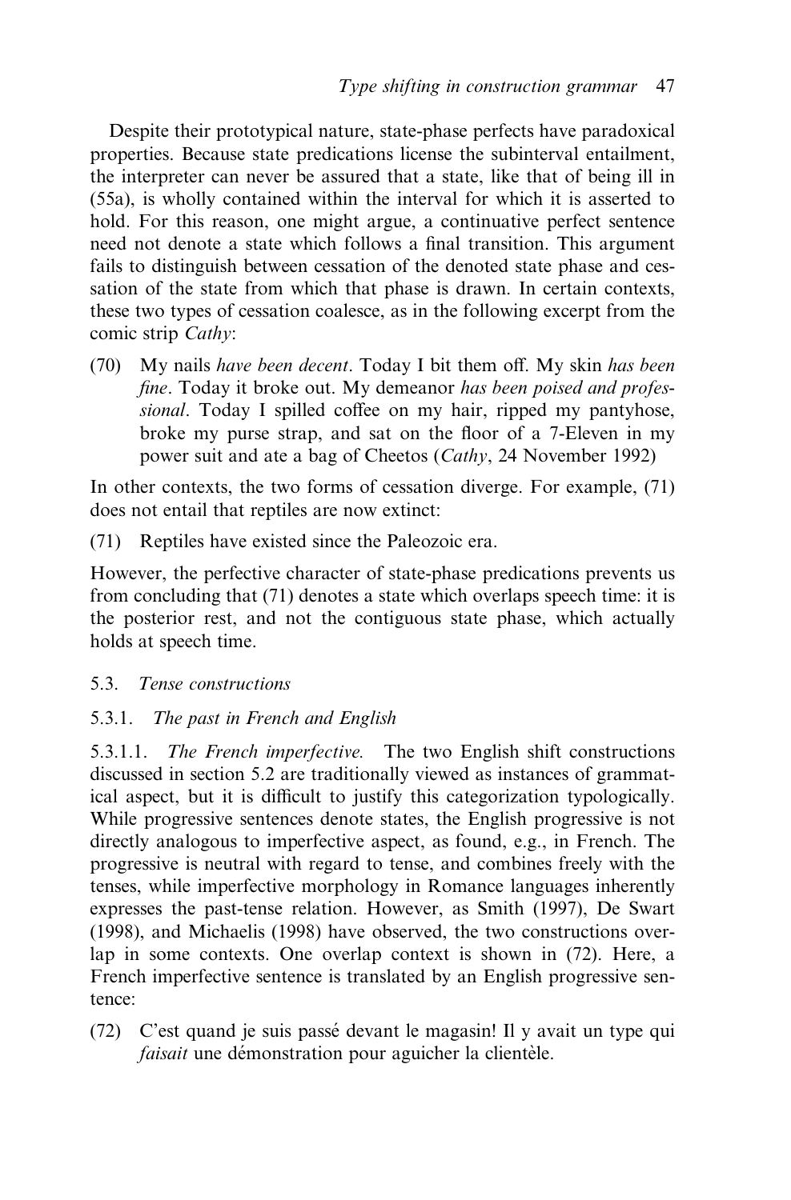Despite their prototypical nature, state-phase perfects have paradoxical properties. Because state predications license the subinterval entailment, the interpreter can never be assured that a state, like that of being ill in (55a), is wholly contained within the interval for which it is asserted to hold. For this reason, one might argue, a continuative perfect sentence need not denote a state which follows a final transition. This argument fails to distinguish between cessation of the denoted state phase and cessation of the state from which that phase is drawn. In certain contexts, these two types of cessation coalesce, as in the following excerpt from the comic strip *Cathy*:

(70) My nails *have been decent*. Today I bit them off. My skin *has been fine*. Today it broke out. My demeanor *has been poised and professional*. Today I spilled coffee on my hair, ripped my pantyhose, broke my purse strap, and sat on the floor of a 7-Eleven in my power suit and ate a bag of Cheetos (*Cathy*, 24 November 1992)

In other contexts, the two forms of cessation diverge. For example, (71) does not entail that reptiles are now extinct:

(71) Reptiles have existed since the Paleozoic era.

However, the perfective character of state-phase predications prevents us from concluding that (71) denotes a state which overlaps speech time: it is the posterior rest, and not the contiguous state phase, which actually holds at speech time.

### 5.3. *Tense constructions*

#### 5.3.1. *The past in French and English*

5.3.1.1. *The French imperfective.* The two English shift constructions discussed in section 5.2 are traditionally viewed as instances of grammatical aspect, but it is difficult to justify this categorization typologically. While progressive sentences denote states, the English progressive is not directly analogous to imperfective aspect, as found, e.g., in French. The progressive is neutral with regard to tense, and combines freely with the tenses, while imperfective morphology in Romance languages inherently expresses the past-tense relation. However, as Smith (1997), De Swart (1998), and Michaelis (1998) have observed, the two constructions overlap in some contexts. One overlap context is shown in (72). Here, a French imperfective sentence is translated by an English progressive sentence:

(72) C'est quand je suis passé devant le magasin! Il y avait un type qui *faisait* une démonstration pour aguicher la clientèle.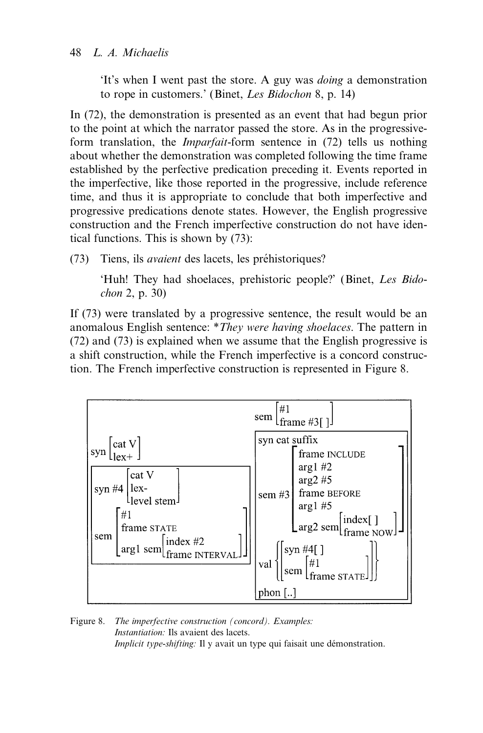'It's when I went past the store. A guy was *doing* a demonstration to rope in customers.' (Binet, *Les Bidochon* 8, p. 14)

In (72), the demonstration is presented as an event that had begun prior to the point at which the narrator passed the store. As in the progressive-form translation, the *Imparfait*-form sentence in (72) tells us nothing about whether the demonstration was completed following the time frame established by the perfective predication preceding it. Events reported in the imperfective, like those reported in the progressive, include reference time, and thus it is appropriate to conclude that both imperfective and progressive predications denote states. However, the English progressive construction and the French imperfective construction do not have identical functions. This is shown by (73):

(73) Tiens, ils *avaient* des lacets, les préhistoriques?

'Huh! They had shoelaces, prehistoric people?' (Binet, *Les Bidochon* 2, p. 30)

If (73) were translated by a progressive sentence, the result would be an anomalous English sentence: **They were having shoelaces*. The pattern in (72) and (73) is explained when we assume that the English progressive is a shift construction, while the French imperfective is a concord construction. The French imperfective construction is represented in Figure 8.

```
                                          sem [ #1
                                                frame #3[ ] ]
syn [ cat V
      lex+ ]
                                          +------------------------------------------+
+--------------------------------------+  | syn cat suffix                           |
| syn #4 [ cat V                        |  |         [ frame INCLUDE                  |
|          lex-                         |  |           arg1 #2                        |
|          level stem ]                 |  |           arg2 #5                        |
|                                       |  | sem #3    frame BEFORE                   |
| sem [ #1                              |  |           arg1 #5                        |
|       frame STATE                     |  |           arg2 sem [ index[ ]            |
|       arg1 sem [ index #2             |  |                      frame NOW ] ]       |
|                  frame INTERVAL ] ]   |  |                                          |
+--------------------------------------+  | val { [ syn #4[ ]                        |
                                          |         sem [ #1                         |
                                          |               frame STATE ] ] }          |
                                          | phon [..]                                |
                                          +------------------------------------------+
```

Figure 8. *The imperfective construction (concord). Examples:*
*Instantiation:* Ils avaient des lacets.
*Implicit type-shifting:* Il y avait un type qui faisait une démonstration.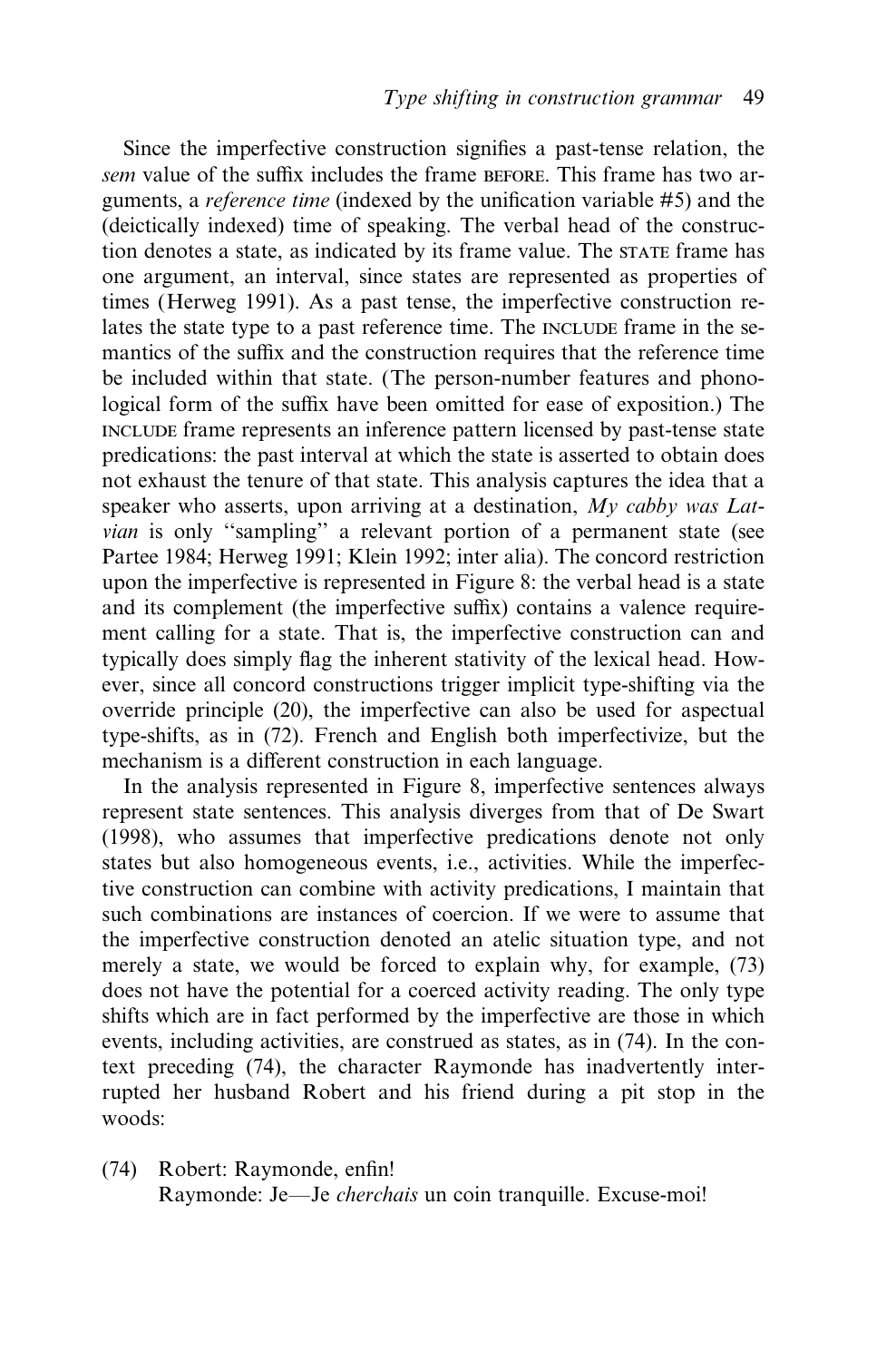Since the imperfective construction signifies a past-tense relation, the *sem* value of the suffix includes the frame BEFORE. This frame has two arguments, a *reference time* (indexed by the unification variable #5) and the (deictically indexed) time of speaking. The verbal head of the construction denotes a state, as indicated by its frame value. The STATE frame has one argument, an interval, since states are represented as properties of times (Herweg 1991). As a past tense, the imperfective construction relates the state type to a past reference time. The INCLUDE frame in the semantics of the suffix and the construction requires that the reference time be included within that state. (The person-number features and phonological form of the suffix have been omitted for ease of exposition.) The INCLUDE frame represents an inference pattern licensed by past-tense state predications: the past interval at which the state is asserted to obtain does not exhaust the tenure of that state. This analysis captures the idea that a speaker who asserts, upon arriving at a destination, *My cabby was Latvian* is only ''sampling'' a relevant portion of a permanent state (see Partee 1984; Herweg 1991; Klein 1992; inter alia). The concord restriction upon the imperfective is represented in Figure 8: the verbal head is a state and its complement (the imperfective suffix) contains a valence requirement calling for a state. That is, the imperfective construction can and typically does simply flag the inherent stativity of the lexical head. However, since all concord constructions trigger implicit type-shifting via the override principle (20), the imperfective can also be used for aspectual type-shifts, as in (72). French and English both imperfectivize, but the mechanism is a different construction in each language.

In the analysis represented in Figure 8, imperfective sentences always represent state sentences. This analysis diverges from that of De Swart (1998), who assumes that imperfective predications denote not only states but also homogeneous events, i.e., activities. While the imperfective construction can combine with activity predications, I maintain that such combinations are instances of coercion. If we were to assume that the imperfective construction denoted an atelic situation type, and not merely a state, we would be forced to explain why, for example, (73) does not have the potential for a coerced activity reading. The only type shifts which are in fact performed by the imperfective are those in which events, including activities, are construed as states, as in (74). In the context preceding (74), the character Raymonde has inadvertently interrupted her husband Robert and his friend during a pit stop in the woods:

(74) Robert: Raymonde, enfin!
Raymonde: Je—Je *cherchais* un coin tranquille. Excuse-moi!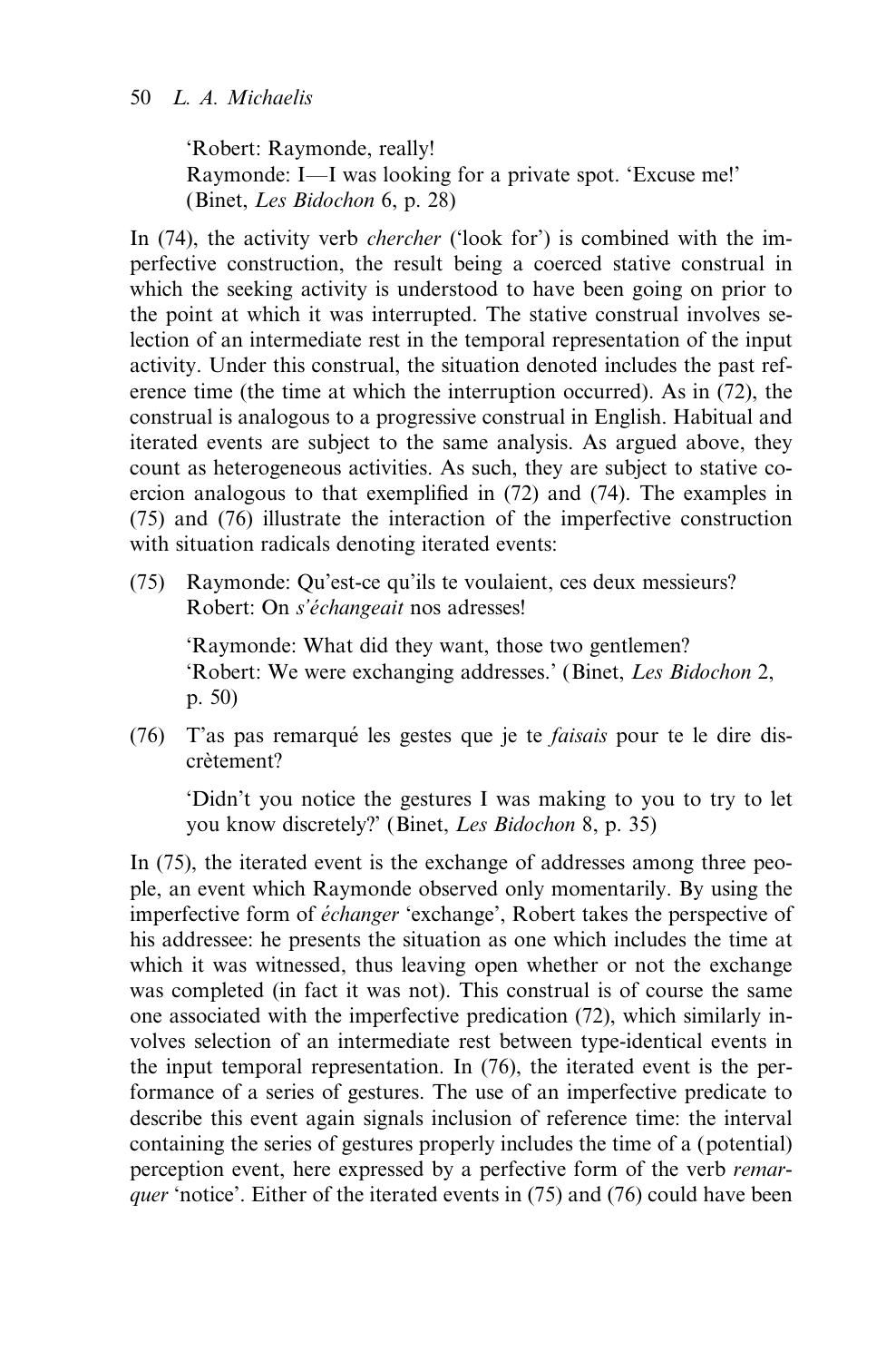'Robert: Raymonde, really!
Raymonde: I—I was looking for a private spot. 'Excuse me!'
(Binet, *Les Bidochon* 6, p. 28)

In (74), the activity verb *chercher* ('look for') is combined with the imperfective construction, the result being a coerced stative construal in which the seeking activity is understood to have been going on prior to the point at which it was interrupted. The stative construal involves selection of an intermediate rest in the temporal representation of the input activity. Under this construal, the situation denoted includes the past reference time (the time at which the interruption occurred). As in (72), the construal is analogous to a progressive construal in English. Habitual and iterated events are subject to the same analysis. As argued above, they count as heterogeneous activities. As such, they are subject to stative coercion analogous to that exemplified in (72) and (74). The examples in (75) and (76) illustrate the interaction of the imperfective construction with situation radicals denoting iterated events:

(75) Raymonde: Qu'est-ce qu'ils te voulaient, ces deux messieurs?
Robert: On *s'échangeait* nos adresses!

'Raymonde: What did they want, those two gentlemen?
'Robert: We were exchanging addresses.' (Binet, *Les Bidochon* 2, p. 50)

(76) T'as pas remarqué les gestes que je te *faisais* pour te le dire discrètement?

'Didn't you notice the gestures I was making to you to try to let you know discretely?' (Binet, *Les Bidochon* 8, p. 35)

In (75), the iterated event is the exchange of addresses among three people, an event which Raymonde observed only momentarily. By using the imperfective form of *échanger* 'exchange', Robert takes the perspective of his addressee: he presents the situation as one which includes the time at which it was witnessed, thus leaving open whether or not the exchange was completed (in fact it was not). This construal is of course the same one associated with the imperfective predication (72), which similarly involves selection of an intermediate rest between type-identical events in the input temporal representation. In (76), the iterated event is the performance of a series of gestures. The use of an imperfective predicate to describe this event again signals inclusion of reference time: the interval containing the series of gestures properly includes the time of a (potential) perception event, here expressed by a perfective form of the verb *remarquer* 'notice'. Either of the iterated events in (75) and (76) could have been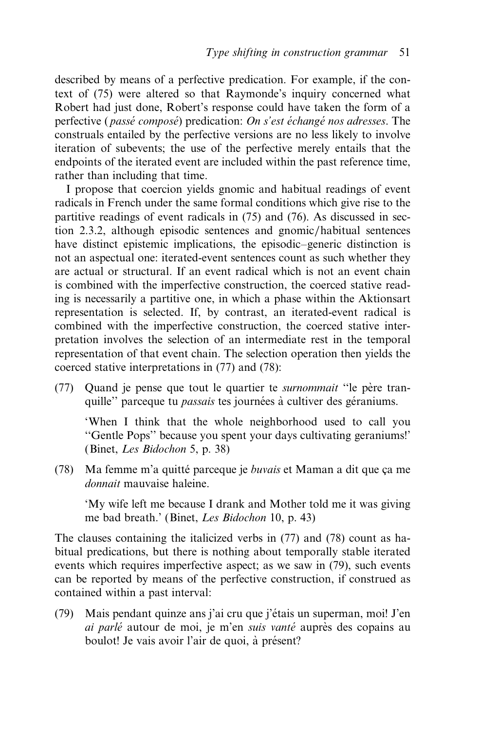described by means of a perfective predication. For example, if the context of (75) were altered so that Raymonde's inquiry concerned what Robert had just done, Robert's response could have taken the form of a perfective (*passé composé*) predication: *On s'est échangé nos adresses*. The construals entailed by the perfective versions are no less likely to involve iteration of subevents; the use of the perfective merely entails that the endpoints of the iterated event are included within the past reference time, rather than including that time.

I propose that coercion yields gnomic and habitual readings of event radicals in French under the same formal conditions which give rise to the partitive readings of event radicals in (75) and (76). As discussed in section 2.3.2, although episodic sentences and gnomic/habitual sentences have distinct epistemic implications, the episodic–generic distinction is not an aspectual one: iterated-event sentences count as such whether they are actual or structural. If an event radical which is not an event chain is combined with the imperfective construction, the coerced stative reading is necessarily a partitive one, in which a phase within the Aktionsart representation is selected. If, by contrast, an iterated-event radical is combined with the imperfective construction, the coerced stative interpretation involves the selection of an intermediate rest in the temporal representation of that event chain. The selection operation then yields the coerced stative interpretations in (77) and (78):

(77) Quand je pense que tout le quartier te *surnommait* "le père tranquille" parceque tu *passais* tes journées à cultiver des géraniums.

'When I think that the whole neighborhood used to call you "Gentle Pops" because you spent your days cultivating geraniums!' (Binet, *Les Bidochon* 5, p. 38)

(78) Ma femme m'a quitté parceque je *buvais* et Maman a dit que ça me *donnait* mauvaise haleine.

'My wife left me because I drank and Mother told me it was giving me bad breath.' (Binet, *Les Bidochon* 10, p. 43)

The clauses containing the italicized verbs in (77) and (78) count as habitual predications, but there is nothing about temporally stable iterated events which requires imperfective aspect; as we saw in (79), such events can be reported by means of the perfective construction, if construed as contained within a past interval:

(79) Mais pendant quinze ans j'ai cru que j'étais un superman, moi! J'en *ai parlé* autour de moi, je m'en *suis vanté* auprès des copains au boulot! Je vais avoir l'air de quoi, à présent?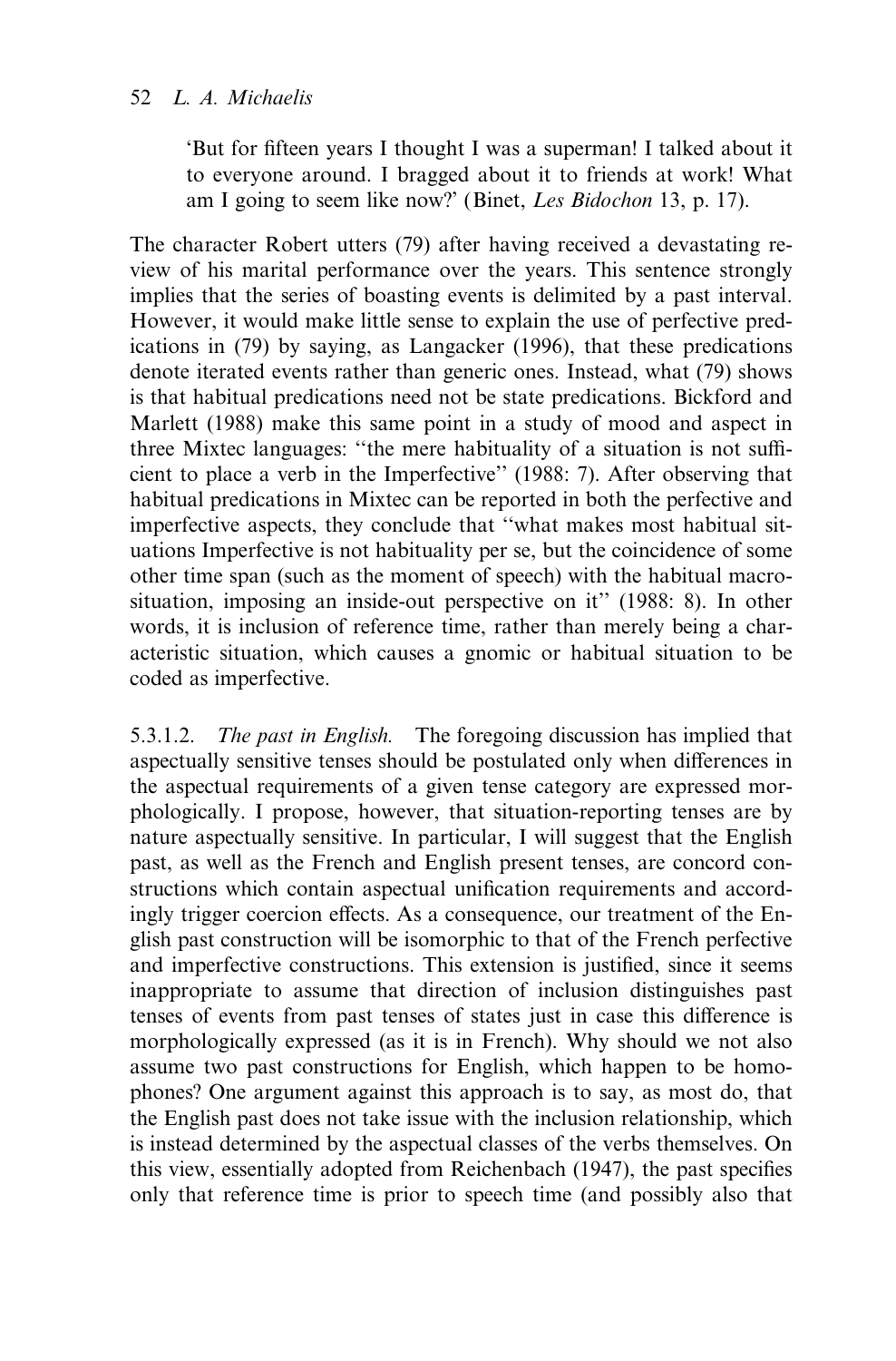'But for fifteen years I thought I was a superman! I talked about it to everyone around. I bragged about it to friends at work! What am I going to seem like now?' (Binet, *Les Bidochon* 13, p. 17).

The character Robert utters (79) after having received a devastating review of his marital performance over the years. This sentence strongly implies that the series of boasting events is delimited by a past interval. However, it would make little sense to explain the use of perfective predications in (79) by saying, as Langacker (1996), that these predications denote iterated events rather than generic ones. Instead, what (79) shows is that habitual predications need not be state predications. Bickford and Marlett (1988) make this same point in a study of mood and aspect in three Mixtec languages: "the mere habituality of a situation is not sufficient to place a verb in the Imperfective" (1988: 7). After observing that habitual predications in Mixtec can be reported in both the perfective and imperfective aspects, they conclude that "what makes most habitual situations Imperfective is not habituality per se, but the coincidence of some other time span (such as the moment of speech) with the habitual macro-situation, imposing an inside-out perspective on it" (1988: 8). In other words, it is inclusion of reference time, rather than merely being a characteristic situation, which causes a gnomic or habitual situation to be coded as imperfective.

5.3.1.2. *The past in English.* The foregoing discussion has implied that aspectually sensitive tenses should be postulated only when differences in the aspectual requirements of a given tense category are expressed morphologically. I propose, however, that situation-reporting tenses are by nature aspectually sensitive. In particular, I will suggest that the English past, as well as the French and English present tenses, are concord constructions which contain aspectual unification requirements and accordingly trigger coercion effects. As a consequence, our treatment of the English past construction will be isomorphic to that of the French perfective and imperfective constructions. This extension is justified, since it seems inappropriate to assume that direction of inclusion distinguishes past tenses of events from past tenses of states just in case this difference is morphologically expressed (as it is in French). Why should we not also assume two past constructions for English, which happen to be homophones? One argument against this approach is to say, as most do, that the English past does not take issue with the inclusion relationship, which is instead determined by the aspectual classes of the verbs themselves. On this view, essentially adopted from Reichenbach (1947), the past specifies only that reference time is prior to speech time (and possibly also that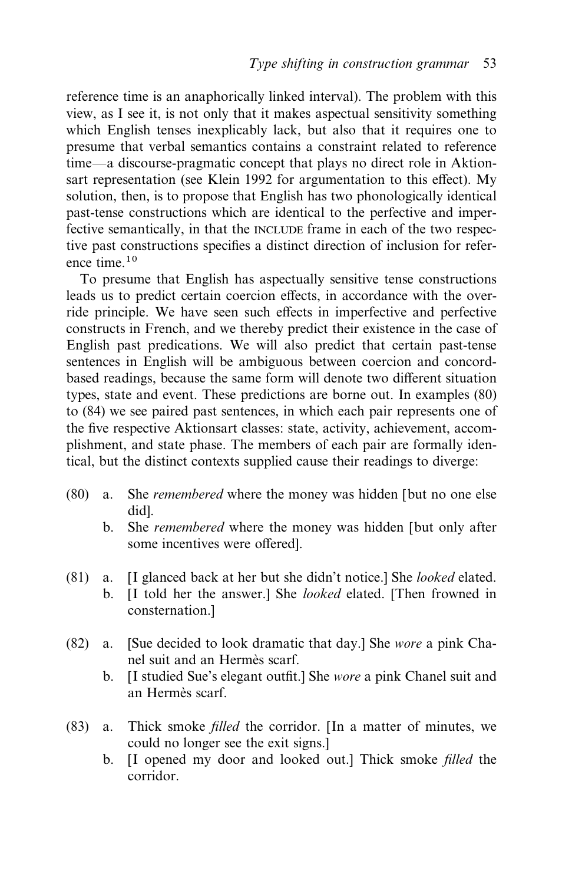reference time is an anaphorically linked interval). The problem with this view, as I see it, is not only that it makes aspectual sensitivity something which English tenses inexplicably lack, but also that it requires one to presume that verbal semantics contains a constraint related to reference time—a discourse-pragmatic concept that plays no direct role in Aktionsart representation (see Klein 1992 for argumentation to this effect). My solution, then, is to propose that English has two phonologically identical past-tense constructions which are identical to the perfective and imperfective semantically, in that the INCLUDE frame in each of the two respective past constructions specifies a distinct direction of inclusion for reference time.[10]

To presume that English has aspectually sensitive tense constructions leads us to predict certain coercion effects, in accordance with the override principle. We have seen such effects in imperfective and perfective constructs in French, and we thereby predict their existence in the case of English past predications. We will also predict that certain past-tense sentences in English will be ambiguous between coercion and concord-based readings, because the same form will denote two different situation types, state and event. These predictions are borne out. In examples (80) to (84) we see paired past sentences, in which each pair represents one of the five respective Aktionsart classes: state, activity, achievement, accomplishment, and state phase. The members of each pair are formally identical, but the distinct contexts supplied cause their readings to diverge:

(80) a. She *remembered* where the money was hidden [but no one else did].
b. She *remembered* where the money was hidden [but only after some incentives were offered].

(81) a. [I glanced back at her but she didn't notice.] She *looked* elated.
b. [I told her the answer.] She *looked* elated. [Then frowned in consternation.]

(82) a. [Sue decided to look dramatic that day.] She *wore* a pink Chanel suit and an Hermès scarf.
b. [I studied Sue's elegant outfit.] She *wore* a pink Chanel suit and an Hermès scarf.

(83) a. Thick smoke *filled* the corridor. [In a matter of minutes, we could no longer see the exit signs.]
b. [I opened my door and looked out.] Thick smoke *filled* the corridor.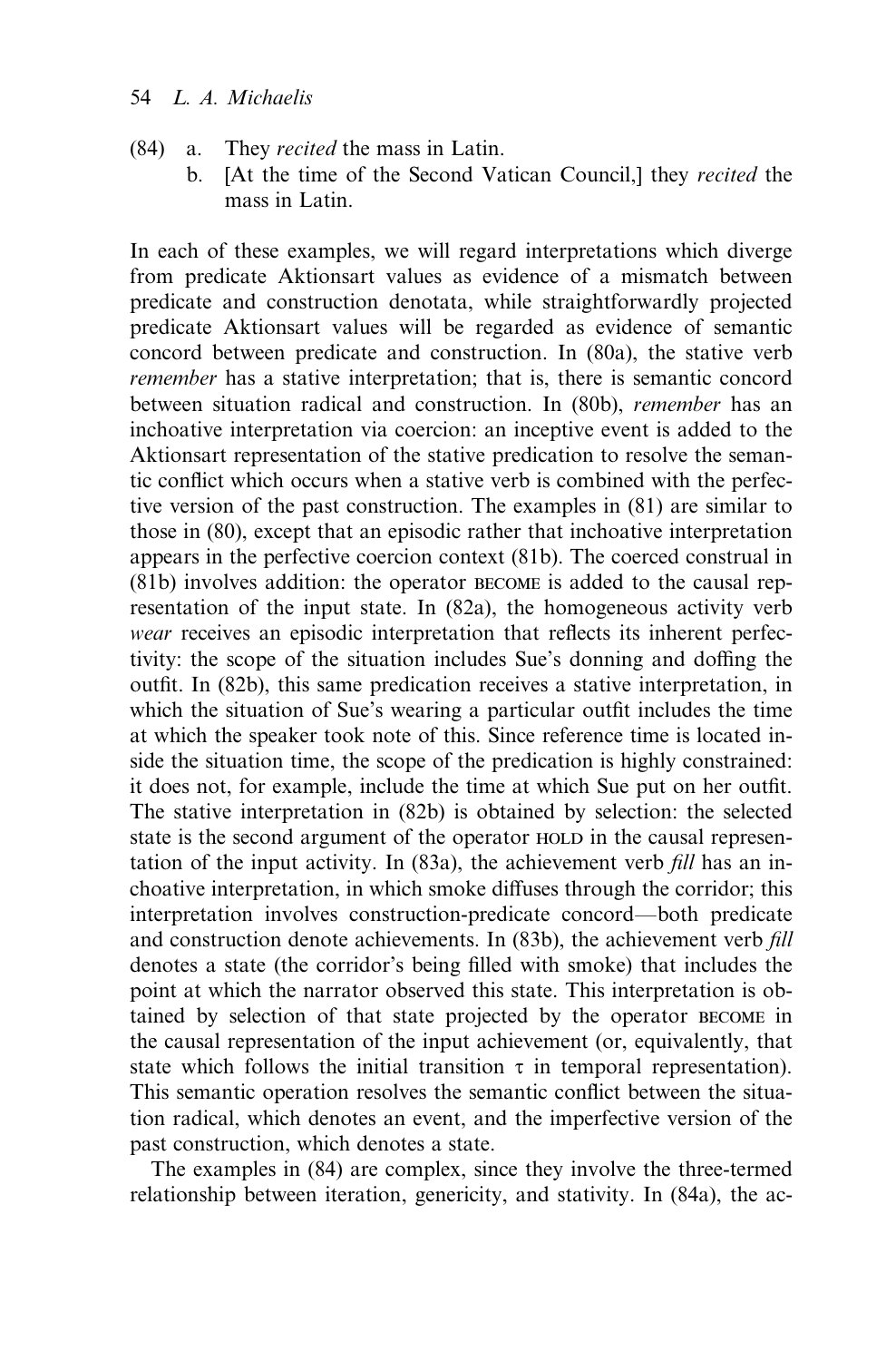(84) a. They *recited* the mass in Latin.
  b. [At the time of the Second Vatican Council,] they *recited* the mass in Latin.

In each of these examples, we will regard interpretations which diverge from predicate Aktionsart values as evidence of a mismatch between predicate and construction denotata, while straightforwardly projected predicate Aktionsart values will be regarded as evidence of semantic concord between predicate and construction. In (80a), the stative verb *remember* has a stative interpretation; that is, there is semantic concord between situation radical and construction. In (80b), *remember* has an inchoative interpretation via coercion: an inceptive event is added to the Aktionsart representation of the stative predication to resolve the semantic conflict which occurs when a stative verb is combined with the perfective version of the past construction. The examples in (81) are similar to those in (80), except that an episodic rather that inchoative interpretation appears in the perfective coercion context (81b). The coerced construal in (81b) involves addition: the operator BECOME is added to the causal representation of the input state. In (82a), the homogeneous activity verb *wear* receives an episodic interpretation that reflects its inherent perfectivity: the scope of the situation includes Sue's donning and doffing the outfit. In (82b), this same predication receives a stative interpretation, in which the situation of Sue's wearing a particular outfit includes the time at which the speaker took note of this. Since reference time is located inside the situation time, the scope of the predication is highly constrained: it does not, for example, include the time at which Sue put on her outfit. The stative interpretation in (82b) is obtained by selection: the selected state is the second argument of the operator HOLD in the causal representation of the input activity. In (83a), the achievement verb *fill* has an inchoative interpretation, in which smoke diffuses through the corridor; this interpretation involves construction-predicate concord—both predicate and construction denote achievements. In (83b), the achievement verb *fill* denotes a state (the corridor's being filled with smoke) that includes the point at which the narrator observed this state. This interpretation is obtained by selection of that state projected by the operator BECOME in the causal representation of the input achievement (or, equivalently, that state which follows the initial transition $\tau$ in temporal representation). This semantic operation resolves the semantic conflict between the situation radical, which denotes an event, and the imperfective version of the past construction, which denotes a state.

The examples in (84) are complex, since they involve the three-termed relationship between iteration, genericity, and stativity. In (84a), the ac-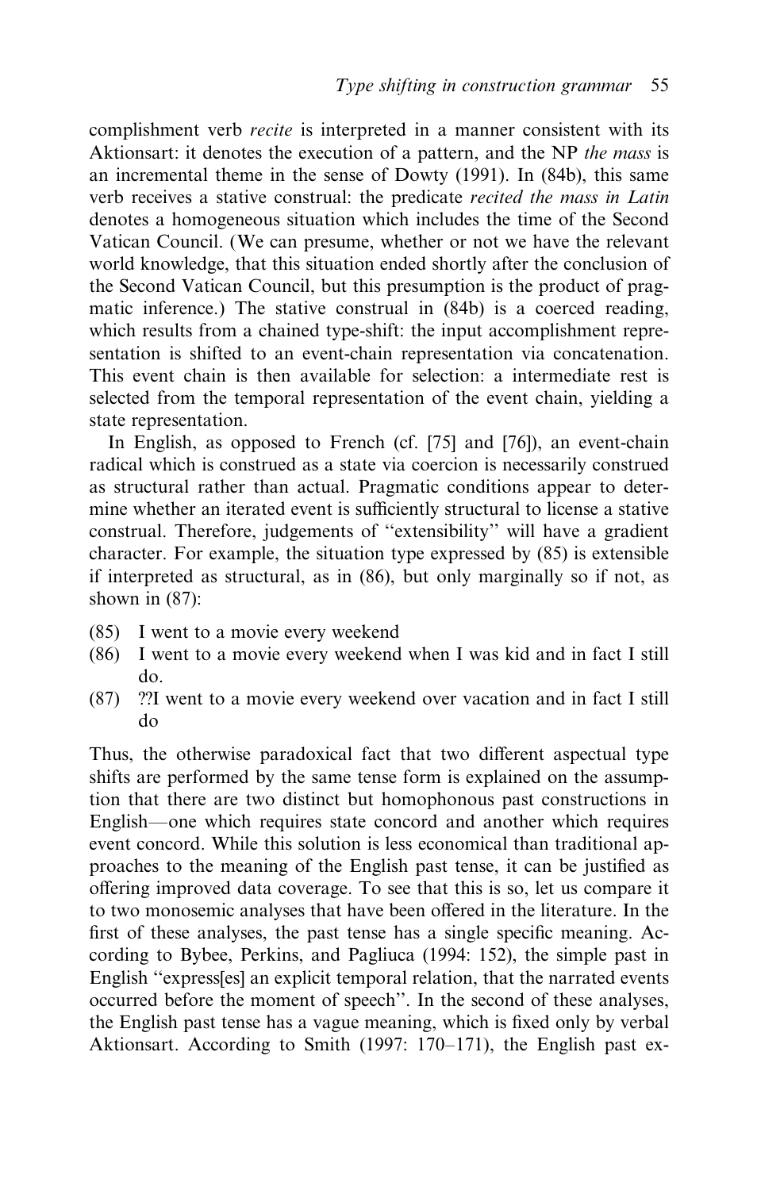complishment verb *recite* is interpreted in a manner consistent with its Aktionsart: it denotes the execution of a pattern, and the NP *the mass* is an incremental theme in the sense of Dowty (1991). In (84b), this same verb receives a stative construal: the predicate *recited the mass in Latin* denotes a homogeneous situation which includes the time of the Second Vatican Council. (We can presume, whether or not we have the relevant world knowledge, that this situation ended shortly after the conclusion of the Second Vatican Council, but this presumption is the product of pragmatic inference.) The stative construal in (84b) is a coerced reading, which results from a chained type-shift: the input accomplishment representation is shifted to an event-chain representation via concatenation. This event chain is then available for selection: a intermediate rest is selected from the temporal representation of the event chain, yielding a state representation.

In English, as opposed to French (cf. [75] and [76]), an event-chain radical which is construed as a state via coercion is necessarily construed as structural rather than actual. Pragmatic conditions appear to determine whether an iterated event is sufficiently structural to license a stative construal. Therefore, judgements of "extensibility" will have a gradient character. For example, the situation type expressed by (85) is extensible if interpreted as structural, as in (86), but only marginally so if not, as shown in (87):

(85) I went to a movie every weekend
(86) I went to a movie every weekend when I was kid and in fact I still do.
(87) ??I went to a movie every weekend over vacation and in fact I still do

Thus, the otherwise paradoxical fact that two different aspectual type shifts are performed by the same tense form is explained on the assumption that there are two distinct but homophonous past constructions in English—one which requires state concord and another which requires event concord. While this solution is less economical than traditional approaches to the meaning of the English past tense, it can be justified as offering improved data coverage. To see that this is so, let us compare it to two monosemic analyses that have been offered in the literature. In the first of these analyses, the past tense has a single specific meaning. According to Bybee, Perkins, and Pagliuca (1994: 152), the simple past in English "express[es] an explicit temporal relation, that the narrated events occurred before the moment of speech". In the second of these analyses, the English past tense has a vague meaning, which is fixed only by verbal Aktionsart. According to Smith (1997: 170–171), the English past ex-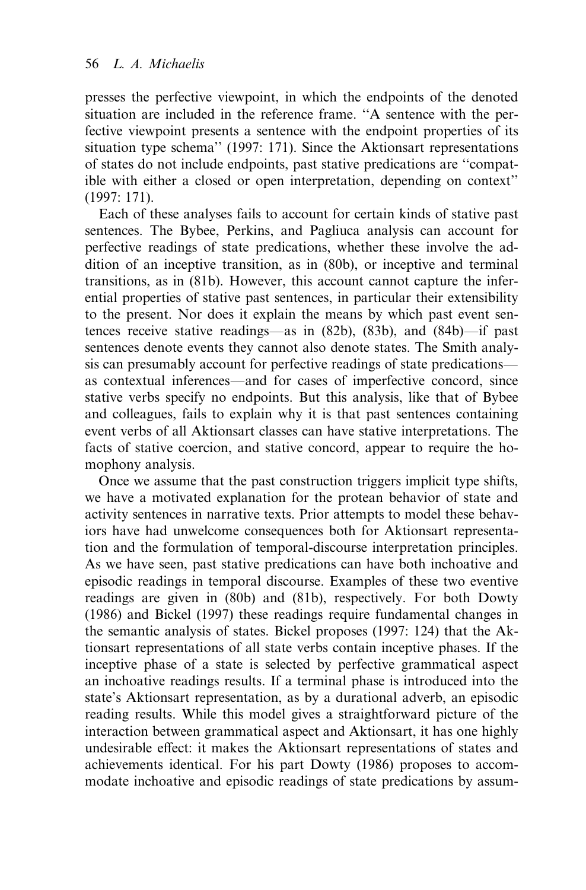presses the perfective viewpoint, in which the endpoints of the denoted situation are included in the reference frame. "A sentence with the perfective viewpoint presents a sentence with the endpoint properties of its situation type schema" (1997: 171). Since the Aktionsart representations of states do not include endpoints, past stative predications are "compatible with either a closed or open interpretation, depending on context" (1997: 171).

Each of these analyses fails to account for certain kinds of stative past sentences. The Bybee, Perkins, and Pagliuca analysis can account for perfective readings of state predications, whether these involve the addition of an inceptive transition, as in (80b), or inceptive and terminal transitions, as in (81b). However, this account cannot capture the inferential properties of stative past sentences, in particular their extensibility to the present. Nor does it explain the means by which past event sentences receive stative readings—as in (82b), (83b), and (84b)—if past sentences denote events they cannot also denote states. The Smith analysis can presumably account for perfective readings of state predications—as contextual inferences—and for cases of imperfective concord, since stative verbs specify no endpoints. But this analysis, like that of Bybee and colleagues, fails to explain why it is that past sentences containing event verbs of all Aktionsart classes can have stative interpretations. The facts of stative coercion, and stative concord, appear to require the homophony analysis.

Once we assume that the past construction triggers implicit type shifts, we have a motivated explanation for the protean behavior of state and activity sentences in narrative texts. Prior attempts to model these behaviors have had unwelcome consequences both for Aktionsart representation and the formulation of temporal-discourse interpretation principles. As we have seen, past stative predications can have both inchoative and episodic readings in temporal discourse. Examples of these two eventive readings are given in (80b) and (81b), respectively. For both Dowty (1986) and Bickel (1997) these readings require fundamental changes in the semantic analysis of states. Bickel proposes (1997: 124) that the Aktionsart representations of all state verbs contain inceptive phases. If the inceptive phase of a state is selected by perfective grammatical aspect an inchoative readings results. If a terminal phase is introduced into the state's Aktionsart representation, as by a durational adverb, an episodic reading results. While this model gives a straightforward picture of the interaction between grammatical aspect and Aktionsart, it has one highly undesirable effect: it makes the Aktionsart representations of states and achievements identical. For his part Dowty (1986) proposes to accommodate inchoative and episodic readings of state predications by assum-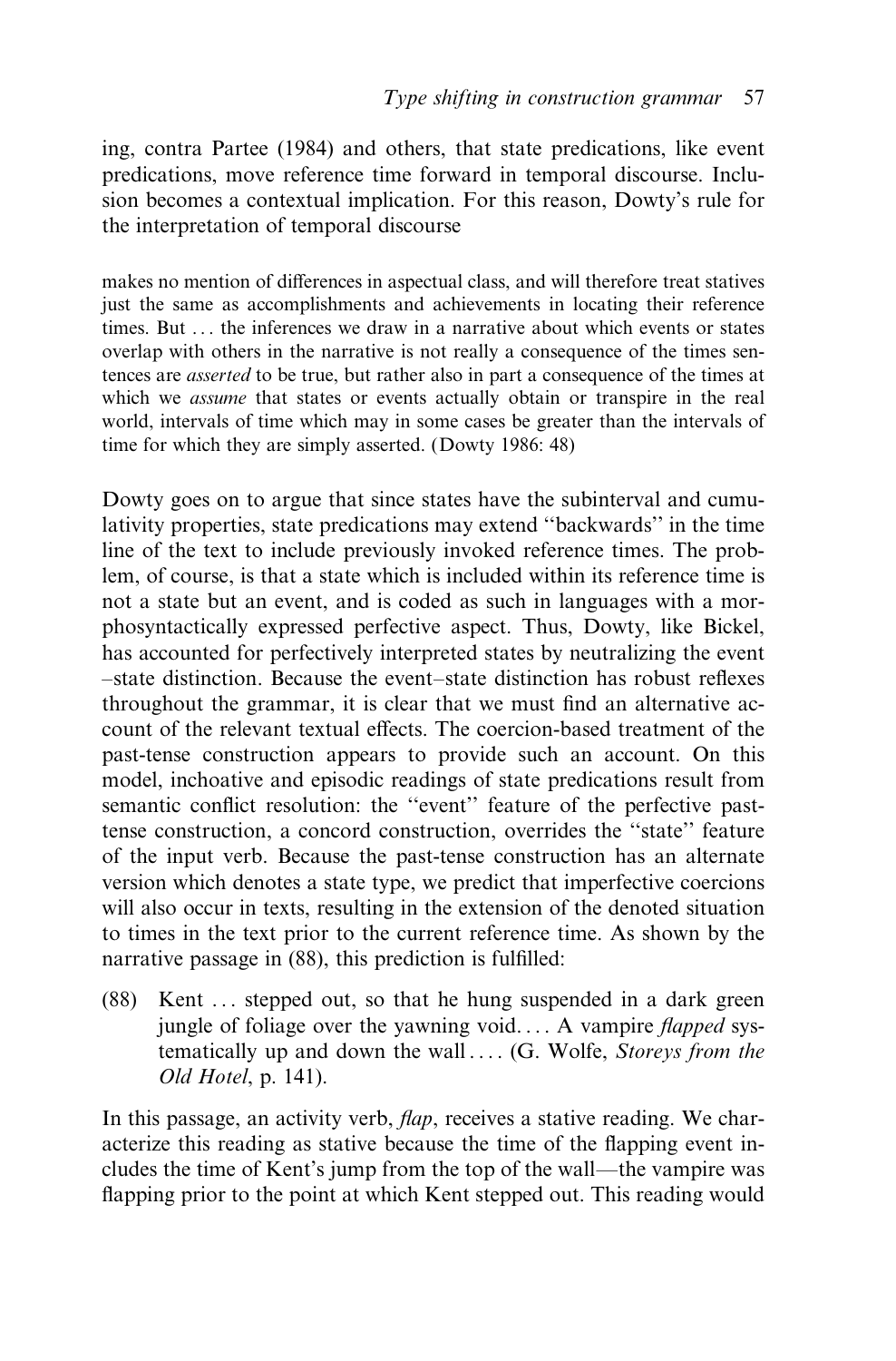ing, contra Partee (1984) and others, that state predications, like event predications, move reference time forward in temporal discourse. Inclusion becomes a contextual implication. For this reason, Dowty's rule for the interpretation of temporal discourse

> makes no mention of differences in aspectual class, and will therefore treat statives just the same as accomplishments and achievements in locating their reference times. But ... the inferences we draw in a narrative about which events or states overlap with others in the narrative is not really a consequence of the times sentences are *asserted* to be true, but rather also in part a consequence of the times at which we *assume* that states or events actually obtain or transpire in the real world, intervals of time which may in some cases be greater than the intervals of time for which they are simply asserted. (Dowty 1986: 48)

Dowty goes on to argue that since states have the subinterval and cumulativity properties, state predications may extend "backwards" in the time line of the text to include previously invoked reference times. The problem, of course, is that a state which is included within its reference time is not a state but an event, and is coded as such in languages with a morphosyntactically expressed perfective aspect. Thus, Dowty, like Bickel, has accounted for perfectively interpreted states by neutralizing the event–state distinction. Because the event–state distinction has robust reflexes throughout the grammar, it is clear that we must find an alternative account of the relevant textual effects. The coercion-based treatment of the past-tense construction appears to provide such an account. On this model, inchoative and episodic readings of state predications result from semantic conflict resolution: the "event" feature of the perfective past-tense construction, a concord construction, overrides the "state" feature of the input verb. Because the past-tense construction has an alternate version which denotes a state type, we predict that imperfective coercions will also occur in texts, resulting in the extension of the denoted situation to times in the text prior to the current reference time. As shown by the narrative passage in (88), this prediction is fulfilled:

(88) Kent ... stepped out, so that he hung suspended in a dark green jungle of foliage over the yawning void.... A vampire *flapped* systematically up and down the wall.... (G. Wolfe, *Storeys from the Old Hotel*, p. 141).

In this passage, an activity verb, *flap*, receives a stative reading. We characterize this reading as stative because the time of the flapping event includes the time of Kent's jump from the top of the wall—the vampire was flapping prior to the point at which Kent stepped out. This reading would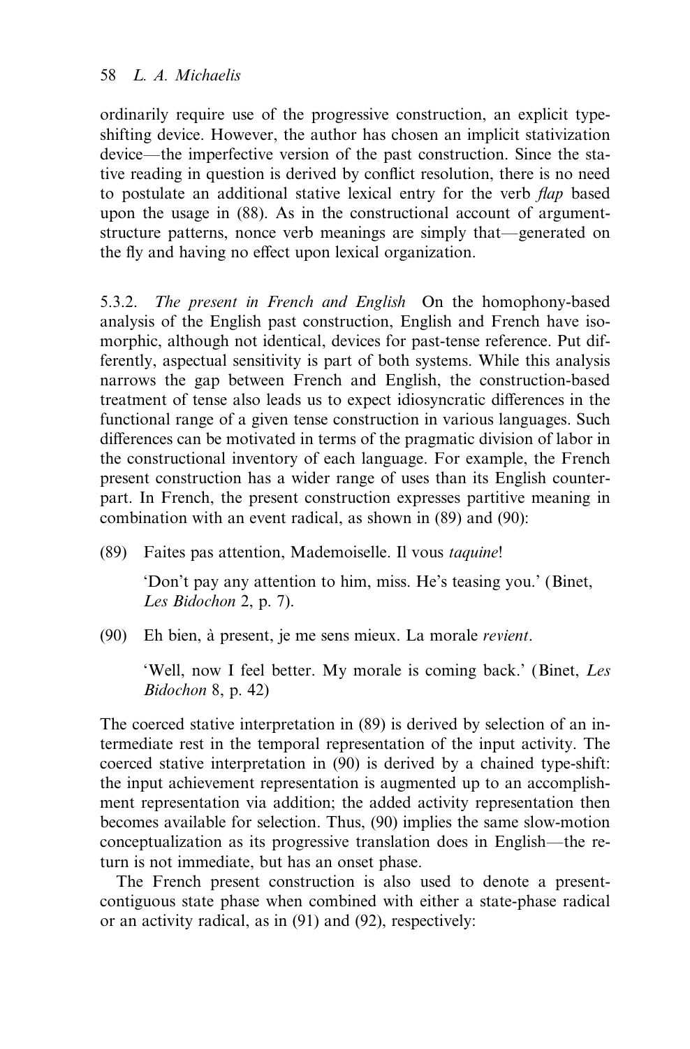ordinarily require use of the progressive construction, an explicit type-shifting device. However, the author has chosen an implicit stativization device—the imperfective version of the past construction. Since the stative reading in question is derived by conflict resolution, there is no need to postulate an additional stative lexical entry for the verb *flap* based upon the usage in (88). As in the constructional account of argument-structure patterns, nonce verb meanings are simply that—generated on the fly and having no effect upon lexical organization.

5.3.2. *The present in French and English* On the homophony-based analysis of the English past construction, English and French have isomorphic, although not identical, devices for past-tense reference. Put differently, aspectual sensitivity is part of both systems. While this analysis narrows the gap between French and English, the construction-based treatment of tense also leads us to expect idiosyncratic differences in the functional range of a given tense construction in various languages. Such differences can be motivated in terms of the pragmatic division of labor in the constructional inventory of each language. For example, the French present construction has a wider range of uses than its English counterpart. In French, the present construction expresses partitive meaning in combination with an event radical, as shown in (89) and (90):

(89) Faites pas attention, Mademoiselle. Il vous *taquine*!

'Don't pay any attention to him, miss. He's teasing you.' (Binet, *Les Bidochon* 2, p. 7).

(90) Eh bien, à present, je me sens mieux. La morale *revient*.

'Well, now I feel better. My morale is coming back.' (Binet, *Les Bidochon* 8, p. 42)

The coerced stative interpretation in (89) is derived by selection of an intermediate rest in the temporal representation of the input activity. The coerced stative interpretation in (90) is derived by a chained type-shift: the input achievement representation is augmented up to an accomplishment representation via addition; the added activity representation then becomes available for selection. Thus, (90) implies the same slow-motion conceptualization as its progressive translation does in English—the return is not immediate, but has an onset phase.

The French present construction is also used to denote a present-contiguous state phase when combined with either a state-phase radical or an activity radical, as in (91) and (92), respectively: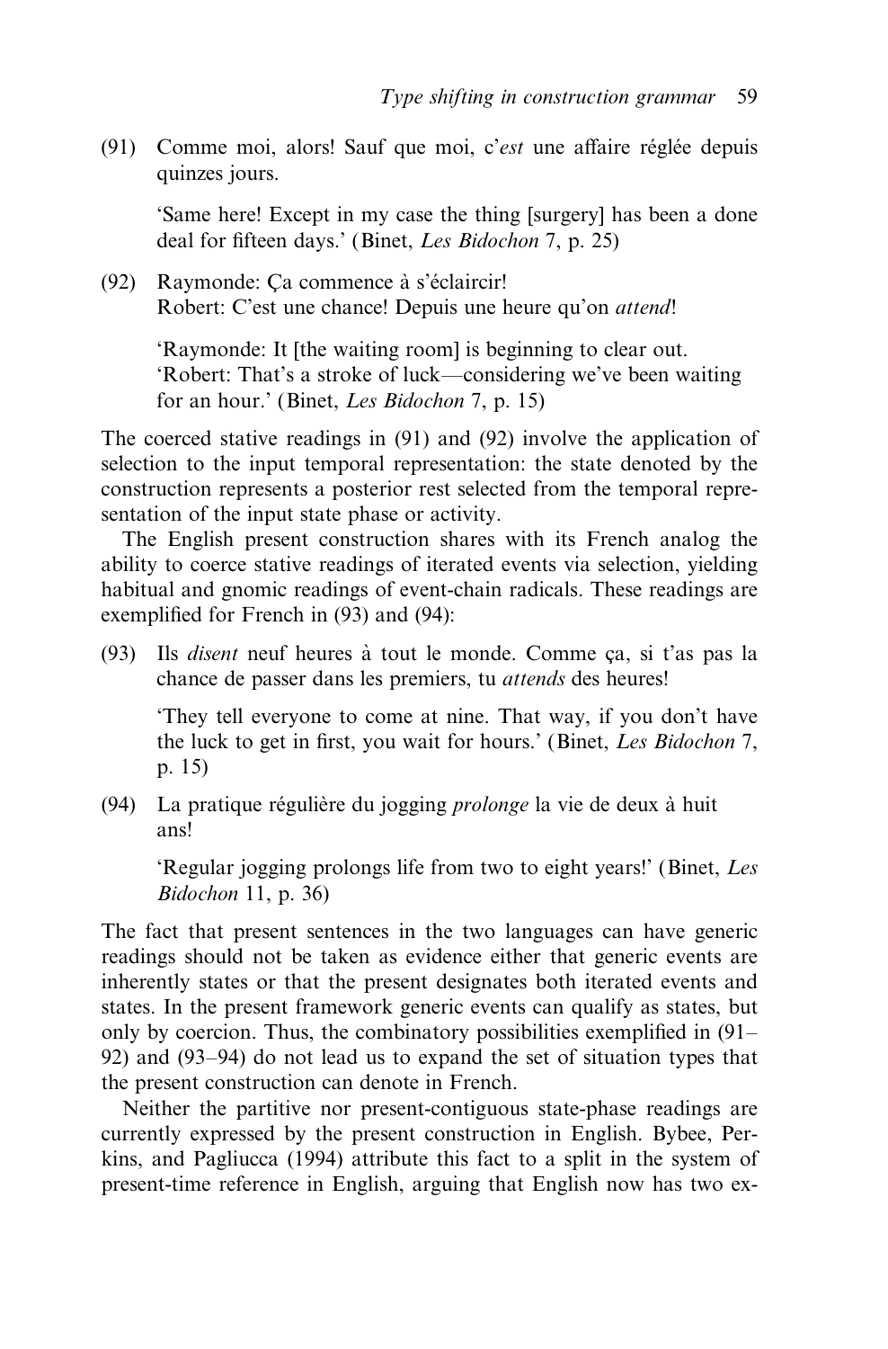(91) Comme moi, alors! Sauf que moi, c'*est* une affaire réglée depuis quinzes jours.

'Same here! Except in my case the thing [surgery] has been a done deal for fifteen days.' (Binet, *Les Bidochon* 7, p. 25)

(92) Raymonde: Ça commence à s'éclaircir!
Robert: C'est une chance! Depuis une heure qu'on *attend*!

'Raymonde: It [the waiting room] is beginning to clear out.
'Robert: That's a stroke of luck—considering we've been waiting for an hour.' (Binet, *Les Bidochon* 7, p. 15)

The coerced stative readings in (91) and (92) involve the application of selection to the input temporal representation: the state denoted by the construction represents a posterior rest selected from the temporal representation of the input state phase or activity.

The English present construction shares with its French analog the ability to coerce stative readings of iterated events via selection, yielding habitual and gnomic readings of event-chain radicals. These readings are exemplified for French in (93) and (94):

(93) Ils *disent* neuf heures à tout le monde. Comme ça, si t'as pas la chance de passer dans les premiers, tu *attends* des heures!

'They tell everyone to come at nine. That way, if you don't have the luck to get in first, you wait for hours.' (Binet, *Les Bidochon* 7, p. 15)

(94) La pratique régulière du jogging *prolonge* la vie de deux à huit ans!

'Regular jogging prolongs life from two to eight years!' (Binet, *Les Bidochon* 11, p. 36)

The fact that present sentences in the two languages can have generic readings should not be taken as evidence either that generic events are inherently states or that the present designates both iterated events and states. In the present framework generic events can qualify as states, but only by coercion. Thus, the combinatory possibilities exemplified in (91–92) and (93–94) do not lead us to expand the set of situation types that the present construction can denote in French.

Neither the partitive nor present-contiguous state-phase readings are currently expressed by the present construction in English. Bybee, Perkins, and Pagliucca (1994) attribute this fact to a split in the system of present-time reference in English, arguing that English now has two ex-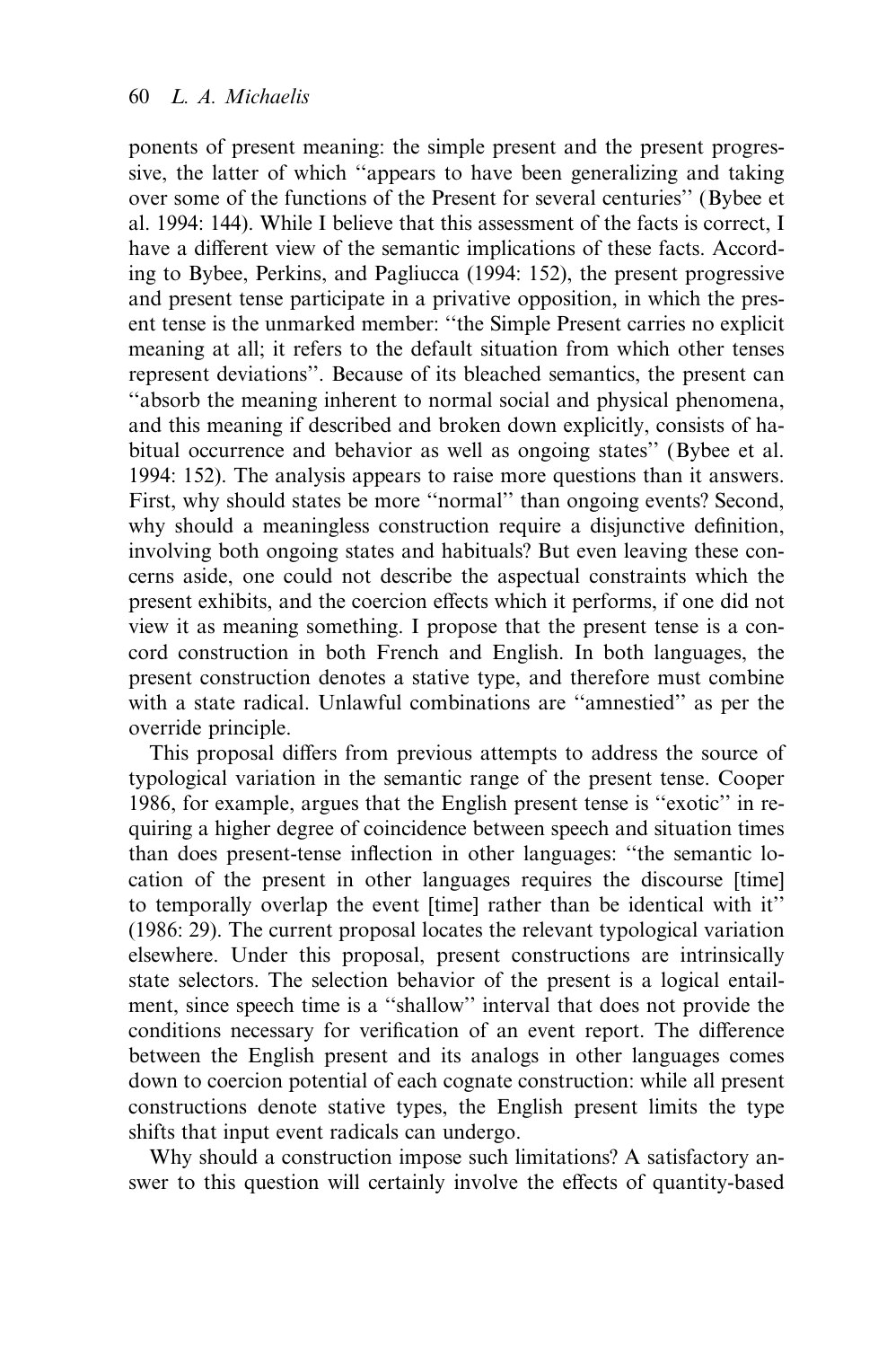ponents of present meaning: the simple present and the present progressive, the latter of which "appears to have been generalizing and taking over some of the functions of the Present for several centuries" (Bybee et al. 1994: 144). While I believe that this assessment of the facts is correct, I have a different view of the semantic implications of these facts. According to Bybee, Perkins, and Pagliucca (1994: 152), the present progressive and present tense participate in a privative opposition, in which the present tense is the unmarked member: "the Simple Present carries no explicit meaning at all; it refers to the default situation from which other tenses represent deviations". Because of its bleached semantics, the present can "absorb the meaning inherent to normal social and physical phenomena, and this meaning if described and broken down explicitly, consists of habitual occurrence and behavior as well as ongoing states" (Bybee et al. 1994: 152). The analysis appears to raise more questions than it answers. First, why should states be more "normal" than ongoing events? Second, why should a meaningless construction require a disjunctive definition, involving both ongoing states and habituals? But even leaving these concerns aside, one could not describe the aspectual constraints which the present exhibits, and the coercion effects which it performs, if one did not view it as meaning something. I propose that the present tense is a concord construction in both French and English. In both languages, the present construction denotes a stative type, and therefore must combine with a state radical. Unlawful combinations are "amnestied" as per the override principle.

This proposal differs from previous attempts to address the source of typological variation in the semantic range of the present tense. Cooper 1986, for example, argues that the English present tense is "exotic" in requiring a higher degree of coincidence between speech and situation times than does present-tense inflection in other languages: "the semantic location of the present in other languages requires the discourse [time] to temporally overlap the event [time] rather than be identical with it" (1986: 29). The current proposal locates the relevant typological variation elsewhere. Under this proposal, present constructions are intrinsically state selectors. The selection behavior of the present is a logical entailment, since speech time is a "shallow" interval that does not provide the conditions necessary for verification of an event report. The difference between the English present and its analogs in other languages comes down to coercion potential of each cognate construction: while all present constructions denote stative types, the English present limits the type shifts that input event radicals can undergo.

Why should a construction impose such limitations? A satisfactory answer to this question will certainly involve the effects of quantity-based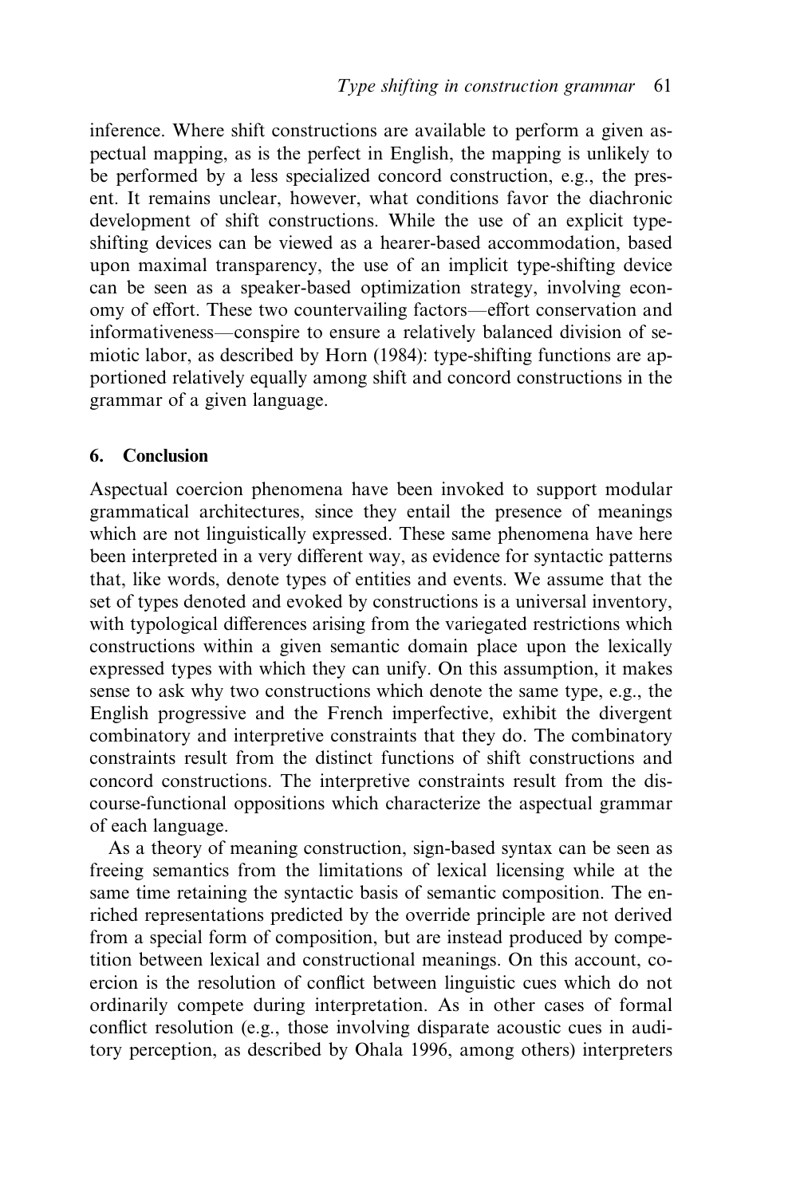inference. Where shift constructions are available to perform a given aspectual mapping, as is the perfect in English, the mapping is unlikely to be performed by a less specialized concord construction, e.g., the present. It remains unclear, however, what conditions favor the diachronic development of shift constructions. While the use of an explicit type-shifting devices can be viewed as a hearer-based accommodation, based upon maximal transparency, the use of an implicit type-shifting device can be seen as a speaker-based optimization strategy, involving economy of effort. These two countervailing factors—effort conservation and informativeness—conspire to ensure a relatively balanced division of semiotic labor, as described by Horn (1984): type-shifting functions are apportioned relatively equally among shift and concord constructions in the grammar of a given language.

## 6. Conclusion

Aspectual coercion phenomena have been invoked to support modular grammatical architectures, since they entail the presence of meanings which are not linguistically expressed. These same phenomena have here been interpreted in a very different way, as evidence for syntactic patterns that, like words, denote types of entities and events. We assume that the set of types denoted and evoked by constructions is a universal inventory, with typological differences arising from the variegated restrictions which constructions within a given semantic domain place upon the lexically expressed types with which they can unify. On this assumption, it makes sense to ask why two constructions which denote the same type, e.g., the English progressive and the French imperfective, exhibit the divergent combinatory and interpretive constraints that they do. The combinatory constraints result from the distinct functions of shift constructions and concord constructions. The interpretive constraints result from the discourse-functional oppositions which characterize the aspectual grammar of each language.

As a theory of meaning construction, sign-based syntax can be seen as freeing semantics from the limitations of lexical licensing while at the same time retaining the syntactic basis of semantic composition. The enriched representations predicted by the override principle are not derived from a special form of composition, but are instead produced by competition between lexical and constructional meanings. On this account, coercion is the resolution of conflict between linguistic cues which do not ordinarily compete during interpretation. As in other cases of formal conflict resolution (e.g., those involving disparate acoustic cues in auditory perception, as described by Ohala 1996, among others) interpreters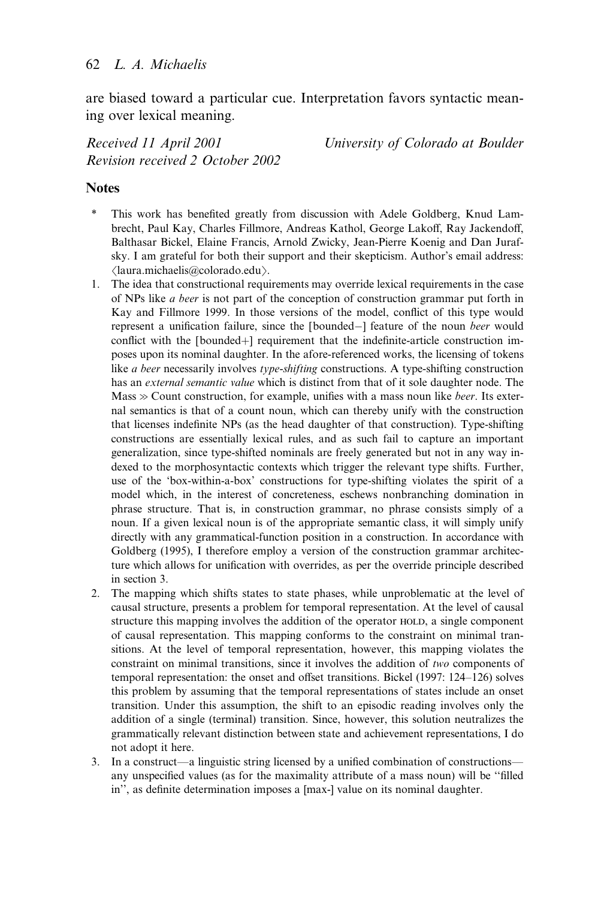are biased toward a particular cue. Interpretation favors syntactic meaning over lexical meaning.

*Received 11 April 2001* *University of Colorado at Boulder*
*Revision received 2 October 2002*

## Notes

\* This work has benefited greatly from discussion with Adele Goldberg, Knud Lambrecht, Paul Kay, Charles Fillmore, Andreas Kathol, George Lakoff, Ray Jackendoff, Balthasar Bickel, Elaine Francis, Arnold Zwicky, Jean-Pierre Koenig and Dan Jurafsky. I am grateful for both their support and their skepticism. Author's email address: ⟨laura.michaelis@colorado.edu⟩.

1. The idea that constructional requirements may override lexical requirements in the case of NPs like *a beer* is not part of the conception of construction grammar put forth in Kay and Fillmore 1999. In those versions of the model, conflict of this type would represent a unification failure, since the [bounded−] feature of the noun *beer* would conflict with the [bounded+] requirement that the indefinite-article construction imposes upon its nominal daughter. In the afore-referenced works, the licensing of tokens like *a beer* necessarily involves *type-shifting* constructions. A type-shifting construction has an *external semantic value* which is distinct from that of it sole daughter node. The Mass ≫ Count construction, for example, unifies with a mass noun like *beer*. Its external semantics is that of a count noun, which can thereby unify with the construction that licenses indefinite NPs (as the head daughter of that construction). Type-shifting constructions are essentially lexical rules, and as such fail to capture an important generalization, since type-shifted nominals are freely generated but not in any way indexed to the morphosyntactic contexts which trigger the relevant type shifts. Further, use of the 'box-within-a-box' constructions for type-shifting violates the spirit of a model which, in the interest of concreteness, eschews nonbranching domination in phrase structure. That is, in construction grammar, no phrase consists simply of a noun. If a given lexical noun is of the appropriate semantic class, it will simply unify directly with any grammatical-function position in a construction. In accordance with Goldberg (1995), I therefore employ a version of the construction grammar architecture which allows for unification with overrides, as per the override principle described in section 3.
2. The mapping which shifts states to state phases, while unproblematic at the level of causal structure, presents a problem for temporal representation. At the level of causal structure this mapping involves the addition of the operator HOLD, a single component of causal representation. This mapping conforms to the constraint on minimal transitions. At the level of temporal representation, however, this mapping violates the constraint on minimal transitions, since it involves the addition of *two* components of temporal representation: the onset and offset transitions. Bickel (1997: 124–126) solves this problem by assuming that the temporal representations of states include an onset transition. Under this assumption, the shift to an episodic reading involves only the addition of a single (terminal) transition. Since, however, this solution neutralizes the grammatically relevant distinction between state and achievement representations, I do not adopt it here.
3. In a construct—a linguistic string licensed by a unified combination of constructions—any unspecified values (as for the maximality attribute of a mass noun) will be "filled in", as definite determination imposes a [max-] value on its nominal daughter.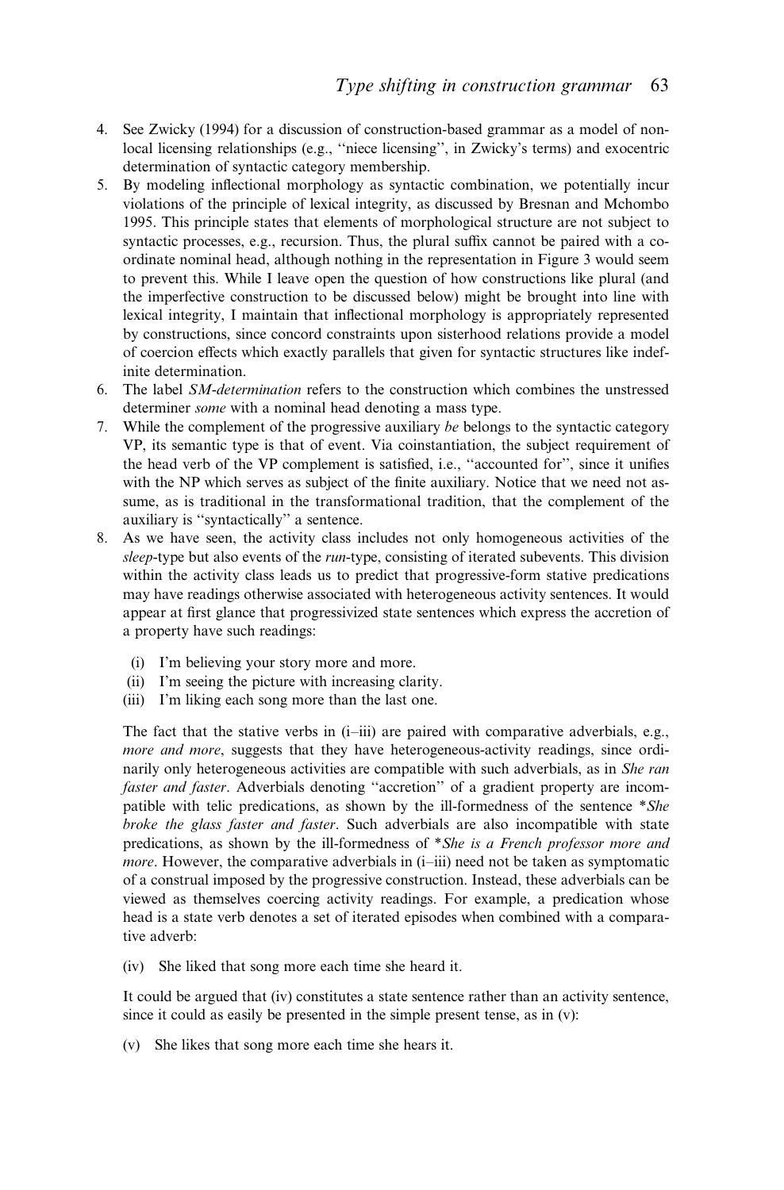4. See Zwicky (1994) for a discussion of construction-based grammar as a model of non-local licensing relationships (e.g., ''niece licensing'', in Zwicky's terms) and exocentric determination of syntactic category membership.
5. By modeling inflectional morphology as syntactic combination, we potentially incur violations of the principle of lexical integrity, as discussed by Bresnan and Mchombo 1995. This principle states that elements of morphological structure are not subject to syntactic processes, e.g., recursion. Thus, the plural suffix cannot be paired with a coordinate nominal head, although nothing in the representation in Figure 3 would seem to prevent this. While I leave open the question of how constructions like plural (and the imperfective construction to be discussed below) might be brought into line with lexical integrity, I maintain that inflectional morphology is appropriately represented by constructions, since concord constraints upon sisterhood relations provide a model of coercion effects which exactly parallels that given for syntactic structures like indefinite determination.
6. The label *SM-determination* refers to the construction which combines the unstressed determiner *some* with a nominal head denoting a mass type.
7. While the complement of the progressive auxiliary *be* belongs to the syntactic category VP, its semantic type is that of event. Via coinstantiation, the subject requirement of the head verb of the VP complement is satisfied, i.e., ''accounted for'', since it unifies with the NP which serves as subject of the finite auxiliary. Notice that we need not assume, as is traditional in the transformational tradition, that the complement of the auxiliary is ''syntactically'' a sentence.
8. As we have seen, the activity class includes not only homogeneous activities of the *sleep*-type but also events of the *run*-type, consisting of iterated subevents. This division within the activity class leads us to predict that progressive-form stative predications may have readings otherwise associated with heterogeneous activity sentences. It would appear at first glance that progressivized state sentences which express the accretion of a property have such readings:

   (i) I'm believing your story more and more.
   (ii) I'm seeing the picture with increasing clarity.
   (iii) I'm liking each song more than the last one.

   The fact that the stative verbs in (i–iii) are paired with comparative adverbials, e.g., *more and more*, suggests that they have heterogeneous-activity readings, since ordinarily only heterogeneous activities are compatible with such adverbials, as in *She ran faster and faster*. Adverbials denoting ''accretion'' of a gradient property are incompatible with telic predications, as shown by the ill-formedness of the sentence \**She broke the glass faster and faster*. Such adverbials are also incompatible with state predications, as shown by the ill-formedness of \**She is a French professor more and more*. However, the comparative adverbials in (i–iii) need not be taken as symptomatic of a construal imposed by the progressive construction. Instead, these adverbials can be viewed as themselves coercing activity readings. For example, a predication whose head is a state verb denotes a set of iterated episodes when combined with a comparative adverb:

   (iv) She liked that song more each time she heard it.

   It could be argued that (iv) constitutes a state sentence rather than an activity sentence, since it could as easily be presented in the simple present tense, as in (v):

   (v) She likes that song more each time she hears it.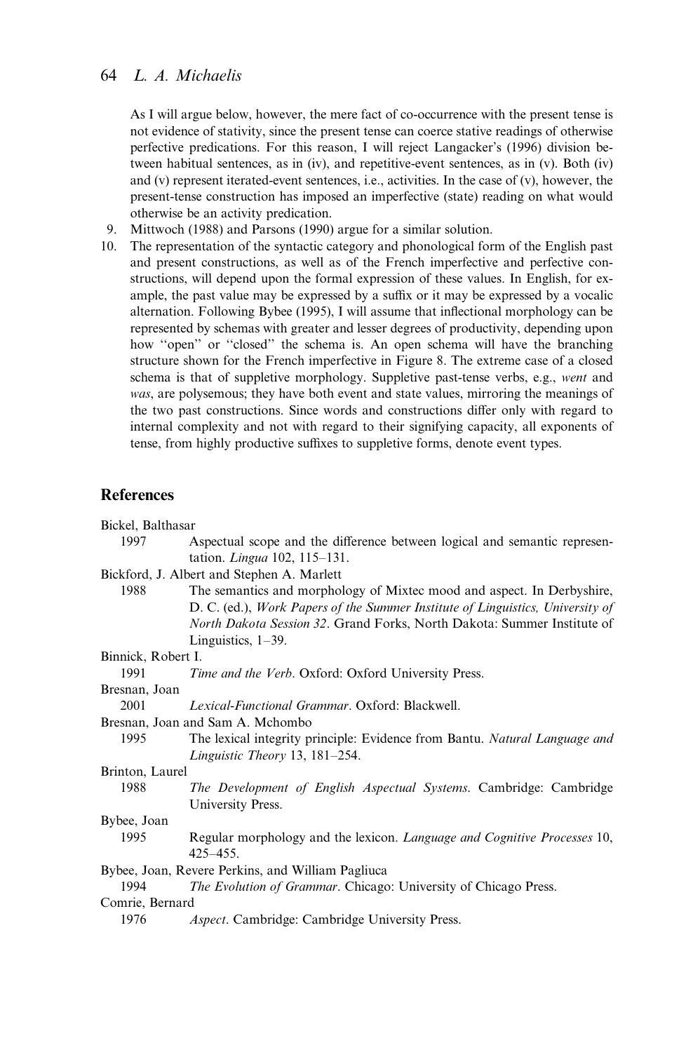As I will argue below, however, the mere fact of co-occurrence with the present tense is not evidence of stativity, since the present tense can coerce stative readings of otherwise perfective predications. For this reason, I will reject Langacker's (1996) division between habitual sentences, as in (iv), and repetitive-event sentences, as in (v). Both (iv) and (v) represent iterated-event sentences, i.e., activities. In the case of (v), however, the present-tense construction has imposed an imperfective (state) reading on what would otherwise be an activity predication.

9. Mittwoch (1988) and Parsons (1990) argue for a similar solution.
10. The representation of the syntactic category and phonological form of the English past and present constructions, as well as of the French imperfective and perfective constructions, will depend upon the formal expression of these values. In English, for example, the past value may be expressed by a suffix or it may be expressed by a vocalic alternation. Following Bybee (1995), I will assume that inflectional morphology can be represented by schemas with greater and lesser degrees of productivity, depending upon how "open" or "closed" the schema is. An open schema will have the branching structure shown for the French imperfective in Figure 8. The extreme case of a closed schema is that of suppletive morphology. Suppletive past-tense verbs, e.g., *went* and *was*, are polysemous; they have both event and state values, mirroring the meanings of the two past constructions. Since words and constructions differ only with regard to internal complexity and not with regard to their signifying capacity, all exponents of tense, from highly productive suffixes to suppletive forms, denote event types.

## References

Bickel, Balthasar
1997 Aspectual scope and the difference between logical and semantic representation. *Lingua* 102, 115–131.

Bickford, J. Albert and Stephen A. Marlett
1988 The semantics and morphology of Mixtec mood and aspect. In Derbyshire, D. C. (ed.), *Work Papers of the Summer Institute of Linguistics, University of North Dakota Session 32*. Grand Forks, North Dakota: Summer Institute of Linguistics, 1–39.

Binnick, Robert I.
1991 *Time and the Verb*. Oxford: Oxford University Press.

Bresnan, Joan
2001 *Lexical-Functional Grammar*. Oxford: Blackwell.

Bresnan, Joan and Sam A. Mchombo
1995 The lexical integrity principle: Evidence from Bantu. *Natural Language and Linguistic Theory* 13, 181–254.

Brinton, Laurel
1988 *The Development of English Aspectual Systems*. Cambridge: Cambridge University Press.

Bybee, Joan
1995 Regular morphology and the lexicon. *Language and Cognitive Processes* 10, 425–455.

Bybee, Joan, Revere Perkins, and William Pagliuca
1994 *The Evolution of Grammar*. Chicago: University of Chicago Press.

Comrie, Bernard
1976 *Aspect*. Cambridge: Cambridge University Press.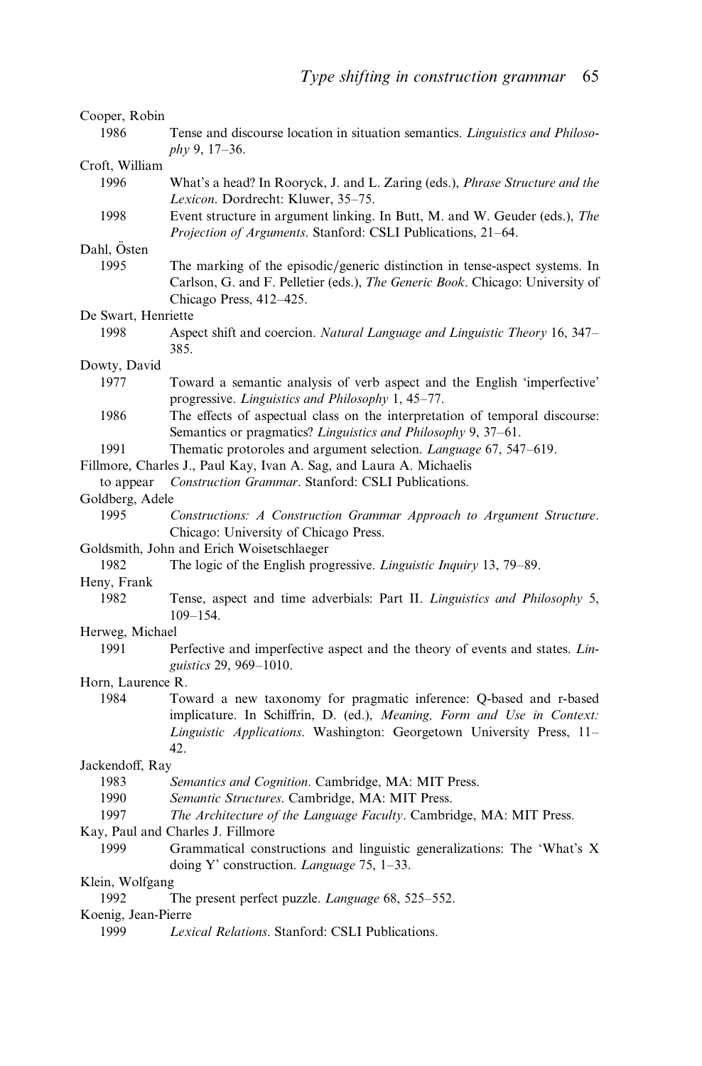Cooper, Robin

1986 Tense and discourse location in situation semantics. *Linguistics and Philosophy* 9, 17–36.

Croft, William

1996 What's a head? In Rooryck, J. and L. Zaring (eds.), *Phrase Structure and the Lexicon*. Dordrecht: Kluwer, 35–75.

1998 Event structure in argument linking. In Butt, M. and W. Geuder (eds.), *The Projection of Arguments*. Stanford: CSLI Publications, 21–64.

Dahl, Östen

1995 The marking of the episodic/generic distinction in tense-aspect systems. In Carlson, G. and F. Pelletier (eds.), *The Generic Book*. Chicago: University of Chicago Press, 412–425.

De Swart, Henriette

1998 Aspect shift and coercion. *Natural Language and Linguistic Theory* 16, 347–385.

Dowty, David

1977 Toward a semantic analysis of verb aspect and the English 'imperfective' progressive. *Linguistics and Philosophy* 1, 45–77.

1986 The effects of aspectual class on the interpretation of temporal discourse: Semantics or pragmatics? *Linguistics and Philosophy* 9, 37–61.

1991 Thematic protoroles and argument selection. *Language* 67, 547–619.

Fillmore, Charles J., Paul Kay, Ivan A. Sag, and Laura A. Michaelis

to appear *Construction Grammar*. Stanford: CSLI Publications.

Goldberg, Adele

1995 *Constructions: A Construction Grammar Approach to Argument Structure*. Chicago: University of Chicago Press.

Goldsmith, John and Erich Woisetschlaeger

1982 The logic of the English progressive. *Linguistic Inquiry* 13, 79–89.

Heny, Frank

1982 Tense, aspect and time adverbials: Part II. *Linguistics and Philosophy* 5, 109–154.

Herweg, Michael

1991 Perfective and imperfective aspect and the theory of events and states. *Linguistics* 29, 969–1010.

Horn, Laurence R.

1984 Toward a new taxonomy for pragmatic inference: Q-based and r-based implicature. In Schiffrin, D. (ed.), *Meaning, Form and Use in Context: Linguistic Applications*. Washington: Georgetown University Press, 11–42.

Jackendoff, Ray

1983 *Semantics and Cognition*. Cambridge, MA: MIT Press.

1990 *Semantic Structures*. Cambridge, MA: MIT Press.

1997 *The Architecture of the Language Faculty*. Cambridge, MA: MIT Press.

Kay, Paul and Charles J. Fillmore

1999 Grammatical constructions and linguistic generalizations: The 'What's X doing Y' construction. *Language* 75, 1–33.

Klein, Wolfgang

1992 The present perfect puzzle. *Language* 68, 525–552.

Koenig, Jean-Pierre

1999 *Lexical Relations*. Stanford: CSLI Publications.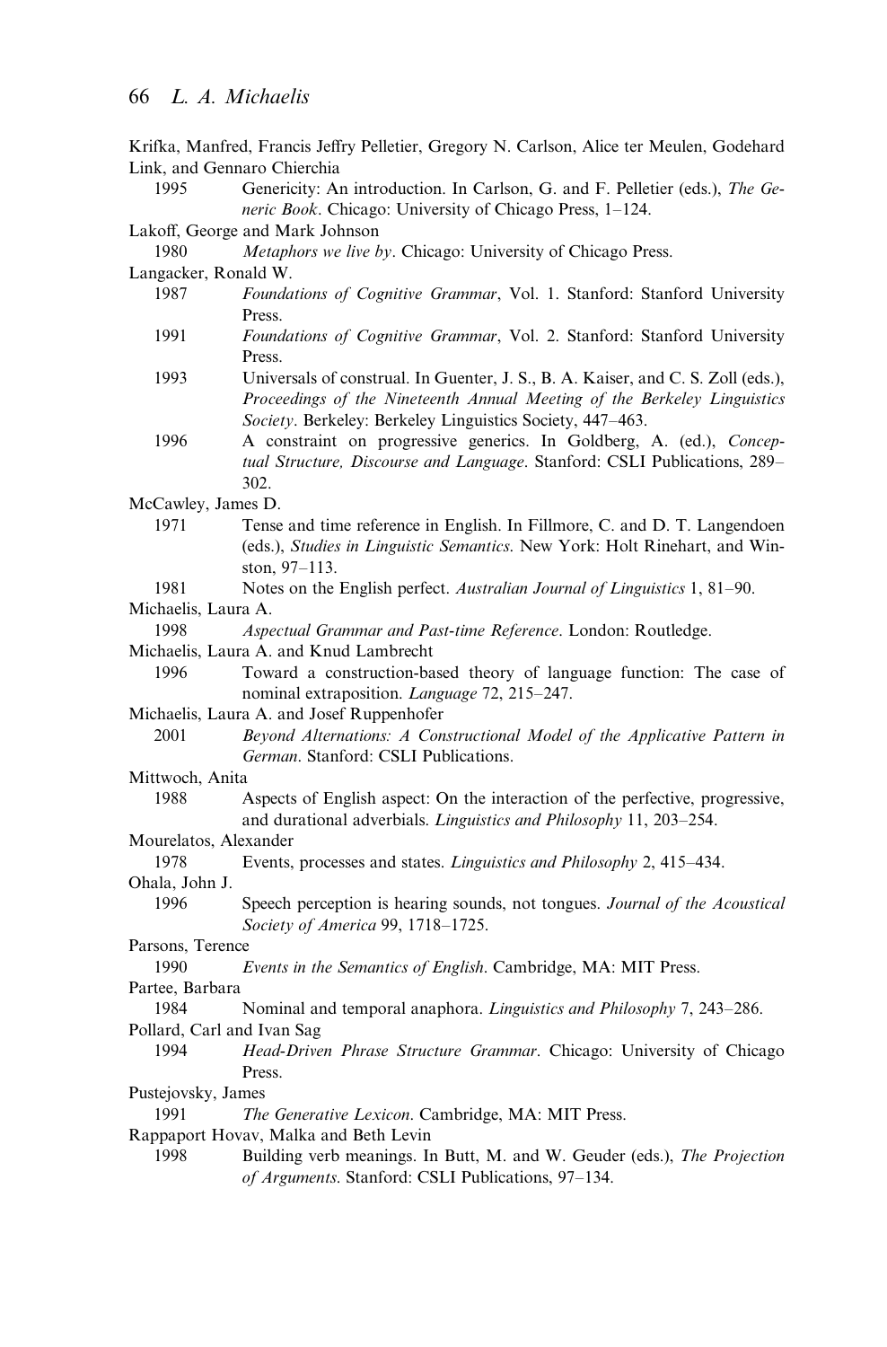Krifka, Manfred, Francis Jeffry Pelletier, Gregory N. Carlson, Alice ter Meulen, Godehard Link, and Gennaro Chierchia

1995 Genericity: An introduction. In Carlson, G. and F. Pelletier (eds.), *The Generic Book*. Chicago: University of Chicago Press, 1–124.

Lakoff, George and Mark Johnson

1980 *Metaphors we live by*. Chicago: University of Chicago Press.

Langacker, Ronald W.

1987 *Foundations of Cognitive Grammar*, Vol. 1. Stanford: Stanford University Press.

1991 *Foundations of Cognitive Grammar*, Vol. 2. Stanford: Stanford University Press.

1993 Universals of construal. In Guenter, J. S., B. A. Kaiser, and C. S. Zoll (eds.), *Proceedings of the Nineteenth Annual Meeting of the Berkeley Linguistics Society*. Berkeley: Berkeley Linguistics Society, 447–463.

1996 A constraint on progressive generics. In Goldberg, A. (ed.), *Conceptual Structure, Discourse and Language*. Stanford: CSLI Publications, 289–302.

McCawley, James D.

1971 Tense and time reference in English. In Fillmore, C. and D. T. Langendoen (eds.), *Studies in Linguistic Semantics*. New York: Holt Rinehart, and Winston, 97–113.

1981 Notes on the English perfect. *Australian Journal of Linguistics* 1, 81–90.

Michaelis, Laura A.

1998 *Aspectual Grammar and Past-time Reference*. London: Routledge.

Michaelis, Laura A. and Knud Lambrecht

1996 Toward a construction-based theory of language function: The case of nominal extraposition. *Language* 72, 215–247.

Michaelis, Laura A. and Josef Ruppenhofer

2001 *Beyond Alternations: A Constructional Model of the Applicative Pattern in German*. Stanford: CSLI Publications.

Mittwoch, Anita

1988 Aspects of English aspect: On the interaction of the perfective, progressive, and durational adverbials. *Linguistics and Philosophy* 11, 203–254.

Mourelatos, Alexander

1978 Events, processes and states. *Linguistics and Philosophy* 2, 415–434.

Ohala, John J.

1996 Speech perception is hearing sounds, not tongues. *Journal of the Acoustical Society of America* 99, 1718–1725.

Parsons, Terence

1990 *Events in the Semantics of English*. Cambridge, MA: MIT Press.

Partee, Barbara

1984 Nominal and temporal anaphora. *Linguistics and Philosophy* 7, 243–286.

Pollard, Carl and Ivan Sag

1994 *Head-Driven Phrase Structure Grammar*. Chicago: University of Chicago Press.

Pustejovsky, James

1991 *The Generative Lexicon*. Cambridge, MA: MIT Press.

Rappaport Hovav, Malka and Beth Levin

1998 Building verb meanings. In Butt, M. and W. Geuder (eds.), *The Projection of Arguments*. Stanford: CSLI Publications, 97–134.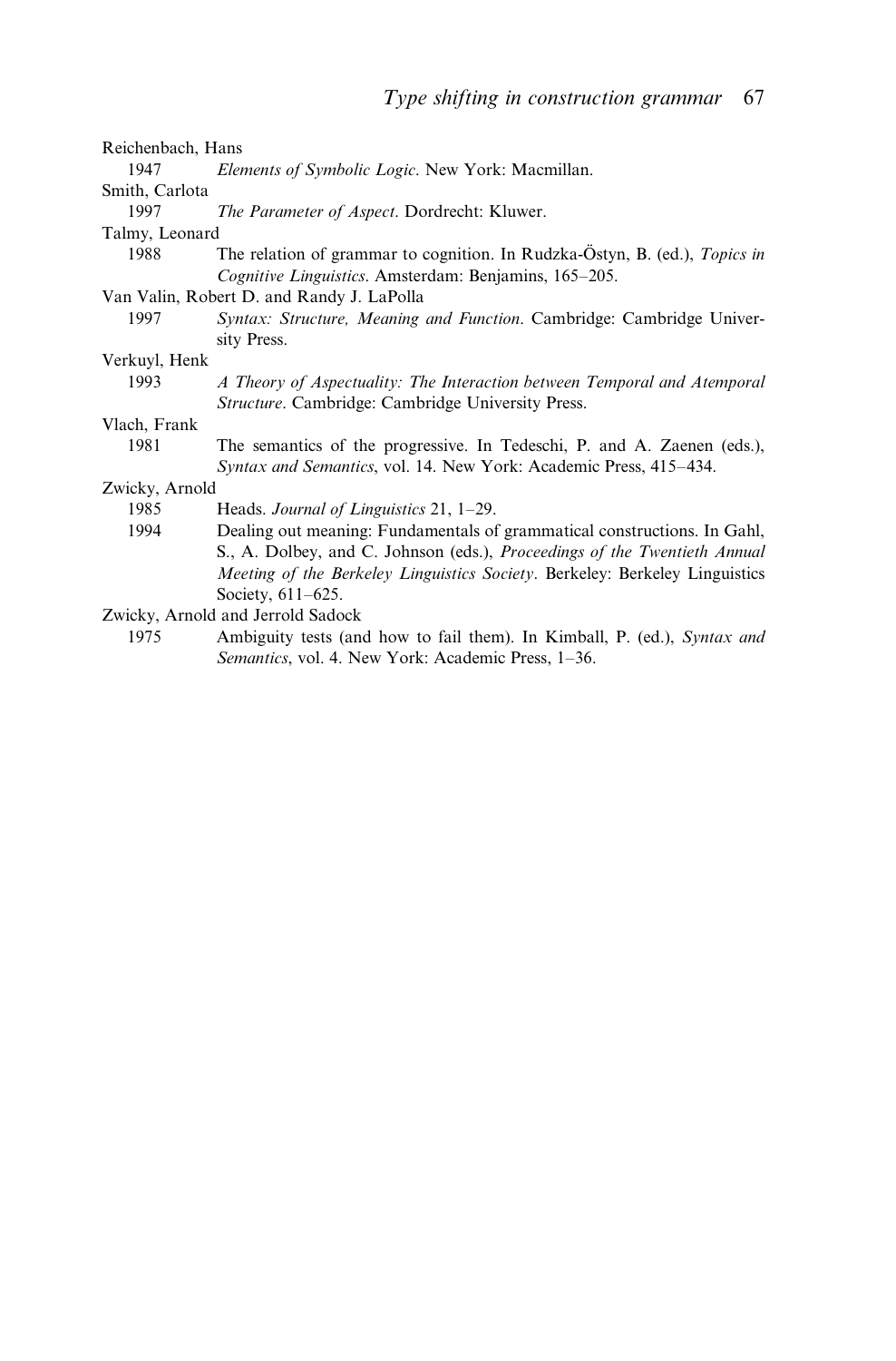Reichenbach, Hans

1947 *Elements of Symbolic Logic*. New York: Macmillan.

Smith, Carlota

1997 *The Parameter of Aspect*. Dordrecht: Kluwer.

Talmy, Leonard

1988 The relation of grammar to cognition. In Rudzka-Östyn, B. (ed.), *Topics in Cognitive Linguistics*. Amsterdam: Benjamins, 165–205.

Van Valin, Robert D. and Randy J. LaPolla

1997 *Syntax: Structure, Meaning and Function*. Cambridge: Cambridge University Press.

Verkuyl, Henk

1993 *A Theory of Aspectuality: The Interaction between Temporal and Atemporal Structure*. Cambridge: Cambridge University Press.

Vlach, Frank

1981 The semantics of the progressive. In Tedeschi, P. and A. Zaenen (eds.), *Syntax and Semantics*, vol. 14. New York: Academic Press, 415–434.

Zwicky, Arnold

1985 Heads. *Journal of Linguistics* 21, 1–29.

1994 Dealing out meaning: Fundamentals of grammatical constructions. In Gahl, S., A. Dolbey, and C. Johnson (eds.), *Proceedings of the Twentieth Annual Meeting of the Berkeley Linguistics Society*. Berkeley: Berkeley Linguistics Society, 611–625.

Zwicky, Arnold and Jerrold Sadock

1975 Ambiguity tests (and how to fail them). In Kimball, P. (ed.), *Syntax and Semantics*, vol. 4. New York: Academic Press, 1–36.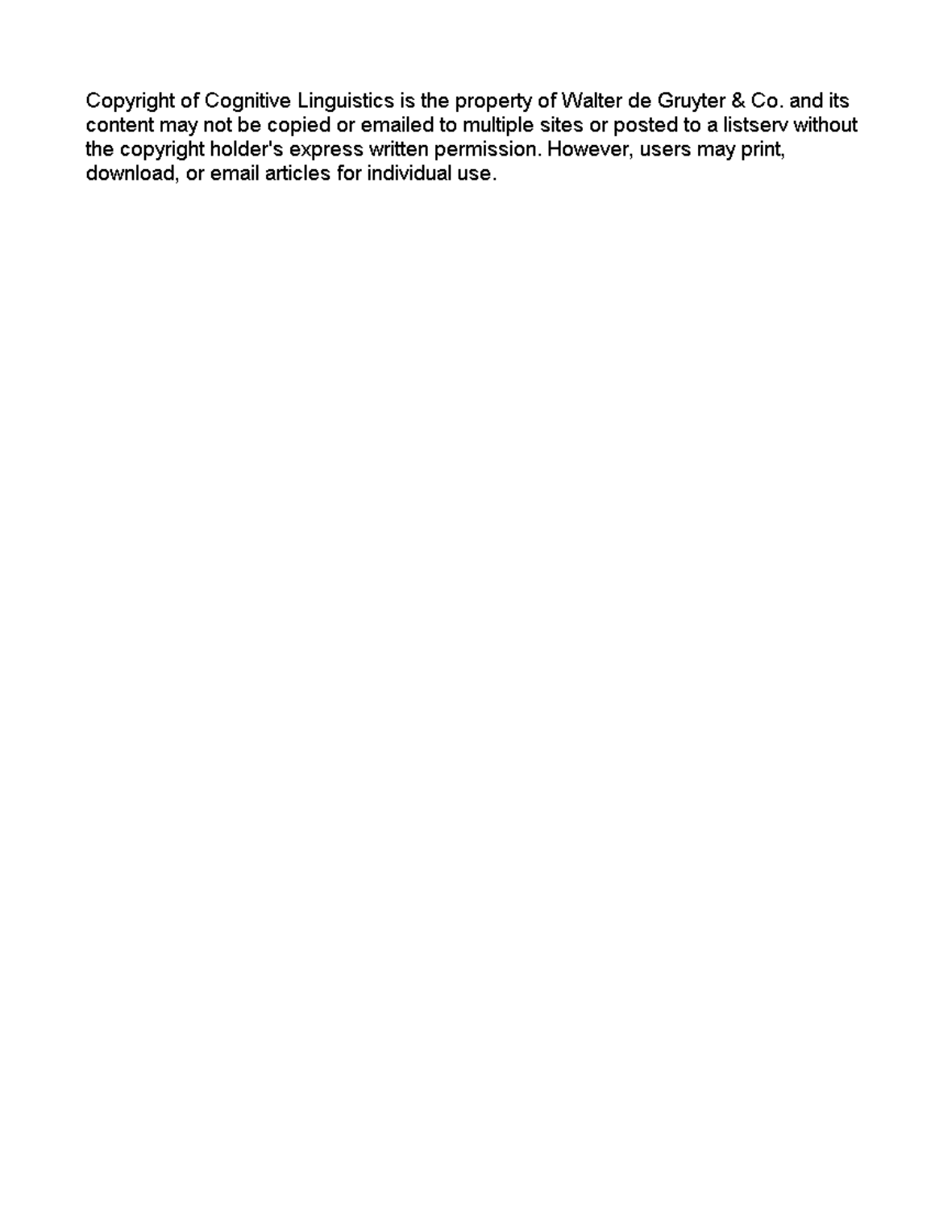Copyright of Cognitive Linguistics is the property of Walter de Gruyter & Co. and its content may not be copied or emailed to multiple sites or posted to a listserv without the copyright holder's express written permission. However, users may print, download, or email articles for individual use.